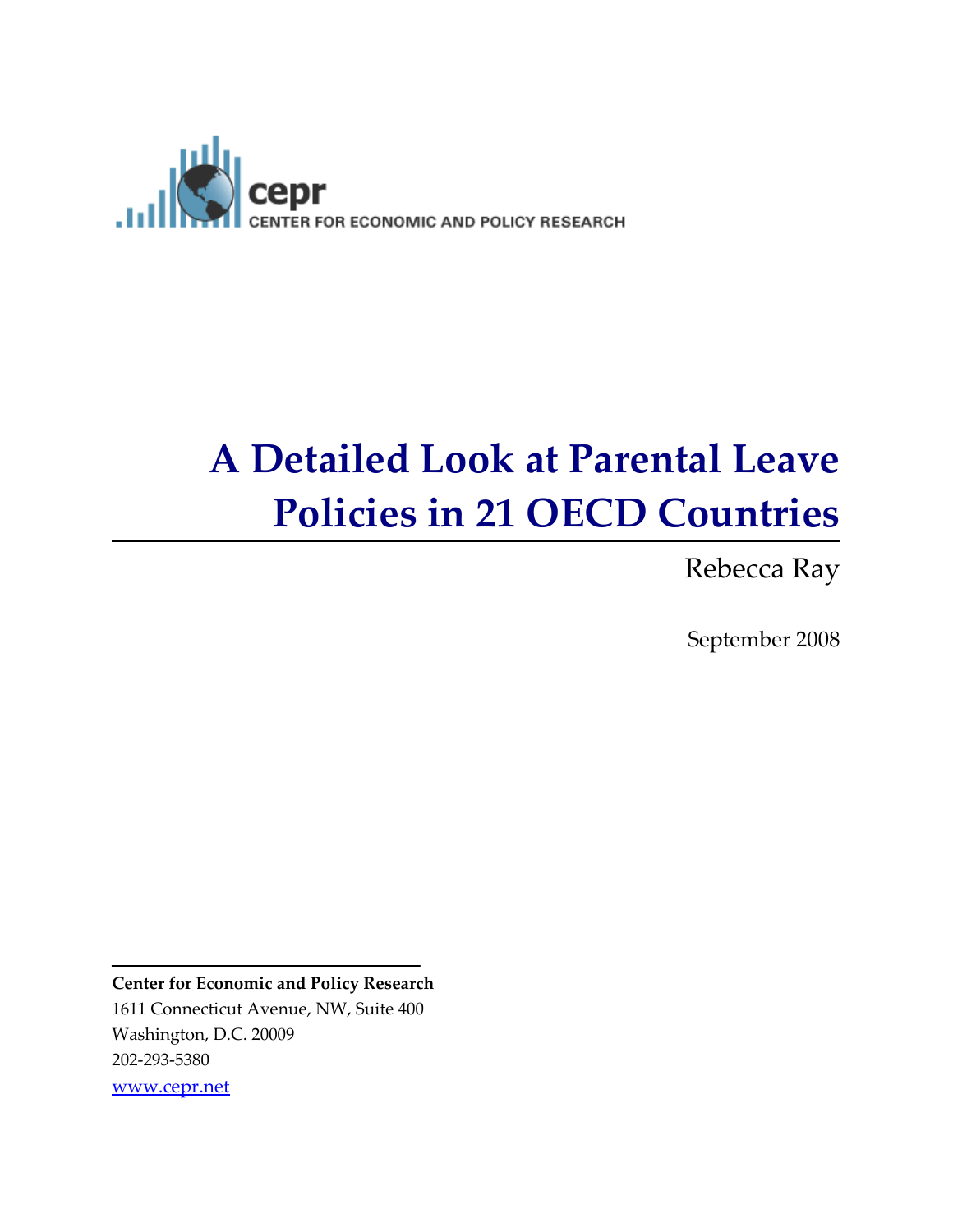cepr
CENTER FOR ECONOMIC AND POLICY RESEARCH

# A Detailed Look at Parental Leave Policies in 21 OECD Countries

Rebecca Ray

September 2008

**Center for Economic and Policy Research**
1611 Connecticut Avenue, NW, Suite 400
Washington, D.C. 20009
202-293-5380
www.cepr.net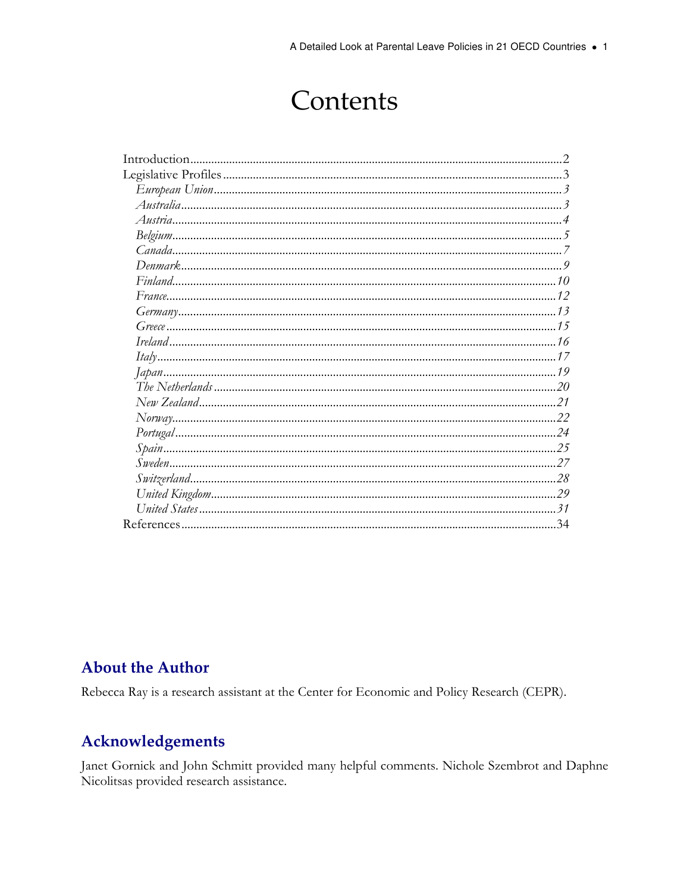# Contents

Introduction....................................................................................................................2
Legislative Profiles ........................................................................................................3
*European Union*..........................................................................................................*3*
*Australia*......................................................................................................................*3*
*Austria*.........................................................................................................................*4*
*Belgium*........................................................................................................................*5*
*Canada*........................................................................................................................*7*
*Denmark*.....................................................................................................................*9*
*Finland*.......................................................................................................................*10*
*France*........................................................................................................................*12*
*Germany*....................................................................................................................*13*
*Greece* .......................................................................................................................*15*
*Ireland* .......................................................................................................................*16*
*Italy*............................................................................................................................*17*
*Japan*..........................................................................................................................*19*
*The Netherlands* .........................................................................................................*20*
*New Zealand*..............................................................................................................*21*
*Norway*.......................................................................................................................*22*
*Portugal*......................................................................................................................*24*
*Spain*..........................................................................................................................*25*
*Sweden*.......................................................................................................................*27*
*Switzerland*.................................................................................................................*28*
*United Kingdom*..........................................................................................................*29*
*United States*..............................................................................................................*31*
References...................................................................................................................34

## About the Author

Rebecca Ray is a research assistant at the Center for Economic and Policy Research (CEPR).

## Acknowledgements

Janet Gornick and John Schmitt provided many helpful comments. Nichole Szembrot and Daphne Nicolitsas provided research assistance.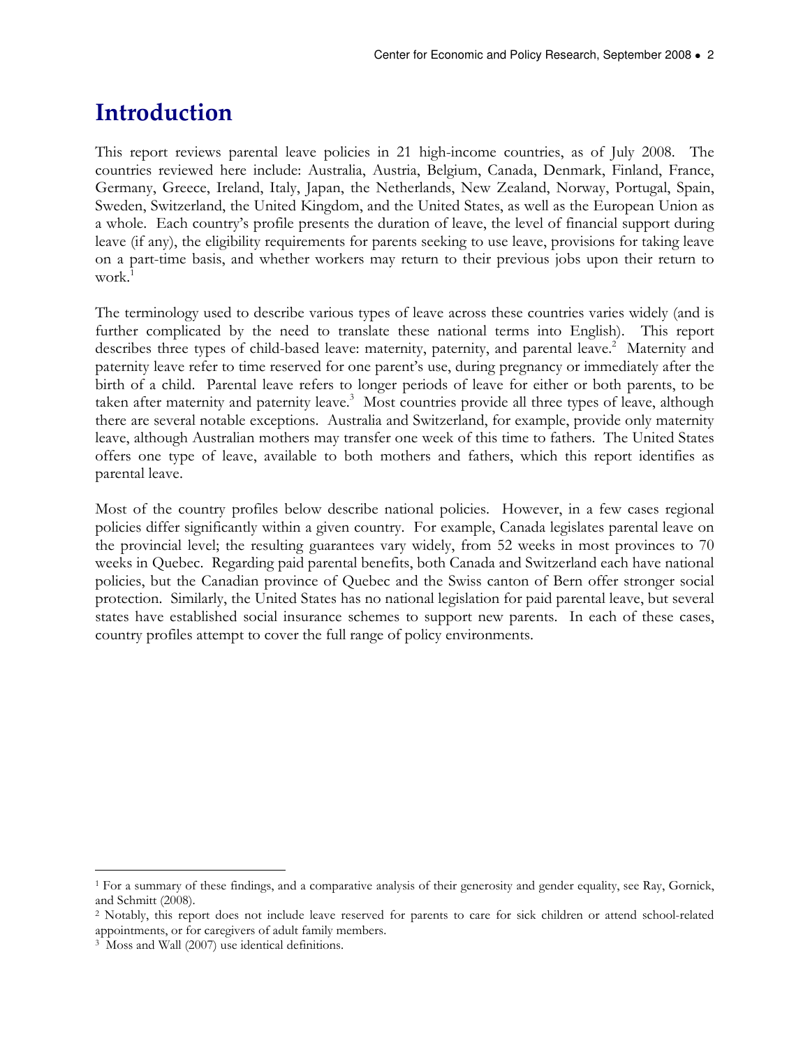# Introduction

This report reviews parental leave policies in 21 high-income countries, as of July 2008. The countries reviewed here include: Australia, Austria, Belgium, Canada, Denmark, Finland, France, Germany, Greece, Ireland, Italy, Japan, the Netherlands, New Zealand, Norway, Portugal, Spain, Sweden, Switzerland, the United Kingdom, and the United States, as well as the European Union as a whole. Each country's profile presents the duration of leave, the level of financial support during leave (if any), the eligibility requirements for parents seeking to use leave, provisions for taking leave on a part-time basis, and whether workers may return to their previous jobs upon their return to work.[1]

The terminology used to describe various types of leave across these countries varies widely (and is further complicated by the need to translate these national terms into English). This report describes three types of child-based leave: maternity, paternity, and parental leave.[2] Maternity and paternity leave refer to time reserved for one parent's use, during pregnancy or immediately after the birth of a child. Parental leave refers to longer periods of leave for either or both parents, to be taken after maternity and paternity leave.[3] Most countries provide all three types of leave, although there are several notable exceptions. Australia and Switzerland, for example, provide only maternity leave, although Australian mothers may transfer one week of this time to fathers. The United States offers one type of leave, available to both mothers and fathers, which this report identifies as parental leave.

Most of the country profiles below describe national policies. However, in a few cases regional policies differ significantly within a given country. For example, Canada legislates parental leave on the provincial level; the resulting guarantees vary widely, from 52 weeks in most provinces to 70 weeks in Quebec. Regarding paid parental benefits, both Canada and Switzerland each have national policies, but the Canadian province of Quebec and the Swiss canton of Bern offer stronger social protection. Similarly, the United States has no national legislation for paid parental leave, but several states have established social insurance schemes to support new parents. In each of these cases, country profiles attempt to cover the full range of policy environments.

---

[1] For a summary of these findings, and a comparative analysis of their generosity and gender equality, see Ray, Gornick, and Schmitt (2008).

[2] Notably, this report does not include leave reserved for parents to care for sick children or attend school-related appointments, or for caregivers of adult family members.

[3] Moss and Wall (2007) use identical definitions.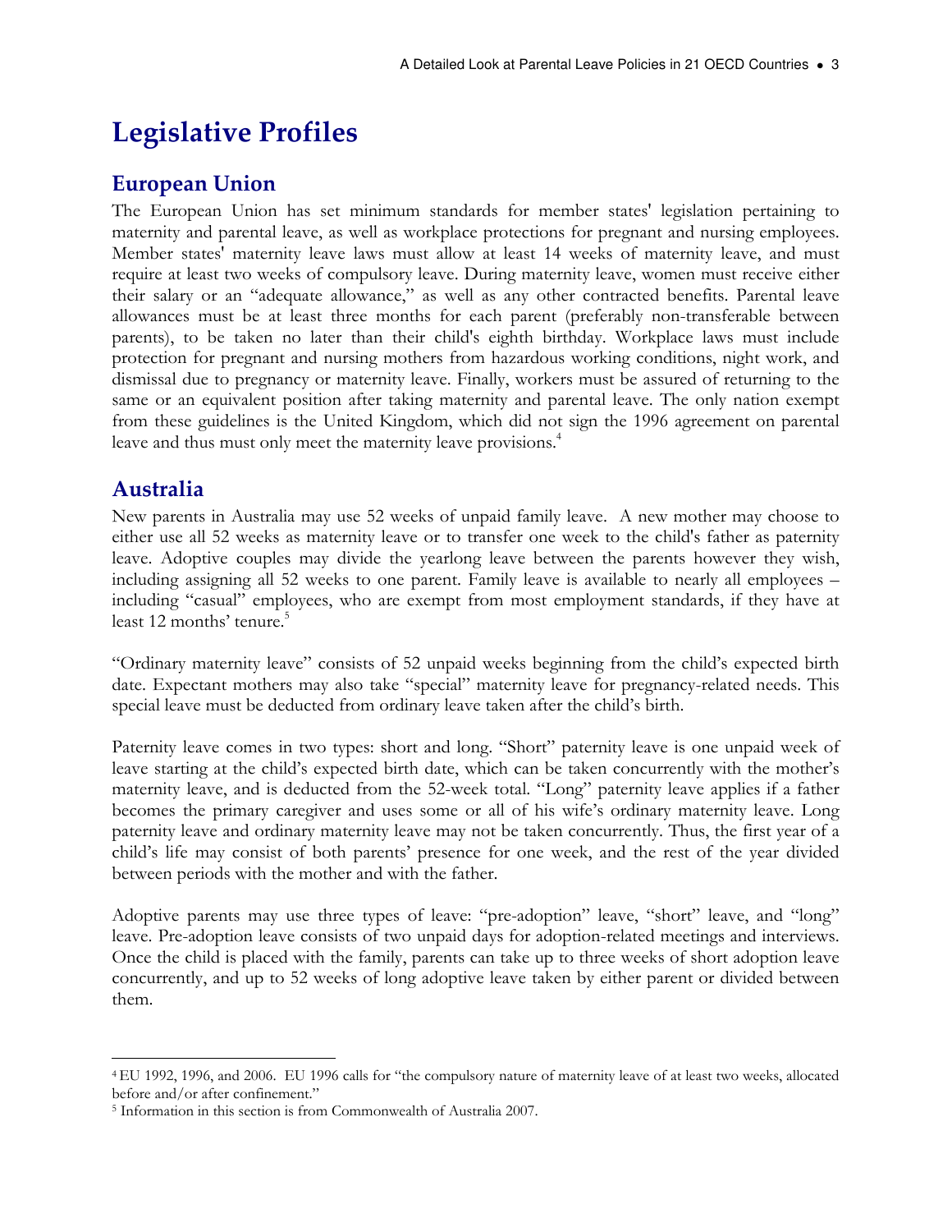# Legislative Profiles

## European Union

The European Union has set minimum standards for member states' legislation pertaining to maternity and parental leave, as well as workplace protections for pregnant and nursing employees. Member states' maternity leave laws must allow at least 14 weeks of maternity leave, and must require at least two weeks of compulsory leave. During maternity leave, women must receive either their salary or an "adequate allowance," as well as any other contracted benefits. Parental leave allowances must be at least three months for each parent (preferably non-transferable between parents), to be taken no later than their child's eighth birthday. Workplace laws must include protection for pregnant and nursing mothers from hazardous working conditions, night work, and dismissal due to pregnancy or maternity leave. Finally, workers must be assured of returning to the same or an equivalent position after taking maternity and parental leave. The only nation exempt from these guidelines is the United Kingdom, which did not sign the 1996 agreement on parental leave and thus must only meet the maternity leave provisions.[4]

## Australia

New parents in Australia may use 52 weeks of unpaid family leave. A new mother may choose to either use all 52 weeks as maternity leave or to transfer one week to the child's father as paternity leave. Adoptive couples may divide the yearlong leave between the parents however they wish, including assigning all 52 weeks to one parent. Family leave is available to nearly all employees – including "casual" employees, who are exempt from most employment standards, if they have at least 12 months' tenure.[5]

"Ordinary maternity leave" consists of 52 unpaid weeks beginning from the child's expected birth date. Expectant mothers may also take "special" maternity leave for pregnancy-related needs. This special leave must be deducted from ordinary leave taken after the child's birth.

Paternity leave comes in two types: short and long. "Short" paternity leave is one unpaid week of leave starting at the child's expected birth date, which can be taken concurrently with the mother's maternity leave, and is deducted from the 52-week total. "Long" paternity leave applies if a father becomes the primary caregiver and uses some or all of his wife's ordinary maternity leave. Long paternity leave and ordinary maternity leave may not be taken concurrently. Thus, the first year of a child's life may consist of both parents' presence for one week, and the rest of the year divided between periods with the mother and with the father.

Adoptive parents may use three types of leave: "pre-adoption" leave, "short" leave, and "long" leave. Pre-adoption leave consists of two unpaid days for adoption-related meetings and interviews. Once the child is placed with the family, parents can take up to three weeks of short adoption leave concurrently, and up to 52 weeks of long adoptive leave taken by either parent or divided between them.

---

[4] EU 1992, 1996, and 2006. EU 1996 calls for "the compulsory nature of maternity leave of at least two weeks, allocated before and/or after confinement."

[5] Information in this section is from Commonwealth of Australia 2007.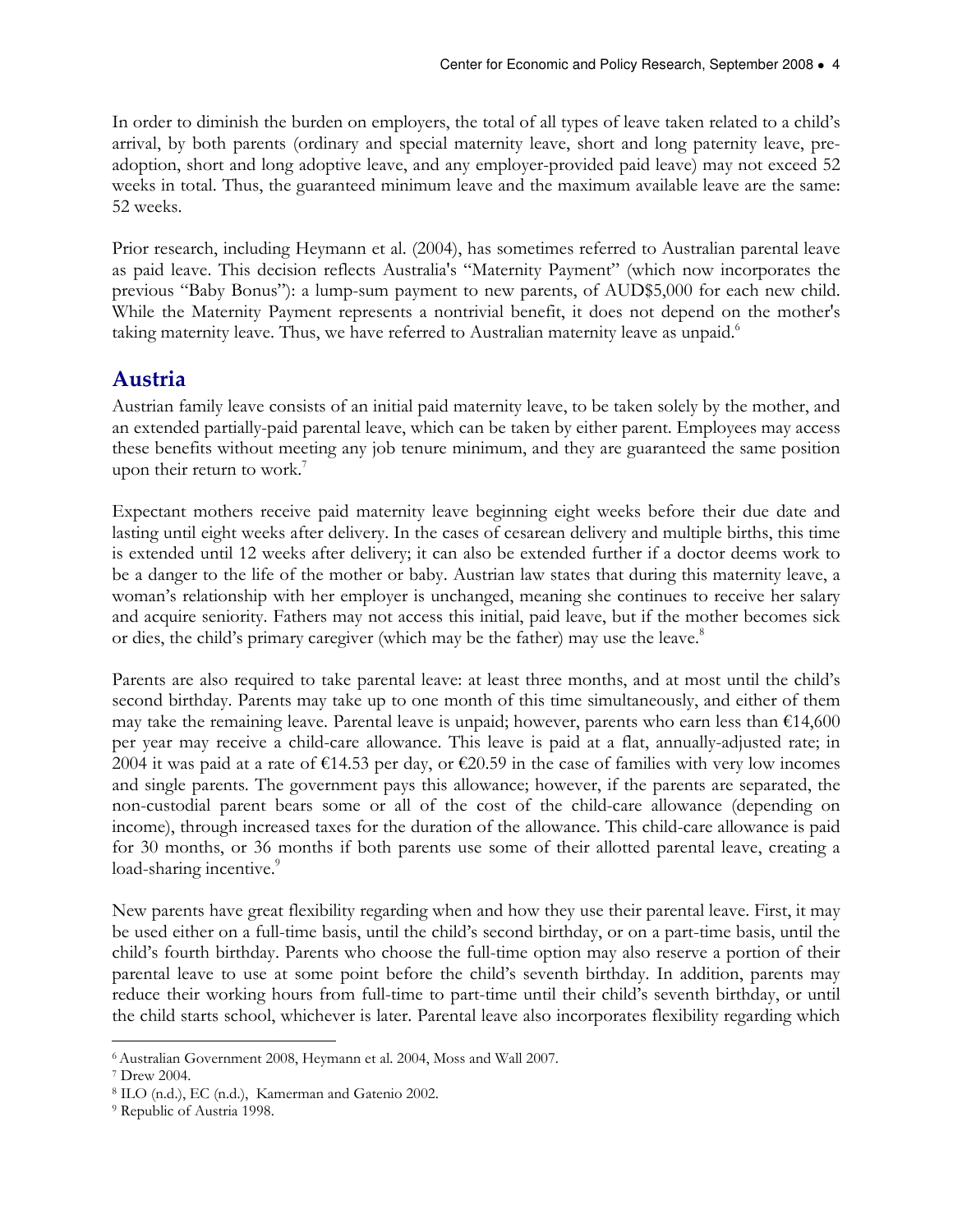In order to diminish the burden on employers, the total of all types of leave taken related to a child's arrival, by both parents (ordinary and special maternity leave, short and long paternity leave, pre-adoption, short and long adoptive leave, and any employer-provided paid leave) may not exceed 52 weeks in total. Thus, the guaranteed minimum leave and the maximum available leave are the same: 52 weeks.

Prior research, including Heymann et al. (2004), has sometimes referred to Australian parental leave as paid leave. This decision reflects Australia's "Maternity Payment" (which now incorporates the previous "Baby Bonus"): a lump-sum payment to new parents, of AUD$5,000 for each new child. While the Maternity Payment represents a nontrivial benefit, it does not depend on the mother's taking maternity leave. Thus, we have referred to Australian maternity leave as unpaid.[6]

## Austria

Austrian family leave consists of an initial paid maternity leave, to be taken solely by the mother, and an extended partially-paid parental leave, which can be taken by either parent. Employees may access these benefits without meeting any job tenure minimum, and they are guaranteed the same position upon their return to work.[7]

Expectant mothers receive paid maternity leave beginning eight weeks before their due date and lasting until eight weeks after delivery. In the cases of cesarean delivery and multiple births, this time is extended until 12 weeks after delivery; it can also be extended further if a doctor deems work to be a danger to the life of the mother or baby. Austrian law states that during this maternity leave, a woman's relationship with her employer is unchanged, meaning she continues to receive her salary and acquire seniority. Fathers may not access this initial, paid leave, but if the mother becomes sick or dies, the child's primary caregiver (which may be the father) may use the leave.[8]

Parents are also required to take parental leave: at least three months, and at most until the child's second birthday. Parents may take up to one month of this time simultaneously, and either of them may take the remaining leave. Parental leave is unpaid; however, parents who earn less than €14,600 per year may receive a child-care allowance. This leave is paid at a flat, annually-adjusted rate; in 2004 it was paid at a rate of €14.53 per day, or €20.59 in the case of families with very low incomes and single parents. The government pays this allowance; however, if the parents are separated, the non-custodial parent bears some or all of the cost of the child-care allowance (depending on income), through increased taxes for the duration of the allowance. This child-care allowance is paid for 30 months, or 36 months if both parents use some of their allotted parental leave, creating a load-sharing incentive.[9]

New parents have great flexibility regarding when and how they use their parental leave. First, it may be used either on a full-time basis, until the child's second birthday, or on a part-time basis, until the child's fourth birthday. Parents who choose the full-time option may also reserve a portion of their parental leave to use at some point before the child's seventh birthday. In addition, parents may reduce their working hours from full-time to part-time until their child's seventh birthday, or until the child starts school, whichever is later. Parental leave also incorporates flexibility regarding which

---

[6] Australian Government 2008, Heymann et al. 2004, Moss and Wall 2007.

[7] Drew 2004.

[8] ILO (n.d.), EC (n.d.), Kamerman and Gatenio 2002.

[9] Republic of Austria 1998.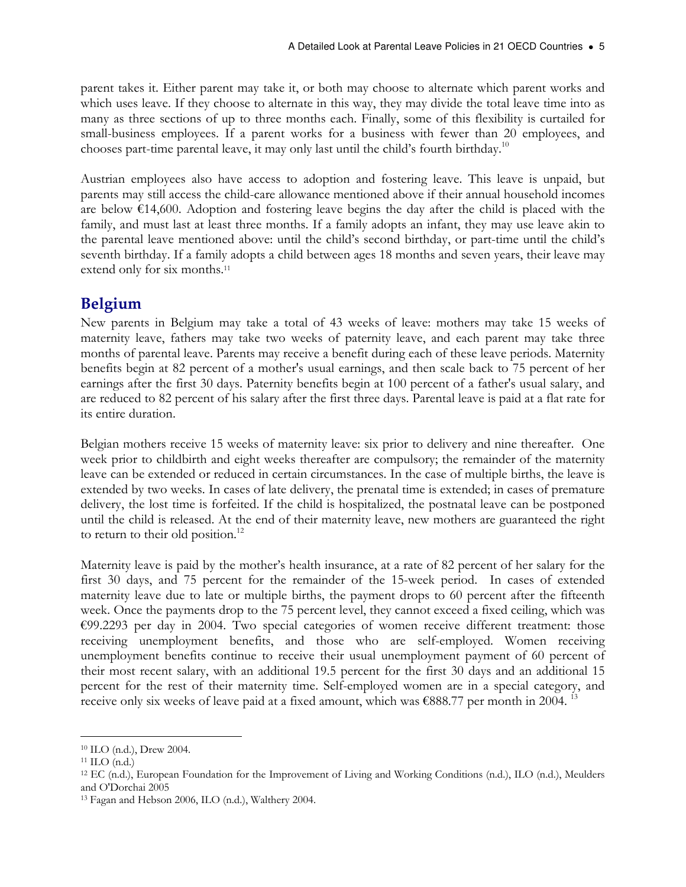parent takes it. Either parent may take it, or both may choose to alternate which parent works and which uses leave. If they choose to alternate in this way, they may divide the total leave time into as many as three sections of up to three months each. Finally, some of this flexibility is curtailed for small-business employees. If a parent works for a business with fewer than 20 employees, and chooses part-time parental leave, it may only last until the child's fourth birthday.[10]

Austrian employees also have access to adoption and fostering leave. This leave is unpaid, but parents may still access the child-care allowance mentioned above if their annual household incomes are below €14,600. Adoption and fostering leave begins the day after the child is placed with the family, and must last at least three months. If a family adopts an infant, they may use leave akin to the parental leave mentioned above: until the child's second birthday, or part-time until the child's seventh birthday. If a family adopts a child between ages 18 months and seven years, their leave may extend only for six months.[11]

## Belgium

New parents in Belgium may take a total of 43 weeks of leave: mothers may take 15 weeks of maternity leave, fathers may take two weeks of paternity leave, and each parent may take three months of parental leave. Parents may receive a benefit during each of these leave periods. Maternity benefits begin at 82 percent of a mother's usual earnings, and then scale back to 75 percent of her earnings after the first 30 days. Paternity benefits begin at 100 percent of a father's usual salary, and are reduced to 82 percent of his salary after the first three days. Parental leave is paid at a flat rate for its entire duration.

Belgian mothers receive 15 weeks of maternity leave: six prior to delivery and nine thereafter. One week prior to childbirth and eight weeks thereafter are compulsory; the remainder of the maternity leave can be extended or reduced in certain circumstances. In the case of multiple births, the leave is extended by two weeks. In cases of late delivery, the prenatal time is extended; in cases of premature delivery, the lost time is forfeited. If the child is hospitalized, the postnatal leave can be postponed until the child is released. At the end of their maternity leave, new mothers are guaranteed the right to return to their old position.[12]

Maternity leave is paid by the mother's health insurance, at a rate of 82 percent of her salary for the first 30 days, and 75 percent for the remainder of the 15-week period. In cases of extended maternity leave due to late or multiple births, the payment drops to 60 percent after the fifteenth week. Once the payments drop to the 75 percent level, they cannot exceed a fixed ceiling, which was €99.2293 per day in 2004. Two special categories of women receive different treatment: those receiving unemployment benefits, and those who are self-employed. Women receiving unemployment benefits continue to receive their usual unemployment payment of 60 percent of their most recent salary, with an additional 19.5 percent for the first 30 days and an additional 15 percent for the rest of their maternity time. Self-employed women are in a special category, and receive only six weeks of leave paid at a fixed amount, which was €888.77 per month in 2004.[13]

---

[10] ILO (n.d.), Drew 2004.

[11] ILO (n.d.)

[12] EC (n.d.), European Foundation for the Improvement of Living and Working Conditions (n.d.), ILO (n.d.), Meulders and O'Dorchai 2005

[13] Fagan and Hebson 2006, ILO (n.d.), Walthery 2004.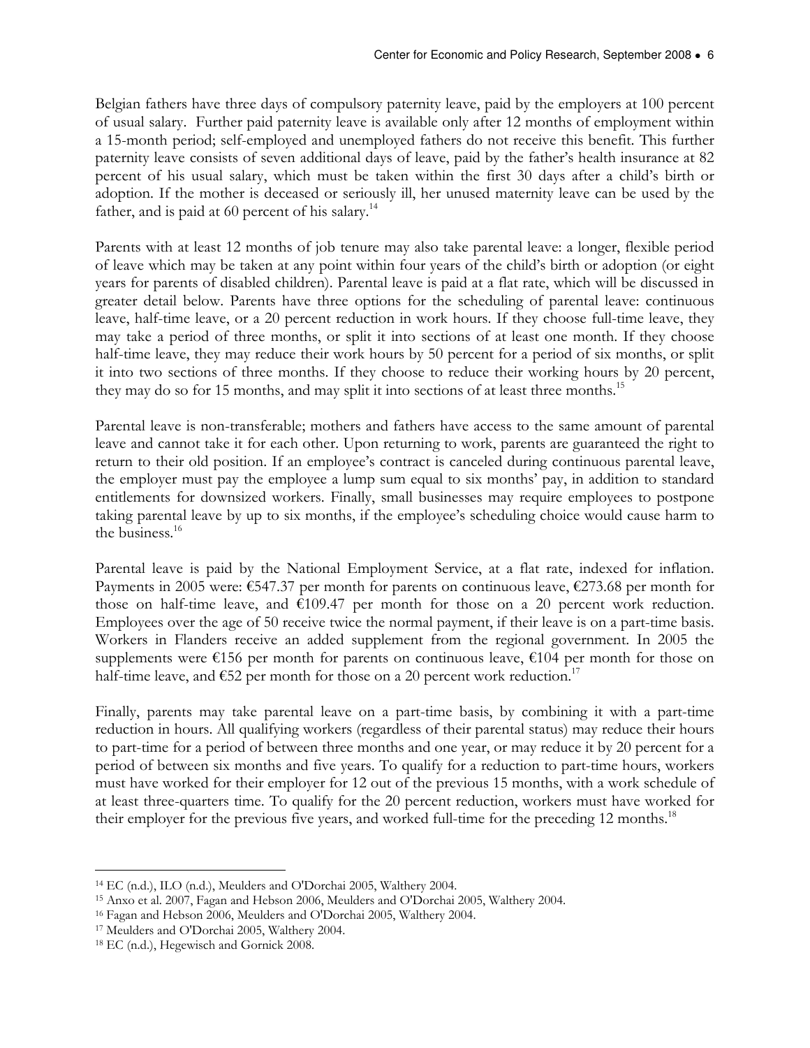Belgian fathers have three days of compulsory paternity leave, paid by the employers at 100 percent of usual salary. Further paid paternity leave is available only after 12 months of employment within a 15-month period; self-employed and unemployed fathers do not receive this benefit. This further paternity leave consists of seven additional days of leave, paid by the father's health insurance at 82 percent of his usual salary, which must be taken within the first 30 days after a child's birth or adoption. If the mother is deceased or seriously ill, her unused maternity leave can be used by the father, and is paid at 60 percent of his salary.[14]

Parents with at least 12 months of job tenure may also take parental leave: a longer, flexible period of leave which may be taken at any point within four years of the child's birth or adoption (or eight years for parents of disabled children). Parental leave is paid at a flat rate, which will be discussed in greater detail below. Parents have three options for the scheduling of parental leave: continuous leave, half-time leave, or a 20 percent reduction in work hours. If they choose full-time leave, they may take a period of three months, or split it into sections of at least one month. If they choose half-time leave, they may reduce their work hours by 50 percent for a period of six months, or split it into two sections of three months. If they choose to reduce their working hours by 20 percent, they may do so for 15 months, and may split it into sections of at least three months.[15]

Parental leave is non-transferable; mothers and fathers have access to the same amount of parental leave and cannot take it for each other. Upon returning to work, parents are guaranteed the right to return to their old position. If an employee's contract is canceled during continuous parental leave, the employer must pay the employee a lump sum equal to six months' pay, in addition to standard entitlements for downsized workers. Finally, small businesses may require employees to postpone taking parental leave by up to six months, if the employee's scheduling choice would cause harm to the business.[16]

Parental leave is paid by the National Employment Service, at a flat rate, indexed for inflation. Payments in 2005 were: €547.37 per month for parents on continuous leave, €273.68 per month for those on half-time leave, and €109.47 per month for those on a 20 percent work reduction. Employees over the age of 50 receive twice the normal payment, if their leave is on a part-time basis. Workers in Flanders receive an added supplement from the regional government. In 2005 the supplements were €156 per month for parents on continuous leave, €104 per month for those on half-time leave, and €52 per month for those on a 20 percent work reduction.[17]

Finally, parents may take parental leave on a part-time basis, by combining it with a part-time reduction in hours. All qualifying workers (regardless of their parental status) may reduce their hours to part-time for a period of between three months and one year, or may reduce it by 20 percent for a period of between six months and five years. To qualify for a reduction to part-time hours, workers must have worked for their employer for 12 out of the previous 15 months, with a work schedule of at least three-quarters time. To qualify for the 20 percent reduction, workers must have worked for their employer for the previous five years, and worked full-time for the preceding 12 months.[18]

---

[14] EC (n.d.), ILO (n.d.), Meulders and O'Dorchai 2005, Walthery 2004.

[15] Anxo et al. 2007, Fagan and Hebson 2006, Meulders and O'Dorchai 2005, Walthery 2004.

[16] Fagan and Hebson 2006, Meulders and O'Dorchai 2005, Walthery 2004.

[17] Meulders and O'Dorchai 2005, Walthery 2004.

[18] EC (n.d.), Hegewisch and Gornick 2008.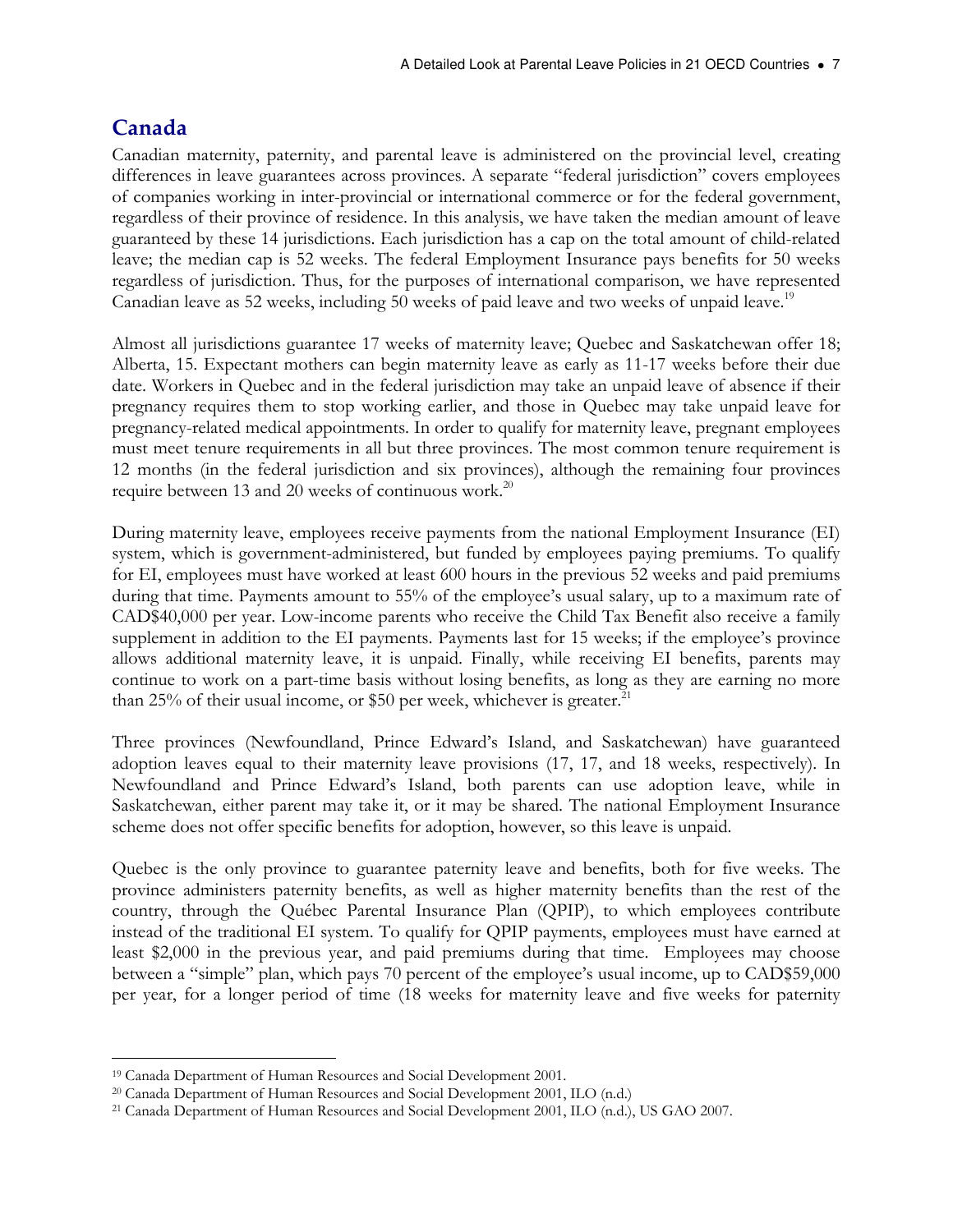## Canada

Canadian maternity, paternity, and parental leave is administered on the provincial level, creating differences in leave guarantees across provinces. A separate "federal jurisdiction" covers employees of companies working in inter-provincial or international commerce or for the federal government, regardless of their province of residence. In this analysis, we have taken the median amount of leave guaranteed by these 14 jurisdictions. Each jurisdiction has a cap on the total amount of child-related leave; the median cap is 52 weeks. The federal Employment Insurance pays benefits for 50 weeks regardless of jurisdiction. Thus, for the purposes of international comparison, we have represented Canadian leave as 52 weeks, including 50 weeks of paid leave and two weeks of unpaid leave.[19]

Almost all jurisdictions guarantee 17 weeks of maternity leave; Quebec and Saskatchewan offer 18; Alberta, 15. Expectant mothers can begin maternity leave as early as 11-17 weeks before their due date. Workers in Quebec and in the federal jurisdiction may take an unpaid leave of absence if their pregnancy requires them to stop working earlier, and those in Quebec may take unpaid leave for pregnancy-related medical appointments. In order to qualify for maternity leave, pregnant employees must meet tenure requirements in all but three provinces. The most common tenure requirement is 12 months (in the federal jurisdiction and six provinces), although the remaining four provinces require between 13 and 20 weeks of continuous work.[20]

During maternity leave, employees receive payments from the national Employment Insurance (EI) system, which is government-administered, but funded by employees paying premiums. To qualify for EI, employees must have worked at least 600 hours in the previous 52 weeks and paid premiums during that time. Payments amount to 55% of the employee's usual salary, up to a maximum rate of CAD$40,000 per year. Low-income parents who receive the Child Tax Benefit also receive a family supplement in addition to the EI payments. Payments last for 15 weeks; if the employee's province allows additional maternity leave, it is unpaid. Finally, while receiving EI benefits, parents may continue to work on a part-time basis without losing benefits, as long as they are earning no more than 25% of their usual income, or $50 per week, whichever is greater.[21]

Three provinces (Newfoundland, Prince Edward's Island, and Saskatchewan) have guaranteed adoption leaves equal to their maternity leave provisions (17, 17, and 18 weeks, respectively). In Newfoundland and Prince Edward's Island, both parents can use adoption leave, while in Saskatchewan, either parent may take it, or it may be shared. The national Employment Insurance scheme does not offer specific benefits for adoption, however, so this leave is unpaid.

Quebec is the only province to guarantee paternity leave and benefits, both for five weeks. The province administers paternity benefits, as well as higher maternity benefits than the rest of the country, through the Québec Parental Insurance Plan (QPIP), to which employees contribute instead of the traditional EI system. To qualify for QPIP payments, employees must have earned at least $2,000 in the previous year, and paid premiums during that time. Employees may choose between a "simple" plan, which pays 70 percent of the employee's usual income, up to CAD$59,000 per year, for a longer period of time (18 weeks for maternity leave and five weeks for paternity

---

[19] Canada Department of Human Resources and Social Development 2001.

[20] Canada Department of Human Resources and Social Development 2001, ILO (n.d.)

[21] Canada Department of Human Resources and Social Development 2001, ILO (n.d.), US GAO 2007.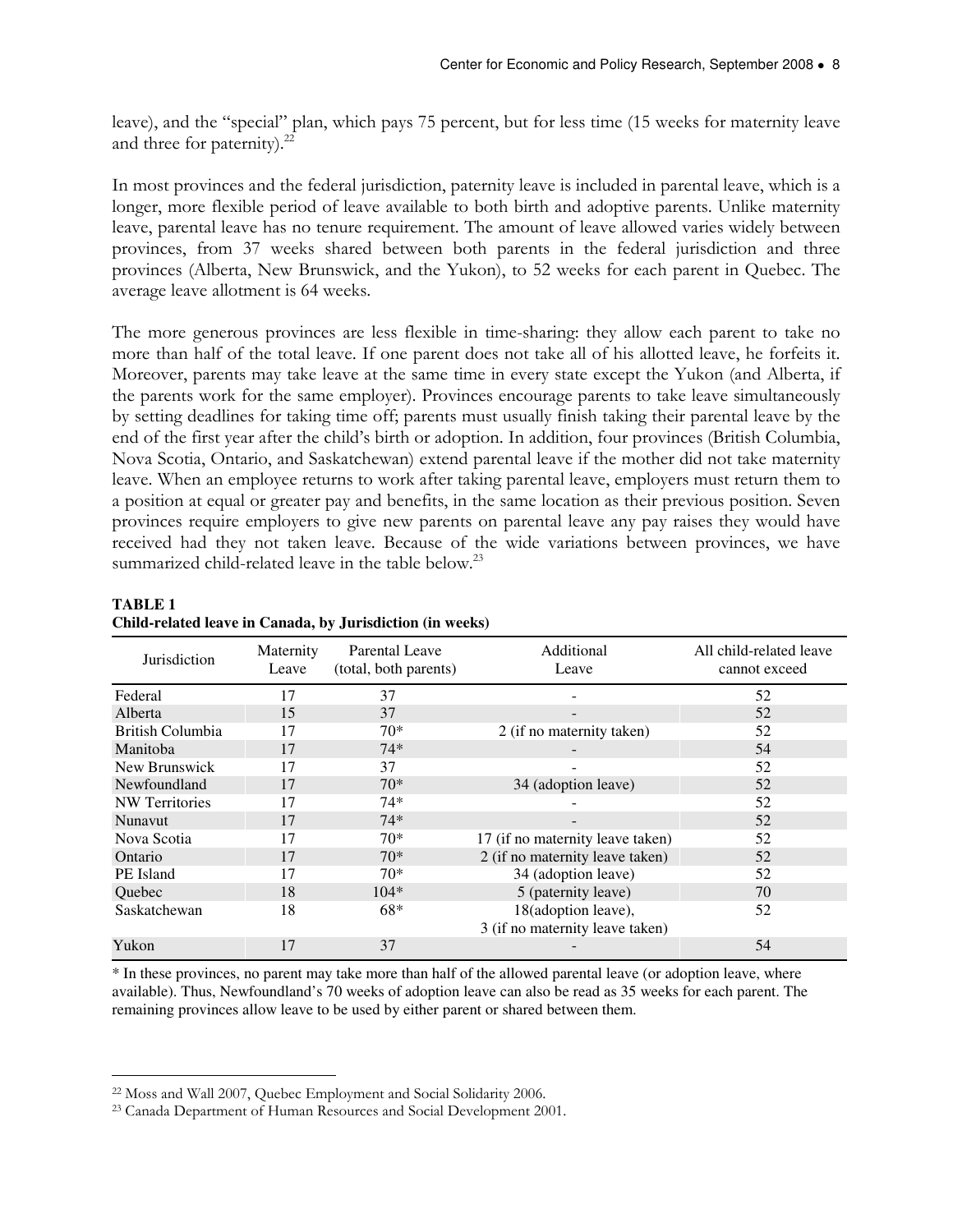leave), and the "special" plan, which pays 75 percent, but for less time (15 weeks for maternity leave and three for paternity).[22]

In most provinces and the federal jurisdiction, paternity leave is included in parental leave, which is a longer, more flexible period of leave available to both birth and adoptive parents. Unlike maternity leave, parental leave has no tenure requirement. The amount of leave allowed varies widely between provinces, from 37 weeks shared between both parents in the federal jurisdiction and three provinces (Alberta, New Brunswick, and the Yukon), to 52 weeks for each parent in Quebec. The average leave allotment is 64 weeks.

The more generous provinces are less flexible in time-sharing: they allow each parent to take no more than half of the total leave. If one parent does not take all of his allotted leave, he forfeits it. Moreover, parents may take leave at the same time in every state except the Yukon (and Alberta, if the parents work for the same employer). Provinces encourage parents to take leave simultaneously by setting deadlines for taking time off; parents must usually finish taking their parental leave by the end of the first year after the child's birth or adoption. In addition, four provinces (British Columbia, Nova Scotia, Ontario, and Saskatchewan) extend parental leave if the mother did not take maternity leave. When an employee returns to work after taking parental leave, employers must return them to a position at equal or greater pay and benefits, in the same location as their previous position. Seven provinces require employers to give new parents on parental leave any pay raises they would have received had they not taken leave. Because of the wide variations between provinces, we have summarized child-related leave in the table below.[23]

**TABLE 1**
**Child-related leave in Canada, by Jurisdiction (in weeks)**

| Jurisdiction | Maternity Leave | Parental Leave (total, both parents) | Additional Leave | All child-related leave cannot exceed |
|---|---|---|---|---|
| Federal | 17 | 37 | - | 52 |
| Alberta | 15 | 37 | - | 52 |
| British Columbia | 17 | 70* | 2 (if no maternity taken) | 52 |
| Manitoba | 17 | 74* | - | 54 |
| New Brunswick | 17 | 37 | - | 52 |
| Newfoundland | 17 | 70* | 34 (adoption leave) | 52 |
| NW Territories | 17 | 74* | - | 52 |
| Nunavut | 17 | 74* | - | 52 |
| Nova Scotia | 17 | 70* | 17 (if no maternity leave taken) | 52 |
| Ontario | 17 | 70* | 2 (if no maternity leave taken) | 52 |
| PE Island | 17 | 70* | 34 (adoption leave) | 52 |
| Quebec | 18 | 104* | 5 (paternity leave) | 70 |
| Saskatchewan | 18 | 68* | 18(adoption leave), 3 (if no maternity leave taken) | 52 |
| Yukon | 17 | 37 | - | 54 |

* In these provinces, no parent may take more than half of the allowed parental leave (or adoption leave, where available). Thus, Newfoundland's 70 weeks of adoption leave can also be read as 35 weeks for each parent. The remaining provinces allow leave to be used by either parent or shared between them.

---

[22] Moss and Wall 2007, Quebec Employment and Social Solidarity 2006.

[23] Canada Department of Human Resources and Social Development 2001.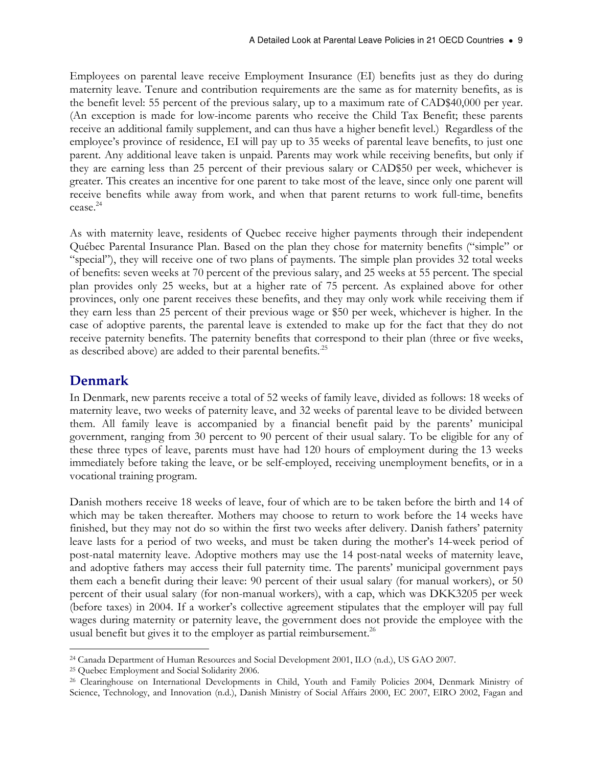Employees on parental leave receive Employment Insurance (EI) benefits just as they do during maternity leave. Tenure and contribution requirements are the same as for maternity benefits, as is the benefit level: 55 percent of the previous salary, up to a maximum rate of CAD$40,000 per year. (An exception is made for low-income parents who receive the Child Tax Benefit; these parents receive an additional family supplement, and can thus have a higher benefit level.) Regardless of the employee's province of residence, EI will pay up to 35 weeks of parental leave benefits, to just one parent. Any additional leave taken is unpaid. Parents may work while receiving benefits, but only if they are earning less than 25 percent of their previous salary or CAD$50 per week, whichever is greater. This creates an incentive for one parent to take most of the leave, since only one parent will receive benefits while away from work, and when that parent returns to work full-time, benefits cease.[24]

As with maternity leave, residents of Quebec receive higher payments through their independent Québec Parental Insurance Plan. Based on the plan they chose for maternity benefits ("simple" or "special"), they will receive one of two plans of payments. The simple plan provides 32 total weeks of benefits: seven weeks at 70 percent of the previous salary, and 25 weeks at 55 percent. The special plan provides only 25 weeks, but at a higher rate of 75 percent. As explained above for other provinces, only one parent receives these benefits, and they may only work while receiving them if they earn less than 25 percent of their previous wage or $50 per week, whichever is higher. In the case of adoptive parents, the parental leave is extended to make up for the fact that they do not receive paternity benefits. The paternity benefits that correspond to their plan (three or five weeks, as described above) are added to their parental benefits.[25]

## Denmark

In Denmark, new parents receive a total of 52 weeks of family leave, divided as follows: 18 weeks of maternity leave, two weeks of paternity leave, and 32 weeks of parental leave to be divided between them. All family leave is accompanied by a financial benefit paid by the parents' municipal government, ranging from 30 percent to 90 percent of their usual salary. To be eligible for any of these three types of leave, parents must have had 120 hours of employment during the 13 weeks immediately before taking the leave, or be self-employed, receiving unemployment benefits, or in a vocational training program.

Danish mothers receive 18 weeks of leave, four of which are to be taken before the birth and 14 of which may be taken thereafter. Mothers may choose to return to work before the 14 weeks have finished, but they may not do so within the first two weeks after delivery. Danish fathers' paternity leave lasts for a period of two weeks, and must be taken during the mother's 14-week period of post-natal maternity leave. Adoptive mothers may use the 14 post-natal weeks of maternity leave, and adoptive fathers may access their full paternity time. The parents' municipal government pays them each a benefit during their leave: 90 percent of their usual salary (for manual workers), or 50 percent of their usual salary (for non-manual workers), with a cap, which was DKK3205 per week (before taxes) in 2004. If a worker's collective agreement stipulates that the employer will pay full wages during maternity or paternity leave, the government does not provide the employee with the usual benefit but gives it to the employer as partial reimbursement.[26]

---

[24] Canada Department of Human Resources and Social Development 2001, ILO (n.d.), US GAO 2007.

[25] Quebec Employment and Social Solidarity 2006.

[26] Clearinghouse on International Developments in Child, Youth and Family Policies 2004, Denmark Ministry of Science, Technology, and Innovation (n.d.), Danish Ministry of Social Affairs 2000, EC 2007, EIRO 2002, Fagan and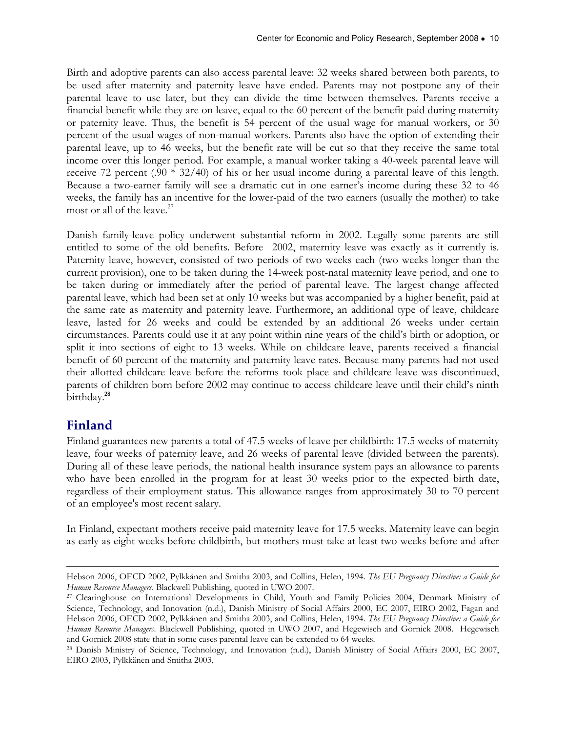Birth and adoptive parents can also access parental leave: 32 weeks shared between both parents, to be used after maternity and paternity leave have ended. Parents may not postpone any of their parental leave to use later, but they can divide the time between themselves. Parents receive a financial benefit while they are on leave, equal to the 60 percent of the benefit paid during maternity or paternity leave. Thus, the benefit is 54 percent of the usual wage for manual workers, or 30 percent of the usual wages of non-manual workers. Parents also have the option of extending their parental leave, up to 46 weeks, but the benefit rate will be cut so that they receive the same total income over this longer period. For example, a manual worker taking a 40-week parental leave will receive 72 percent (.90 * 32/40) of his or her usual income during a parental leave of this length. Because a two-earner family will see a dramatic cut in one earner's income during these 32 to 46 weeks, the family has an incentive for the lower-paid of the two earners (usually the mother) to take most or all of the leave.[27]

Danish family-leave policy underwent substantial reform in 2002. Legally some parents are still entitled to some of the old benefits. Before 2002, maternity leave was exactly as it currently is. Paternity leave, however, consisted of two periods of two weeks each (two weeks longer than the current provision), one to be taken during the 14-week post-natal maternity leave period, and one to be taken during or immediately after the period of parental leave. The largest change affected parental leave, which had been set at only 10 weeks but was accompanied by a higher benefit, paid at the same rate as maternity and paternity leave. Furthermore, an additional type of leave, childcare leave, lasted for 26 weeks and could be extended by an additional 26 weeks under certain circumstances. Parents could use it at any point within nine years of the child's birth or adoption, or split it into sections of eight to 13 weeks. While on childcare leave, parents received a financial benefit of 60 percent of the maternity and paternity leave rates. Because many parents had not used their allotted childcare leave before the reforms took place and childcare leave was discontinued, parents of children born before 2002 may continue to access childcare leave until their child's ninth birthday.[28]

## Finland

Finland guarantees new parents a total of 47.5 weeks of leave per childbirth: 17.5 weeks of maternity leave, four weeks of paternity leave, and 26 weeks of parental leave (divided between the parents). During all of these leave periods, the national health insurance system pays an allowance to parents who have been enrolled in the program for at least 30 weeks prior to the expected birth date, regardless of their employment status. This allowance ranges from approximately 30 to 70 percent of an employee's most recent salary.

In Finland, expectant mothers receive paid maternity leave for 17.5 weeks. Maternity leave can begin as early as eight weeks before childbirth, but mothers must take at least two weeks before and after

---

Hebson 2006, OECD 2002, Pylkkänen and Smitha 2003, and Collins, Helen, 1994. *The EU Pregnancy Directive: a Guide for Human Resource Managers*. Blackwell Publishing, quoted in UWO 2007.

[27] Clearinghouse on International Developments in Child, Youth and Family Policies 2004, Denmark Ministry of Science, Technology, and Innovation (n.d.), Danish Ministry of Social Affairs 2000, EC 2007, EIRO 2002, Fagan and Hebson 2006, OECD 2002, Pylkkänen and Smitha 2003, and Collins, Helen, 1994. *The EU Pregnancy Directive: a Guide for Human Resource Managers*. Blackwell Publishing, quoted in UWO 2007, and Hegewisch and Gornick 2008. Hegewisch and Gornick 2008 state that in some cases parental leave can be extended to 64 weeks.

[28] Danish Ministry of Science, Technology, and Innovation (n.d.), Danish Ministry of Social Affairs 2000, EC 2007, EIRO 2003, Pylkkänen and Smitha 2003,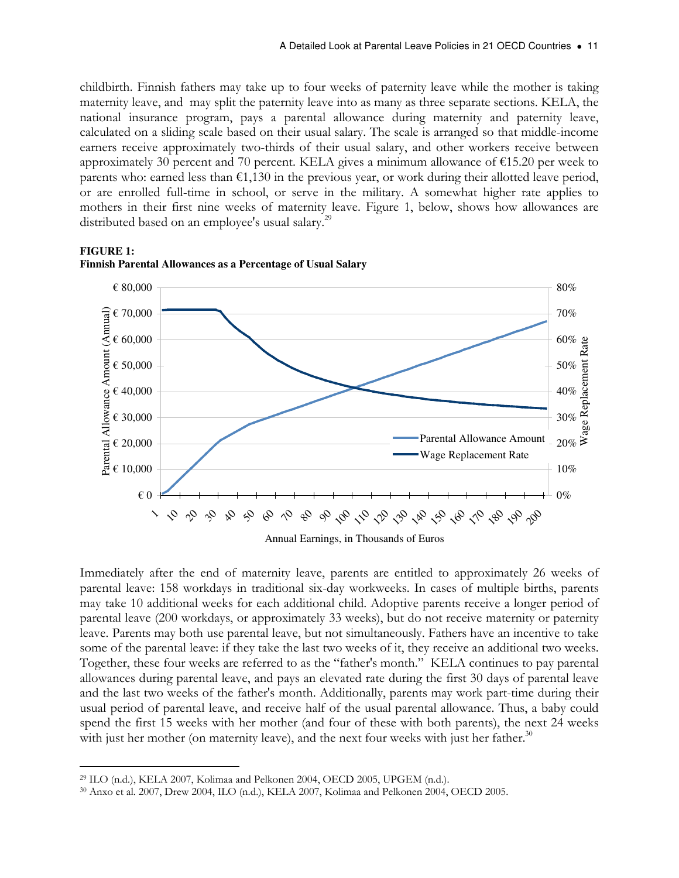childbirth. Finnish fathers may take up to four weeks of paternity leave while the mother is taking maternity leave, and may split the paternity leave into as many as three separate sections. KELA, the national insurance program, pays a parental allowance during maternity and paternity leave, calculated on a sliding scale based on their usual salary. The scale is arranged so that middle-income earners receive approximately two-thirds of their usual salary, and other workers receive between approximately 30 percent and 70 percent. KELA gives a minimum allowance of €15.20 per week to parents who: earned less than €1,130 in the previous year, or work during their allotted leave period, or are enrolled full-time in school, or serve in the military. A somewhat higher rate applies to mothers in their first nine weeks of maternity leave. Figure 1, below, shows how allowances are distributed based on an employee's usual salary.[29]

**FIGURE 1:**
**Finnish Parental Allowances as a Percentage of Usual Salary**

Immediately after the end of maternity leave, parents are entitled to approximately 26 weeks of parental leave: 158 workdays in traditional six-day workweeks. In cases of multiple births, parents may take 10 additional weeks for each additional child. Adoptive parents receive a longer period of parental leave (200 workdays, or approximately 33 weeks), but do not receive maternity or paternity leave. Parents may both use parental leave, but not simultaneously. Fathers have an incentive to take some of the parental leave: if they take the last two weeks of it, they receive an additional two weeks. Together, these four weeks are referred to as the "father's month." KELA continues to pay parental allowances during parental leave, and pays an elevated rate during the first 30 days of parental leave and the last two weeks of the father's month. Additionally, parents may work part-time during their usual period of parental leave, and receive half of the usual parental allowance. Thus, a baby could spend the first 15 weeks with her mother (and four of these with both parents), the next 24 weeks with just her mother (on maternity leave), and the next four weeks with just her father.[30]

---

[29] ILO (n.d.), KELA 2007, Kolimaa and Pelkonen 2004, OECD 2005, UPGEM (n.d.).

[30] Anxo et al. 2007, Drew 2004, ILO (n.d.), KELA 2007, Kolimaa and Pelkonen 2004, OECD 2005.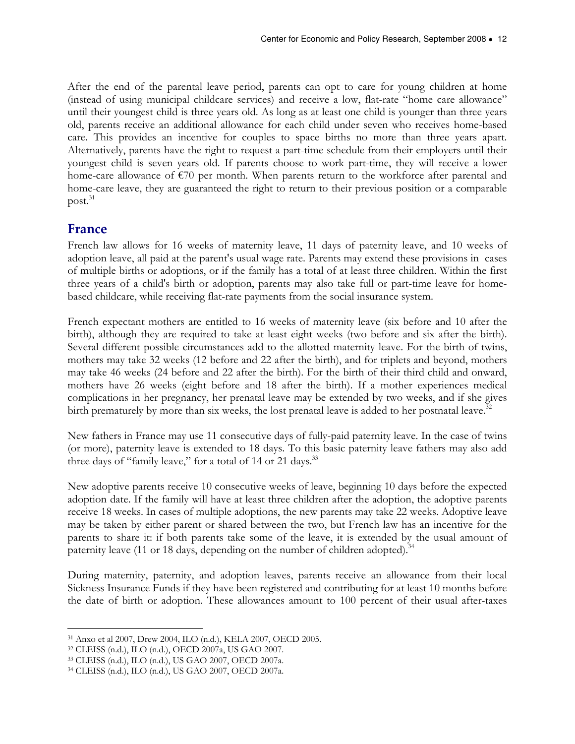After the end of the parental leave period, parents can opt to care for young children at home (instead of using municipal childcare services) and receive a low, flat-rate "home care allowance" until their youngest child is three years old. As long as at least one child is younger than three years old, parents receive an additional allowance for each child under seven who receives home-based care. This provides an incentive for couples to space births no more than three years apart. Alternatively, parents have the right to request a part-time schedule from their employers until their youngest child is seven years old. If parents choose to work part-time, they will receive a lower home-care allowance of €70 per month. When parents return to the workforce after parental and home-care leave, they are guaranteed the right to return to their previous position or a comparable post.[31]

## France

French law allows for 16 weeks of maternity leave, 11 days of paternity leave, and 10 weeks of adoption leave, all paid at the parent's usual wage rate. Parents may extend these provisions in cases of multiple births or adoptions, or if the family has a total of at least three children. Within the first three years of a child's birth or adoption, parents may also take full or part-time leave for home-based childcare, while receiving flat-rate payments from the social insurance system.

French expectant mothers are entitled to 16 weeks of maternity leave (six before and 10 after the birth), although they are required to take at least eight weeks (two before and six after the birth). Several different possible circumstances add to the allotted maternity leave. For the birth of twins, mothers may take 32 weeks (12 before and 22 after the birth), and for triplets and beyond, mothers may take 46 weeks (24 before and 22 after the birth). For the birth of their third child and onward, mothers have 26 weeks (eight before and 18 after the birth). If a mother experiences medical complications in her pregnancy, her prenatal leave may be extended by two weeks, and if she gives birth prematurely by more than six weeks, the lost prenatal leave is added to her postnatal leave.[32]

New fathers in France may use 11 consecutive days of fully-paid paternity leave. In the case of twins (or more), paternity leave is extended to 18 days. To this basic paternity leave fathers may also add three days of "family leave," for a total of 14 or 21 days.[33]

New adoptive parents receive 10 consecutive weeks of leave, beginning 10 days before the expected adoption date. If the family will have at least three children after the adoption, the adoptive parents receive 18 weeks. In cases of multiple adoptions, the new parents may take 22 weeks. Adoptive leave may be taken by either parent or shared between the two, but French law has an incentive for the parents to share it: if both parents take some of the leave, it is extended by the usual amount of paternity leave (11 or 18 days, depending on the number of children adopted).[34]

During maternity, paternity, and adoption leaves, parents receive an allowance from their local Sickness Insurance Funds if they have been registered and contributing for at least 10 months before the date of birth or adoption. These allowances amount to 100 percent of their usual after-taxes

---

[31] Anxo et al 2007, Drew 2004, ILO (n.d.), KELA 2007, OECD 2005.

[32] CLEISS (n.d.), ILO (n.d.), OECD 2007a, US GAO 2007.

[33] CLEISS (n.d.), ILO (n.d.), US GAO 2007, OECD 2007a.

[34] CLEISS (n.d.), ILO (n.d.), US GAO 2007, OECD 2007a.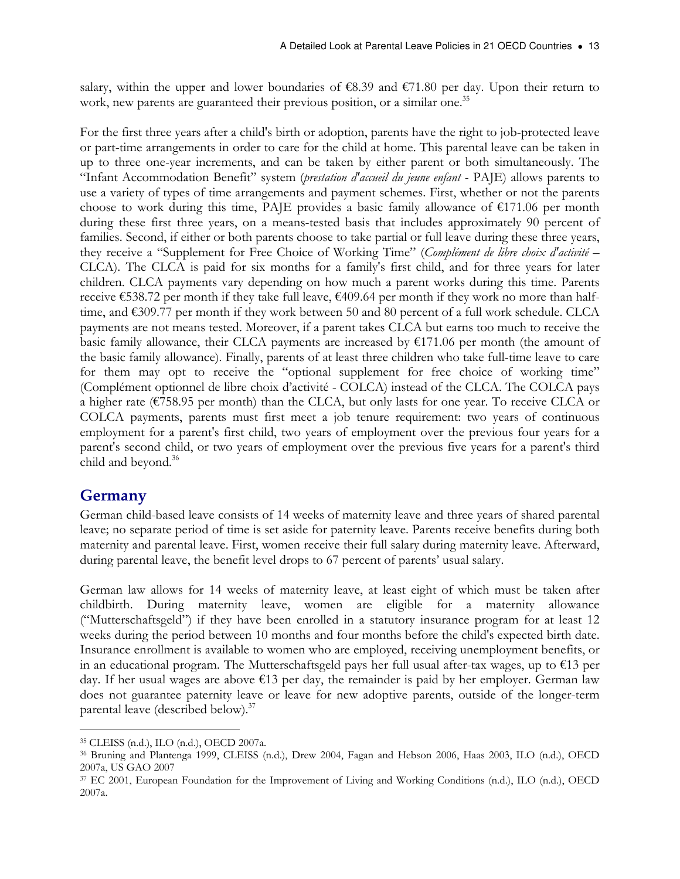salary, within the upper and lower boundaries of €8.39 and €71.80 per day. Upon their return to work, new parents are guaranteed their previous position, or a similar one.[35]

For the first three years after a child's birth or adoption, parents have the right to job-protected leave or part-time arrangements in order to care for the child at home. This parental leave can be taken in up to three one-year increments, and can be taken by either parent or both simultaneously. The "Infant Accommodation Benefit" system (*prestation d'accueil du jeune enfant* - PAJE) allows parents to use a variety of types of time arrangements and payment schemes. First, whether or not the parents choose to work during this time, PAJE provides a basic family allowance of €171.06 per month during these first three years, on a means-tested basis that includes approximately 90 percent of families. Second, if either or both parents choose to take partial or full leave during these three years, they receive a "Supplement for Free Choice of Working Time" (*Complément de libre choix d'activité* – CLCA). The CLCA is paid for six months for a family's first child, and for three years for later children. CLCA payments vary depending on how much a parent works during this time. Parents receive €538.72 per month if they take full leave, €409.64 per month if they work no more than half-time, and €309.77 per month if they work between 50 and 80 percent of a full work schedule. CLCA payments are not means tested. Moreover, if a parent takes CLCA but earns too much to receive the basic family allowance, their CLCA payments are increased by €171.06 per month (the amount of the basic family allowance). Finally, parents of at least three children who take full-time leave to care for them may opt to receive the "optional supplement for free choice of working time" (Complément optionnel de libre choix d'activité - COLCA) instead of the CLCA. The COLCA pays a higher rate (€758.95 per month) than the CLCA, but only lasts for one year. To receive CLCA or COLCA payments, parents must first meet a job tenure requirement: two years of continuous employment for a parent's first child, two years of employment over the previous four years for a parent's second child, or two years of employment over the previous five years for a parent's third child and beyond.[36]

## Germany

German child-based leave consists of 14 weeks of maternity leave and three years of shared parental leave; no separate period of time is set aside for paternity leave. Parents receive benefits during both maternity and parental leave. First, women receive their full salary during maternity leave. Afterward, during parental leave, the benefit level drops to 67 percent of parents' usual salary.

German law allows for 14 weeks of maternity leave, at least eight of which must be taken after childbirth. During maternity leave, women are eligible for a maternity allowance ("Mutterschaftsgeld") if they have been enrolled in a statutory insurance program for at least 12 weeks during the period between 10 months and four months before the child's expected birth date. Insurance enrollment is available to women who are employed, receiving unemployment benefits, or in an educational program. The Mutterschaftsgeld pays her full usual after-tax wages, up to €13 per day. If her usual wages are above €13 per day, the remainder is paid by her employer. German law does not guarantee paternity leave or leave for new adoptive parents, outside of the longer-term parental leave (described below).[37]

---

[35] CLEISS (n.d.), ILO (n.d.), OECD 2007a.

[36] Bruning and Plantenga 1999, CLEISS (n.d.), Drew 2004, Fagan and Hebson 2006, Haas 2003, ILO (n.d.), OECD 2007a, US GAO 2007

[37] EC 2001, European Foundation for the Improvement of Living and Working Conditions (n.d.), ILO (n.d.), OECD 2007a.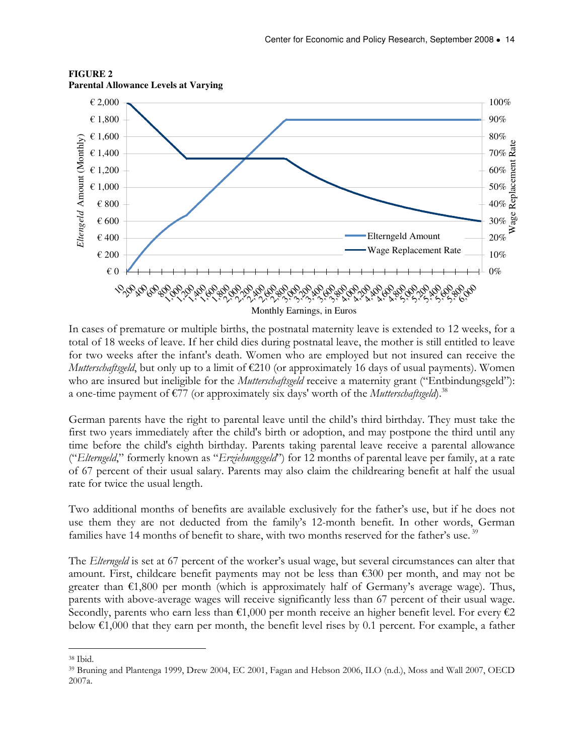**FIGURE 2**
**Parental Allowance Levels at Varying**

In cases of premature or multiple births, the postnatal maternity leave is extended to 12 weeks, for a total of 18 weeks of leave. If her child dies during postnatal leave, the mother is still entitled to leave for two weeks after the infant's death. Women who are employed but not insured can receive the *Mutterschaftsgeld*, but only up to a limit of €210 (or approximately 16 days of usual payments). Women who are insured but ineligible for the *Mutterschaftsgeld* receive a maternity grant ("Entbindungsgeld"): a one-time payment of €77 (or approximately six days' worth of the *Mutterschaftsgeld*).[38]

German parents have the right to parental leave until the child's third birthday. They must take the first two years immediately after the child's birth or adoption, and may postpone the third until any time before the child's eighth birthday. Parents taking parental leave receive a parental allowance ("*Elterngeld*," formerly known as "*Erziehungsgeld*") for 12 months of parental leave per family, at a rate of 67 percent of their usual salary. Parents may also claim the childrearing benefit at half the usual rate for twice the usual length.

Two additional months of benefits are available exclusively for the father's use, but if he does not use them they are not deducted from the family's 12-month benefit. In other words, German families have 14 months of benefit to share, with two months reserved for the father's use.[39]

The *Elterngeld* is set at 67 percent of the worker's usual wage, but several circumstances can alter that amount. First, childcare benefit payments may not be less than €300 per month, and may not be greater than €1,800 per month (which is approximately half of Germany's average wage). Thus, parents with above-average wages will receive significantly less than 67 percent of their usual wage. Secondly, parents who earn less than €1,000 per month receive an higher benefit level. For every €2 below €1,000 that they earn per month, the benefit level rises by 0.1 percent. For example, a father

---

[38] Ibid.

[39] Bruning and Plantenga 1999, Drew 2004, EC 2001, Fagan and Hebson 2006, ILO (n.d.), Moss and Wall 2007, OECD 2007a.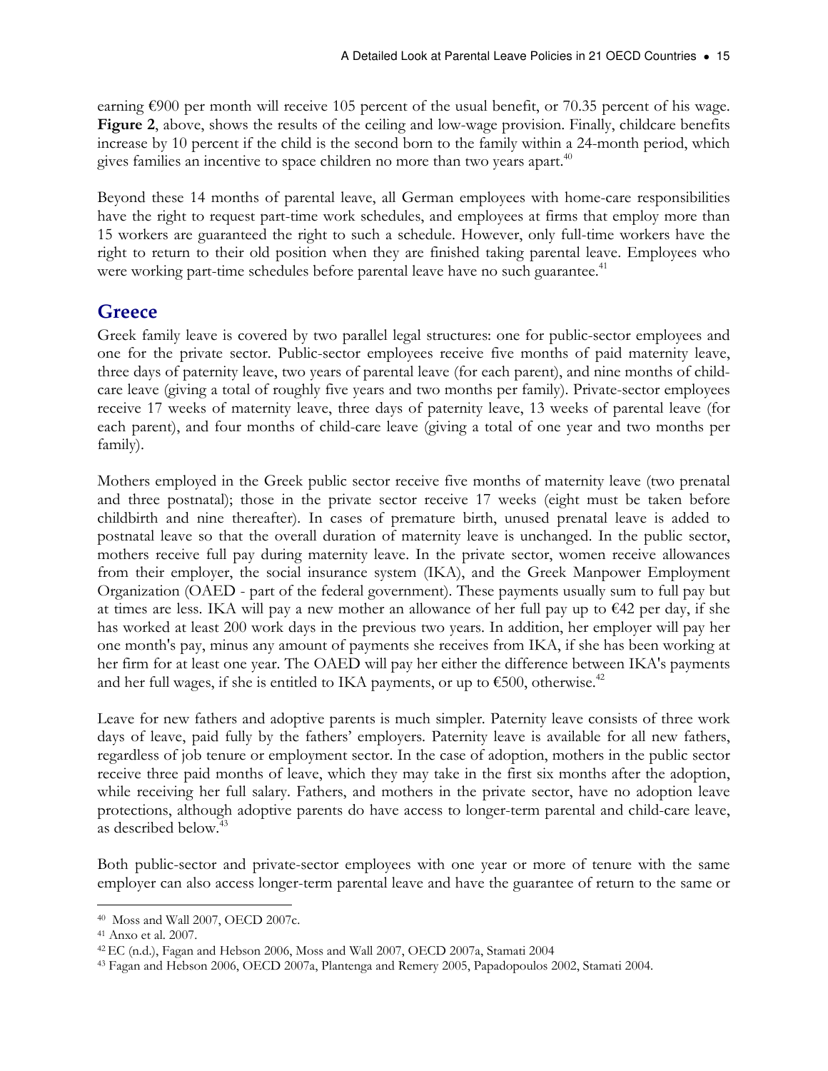earning €900 per month will receive 105 percent of the usual benefit, or 70.35 percent of his wage. **Figure 2**, above, shows the results of the ceiling and low-wage provision. Finally, childcare benefits increase by 10 percent if the child is the second born to the family within a 24-month period, which gives families an incentive to space children no more than two years apart.[40]

Beyond these 14 months of parental leave, all German employees with home-care responsibilities have the right to request part-time work schedules, and employees at firms that employ more than 15 workers are guaranteed the right to such a schedule. However, only full-time workers have the right to return to their old position when they are finished taking parental leave. Employees who were working part-time schedules before parental leave have no such guarantee.[41]

## Greece

Greek family leave is covered by two parallel legal structures: one for public-sector employees and one for the private sector. Public-sector employees receive five months of paid maternity leave, three days of paternity leave, two years of parental leave (for each parent), and nine months of child-care leave (giving a total of roughly five years and two months per family). Private-sector employees receive 17 weeks of maternity leave, three days of paternity leave, 13 weeks of parental leave (for each parent), and four months of child-care leave (giving a total of one year and two months per family).

Mothers employed in the Greek public sector receive five months of maternity leave (two prenatal and three postnatal); those in the private sector receive 17 weeks (eight must be taken before childbirth and nine thereafter). In cases of premature birth, unused prenatal leave is added to postnatal leave so that the overall duration of maternity leave is unchanged. In the public sector, mothers receive full pay during maternity leave. In the private sector, women receive allowances from their employer, the social insurance system (IKA), and the Greek Manpower Employment Organization (OAED - part of the federal government). These payments usually sum to full pay but at times are less. IKA will pay a new mother an allowance of her full pay up to €42 per day, if she has worked at least 200 work days in the previous two years. In addition, her employer will pay her one month's pay, minus any amount of payments she receives from IKA, if she has been working at her firm for at least one year. The OAED will pay her either the difference between IKA's payments and her full wages, if she is entitled to IKA payments, or up to €500, otherwise.[42]

Leave for new fathers and adoptive parents is much simpler. Paternity leave consists of three work days of leave, paid fully by the fathers' employers. Paternity leave is available for all new fathers, regardless of job tenure or employment sector. In the case of adoption, mothers in the public sector receive three paid months of leave, which they may take in the first six months after the adoption, while receiving her full salary. Fathers, and mothers in the private sector, have no adoption leave protections, although adoptive parents do have access to longer-term parental and child-care leave, as described below.[43]

Both public-sector and private-sector employees with one year or more of tenure with the same employer can also access longer-term parental leave and have the guarantee of return to the same or

---

[40] Moss and Wall 2007, OECD 2007c.

[41] Anxo et al. 2007.

[42] EC (n.d.), Fagan and Hebson 2006, Moss and Wall 2007, OECD 2007a, Stamati 2004

[43] Fagan and Hebson 2006, OECD 2007a, Plantenga and Remery 2005, Papadopoulos 2002, Stamati 2004.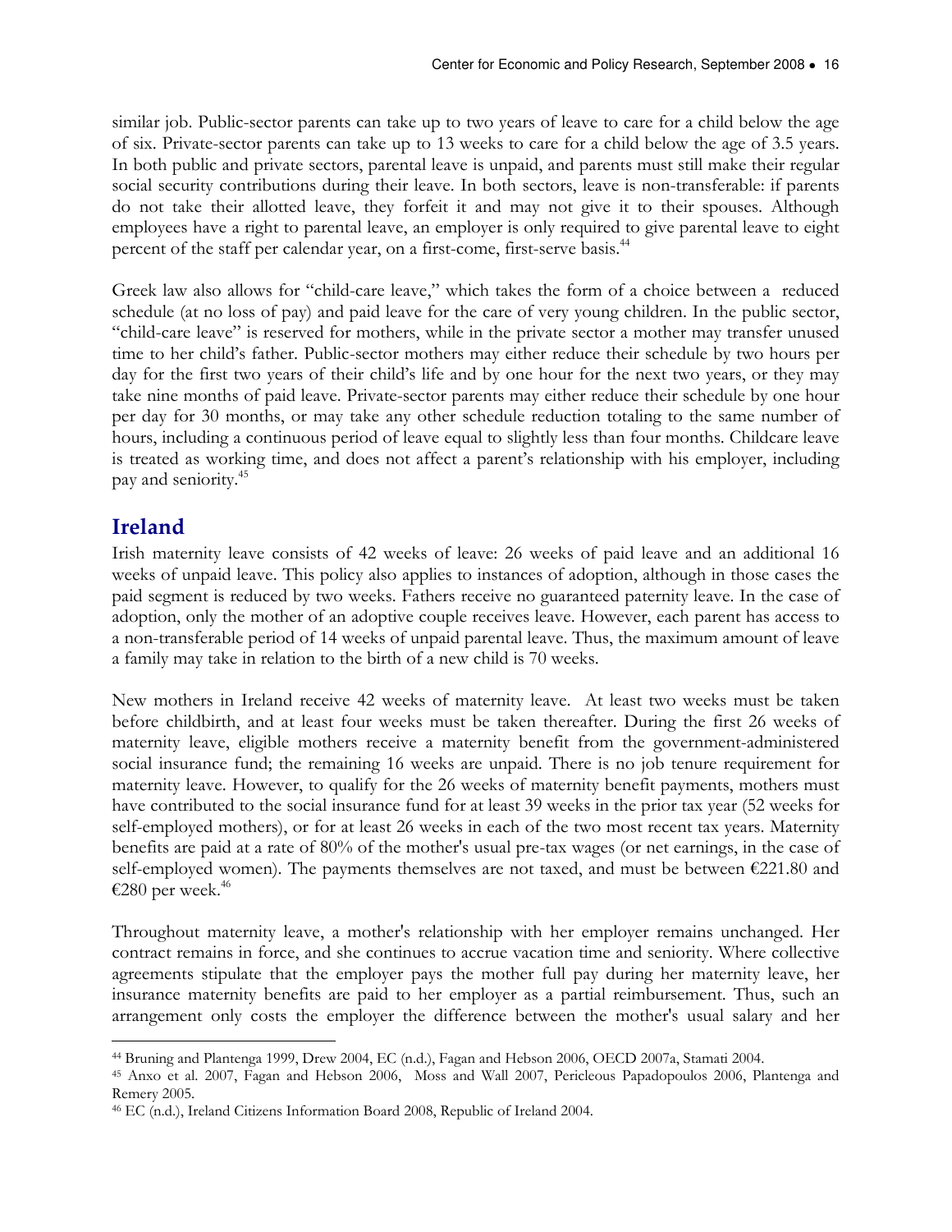similar job. Public-sector parents can take up to two years of leave to care for a child below the age of six. Private-sector parents can take up to 13 weeks to care for a child below the age of 3.5 years. In both public and private sectors, parental leave is unpaid, and parents must still make their regular social security contributions during their leave. In both sectors, leave is non-transferable: if parents do not take their allotted leave, they forfeit it and may not give it to their spouses. Although employees have a right to parental leave, an employer is only required to give parental leave to eight percent of the staff per calendar year, on a first-come, first-serve basis.[44]

Greek law also allows for "child-care leave," which takes the form of a choice between a reduced schedule (at no loss of pay) and paid leave for the care of very young children. In the public sector, "child-care leave" is reserved for mothers, while in the private sector a mother may transfer unused time to her child's father. Public-sector mothers may either reduce their schedule by two hours per day for the first two years of their child's life and by one hour for the next two years, or they may take nine months of paid leave. Private-sector parents may either reduce their schedule by one hour per day for 30 months, or may take any other schedule reduction totaling to the same number of hours, including a continuous period of leave equal to slightly less than four months. Childcare leave is treated as working time, and does not affect a parent's relationship with his employer, including pay and seniority.[45]

## Ireland

Irish maternity leave consists of 42 weeks of leave: 26 weeks of paid leave and an additional 16 weeks of unpaid leave. This policy also applies to instances of adoption, although in those cases the paid segment is reduced by two weeks. Fathers receive no guaranteed paternity leave. In the case of adoption, only the mother of an adoptive couple receives leave. However, each parent has access to a non-transferable period of 14 weeks of unpaid parental leave. Thus, the maximum amount of leave a family may take in relation to the birth of a new child is 70 weeks.

New mothers in Ireland receive 42 weeks of maternity leave. At least two weeks must be taken before childbirth, and at least four weeks must be taken thereafter. During the first 26 weeks of maternity leave, eligible mothers receive a maternity benefit from the government-administered social insurance fund; the remaining 16 weeks are unpaid. There is no job tenure requirement for maternity leave. However, to qualify for the 26 weeks of maternity benefit payments, mothers must have contributed to the social insurance fund for at least 39 weeks in the prior tax year (52 weeks for self-employed mothers), or for at least 26 weeks in each of the two most recent tax years. Maternity benefits are paid at a rate of 80% of the mother's usual pre-tax wages (or net earnings, in the case of self-employed women). The payments themselves are not taxed, and must be between €221.80 and €280 per week.[46]

Throughout maternity leave, a mother's relationship with her employer remains unchanged. Her contract remains in force, and she continues to accrue vacation time and seniority. Where collective agreements stipulate that the employer pays the mother full pay during her maternity leave, her insurance maternity benefits are paid to her employer as a partial reimbursement. Thus, such an arrangement only costs the employer the difference between the mother's usual salary and her

---

[44] Bruning and Plantenga 1999, Drew 2004, EC (n.d.), Fagan and Hebson 2006, OECD 2007a, Stamati 2004.

[45] Anxo et al. 2007, Fagan and Hebson 2006, Moss and Wall 2007, Pericleous Papadopoulos 2006, Plantenga and Remery 2005.

[46] EC (n.d.), Ireland Citizens Information Board 2008, Republic of Ireland 2004.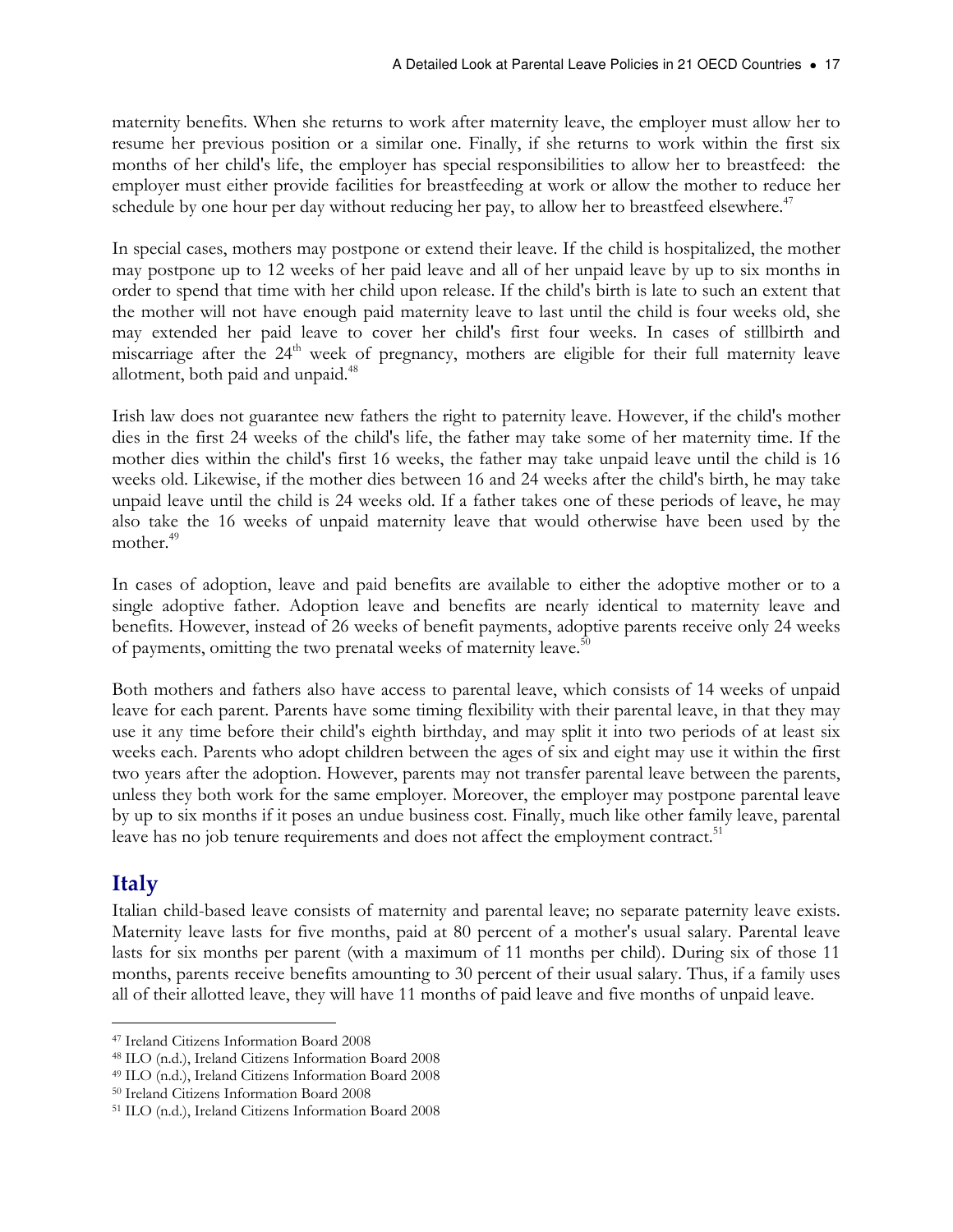maternity benefits. When she returns to work after maternity leave, the employer must allow her to resume her previous position or a similar one. Finally, if she returns to work within the first six months of her child's life, the employer has special responsibilities to allow her to breastfeed: the employer must either provide facilities for breastfeeding at work or allow the mother to reduce her schedule by one hour per day without reducing her pay, to allow her to breastfeed elsewhere.[47]

In special cases, mothers may postpone or extend their leave. If the child is hospitalized, the mother may postpone up to 12 weeks of her paid leave and all of her unpaid leave by up to six months in order to spend that time with her child upon release. If the child's birth is late to such an extent that the mother will not have enough paid maternity leave to last until the child is four weeks old, she may extended her paid leave to cover her child's first four weeks. In cases of stillbirth and miscarriage after the 24th week of pregnancy, mothers are eligible for their full maternity leave allotment, both paid and unpaid.[48]

Irish law does not guarantee new fathers the right to paternity leave. However, if the child's mother dies in the first 24 weeks of the child's life, the father may take some of her maternity time. If the mother dies within the child's first 16 weeks, the father may take unpaid leave until the child is 16 weeks old. Likewise, if the mother dies between 16 and 24 weeks after the child's birth, he may take unpaid leave until the child is 24 weeks old. If a father takes one of these periods of leave, he may also take the 16 weeks of unpaid maternity leave that would otherwise have been used by the mother.[49]

In cases of adoption, leave and paid benefits are available to either the adoptive mother or to a single adoptive father. Adoption leave and benefits are nearly identical to maternity leave and benefits. However, instead of 26 weeks of benefit payments, adoptive parents receive only 24 weeks of payments, omitting the two prenatal weeks of maternity leave.[50]

Both mothers and fathers also have access to parental leave, which consists of 14 weeks of unpaid leave for each parent. Parents have some timing flexibility with their parental leave, in that they may use it any time before their child's eighth birthday, and may split it into two periods of at least six weeks each. Parents who adopt children between the ages of six and eight may use it within the first two years after the adoption. However, parents may not transfer parental leave between the parents, unless they both work for the same employer. Moreover, the employer may postpone parental leave by up to six months if it poses an undue business cost. Finally, much like other family leave, parental leave has no job tenure requirements and does not affect the employment contract.[51]

## Italy

Italian child-based leave consists of maternity and parental leave; no separate paternity leave exists. Maternity leave lasts for five months, paid at 80 percent of a mother's usual salary. Parental leave lasts for six months per parent (with a maximum of 11 months per child). During six of those 11 months, parents receive benefits amounting to 30 percent of their usual salary. Thus, if a family uses all of their allotted leave, they will have 11 months of paid leave and five months of unpaid leave.

---

[47] Ireland Citizens Information Board 2008
[48] ILO (n.d.), Ireland Citizens Information Board 2008
[49] ILO (n.d.), Ireland Citizens Information Board 2008
[50] Ireland Citizens Information Board 2008
[51] ILO (n.d.), Ireland Citizens Information Board 2008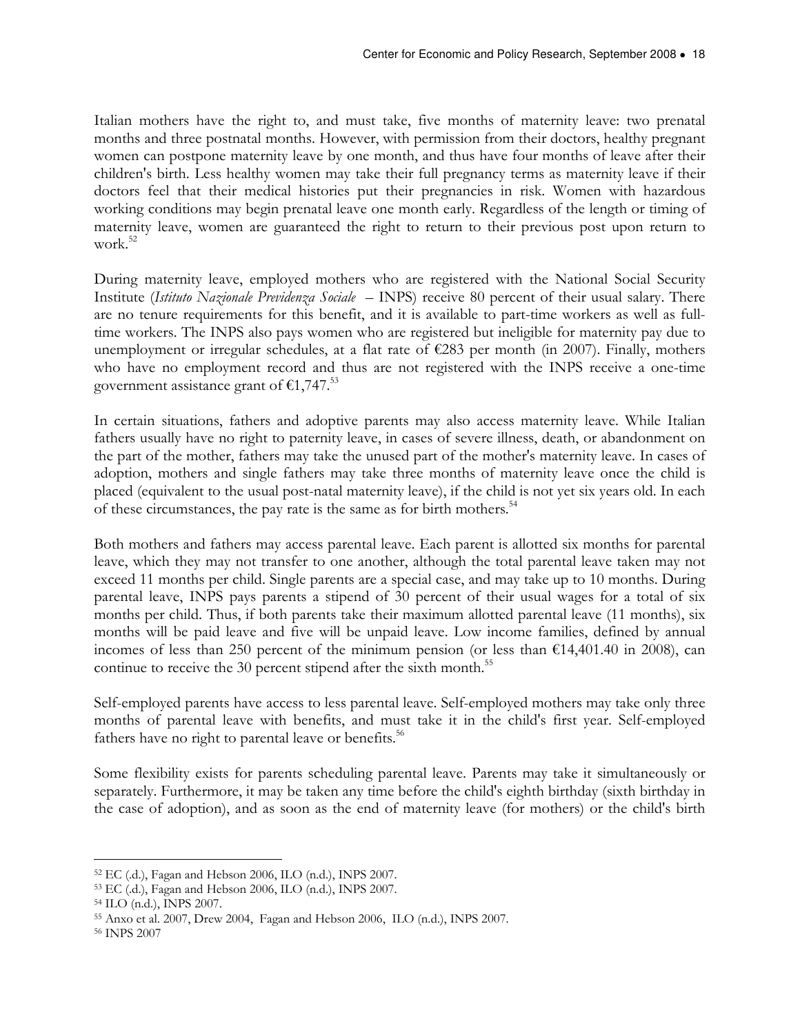Italian mothers have the right to, and must take, five months of maternity leave: two prenatal months and three postnatal months. However, with permission from their doctors, healthy pregnant women can postpone maternity leave by one month, and thus have four months of leave after their children's birth. Less healthy women may take their full pregnancy terms as maternity leave if their doctors feel that their medical histories put their pregnancies in risk. Women with hazardous working conditions may begin prenatal leave one month early. Regardless of the length or timing of maternity leave, women are guaranteed the right to return to their previous post upon return to work.[52]

During maternity leave, employed mothers who are registered with the National Social Security Institute (*Istituto Nazionale Previdenza Sociale* – INPS) receive 80 percent of their usual salary. There are no tenure requirements for this benefit, and it is available to part-time workers as well as full-time workers. The INPS also pays women who are registered but ineligible for maternity pay due to unemployment or irregular schedules, at a flat rate of €283 per month (in 2007). Finally, mothers who have no employment record and thus are not registered with the INPS receive a one-time government assistance grant of €1,747.[53]

In certain situations, fathers and adoptive parents may also access maternity leave. While Italian fathers usually have no right to paternity leave, in cases of severe illness, death, or abandonment on the part of the mother, fathers may take the unused part of the mother's maternity leave. In cases of adoption, mothers and single fathers may take three months of maternity leave once the child is placed (equivalent to the usual post-natal maternity leave), if the child is not yet six years old. In each of these circumstances, the pay rate is the same as for birth mothers.[54]

Both mothers and fathers may access parental leave. Each parent is allotted six months for parental leave, which they may not transfer to one another, although the total parental leave taken may not exceed 11 months per child. Single parents are a special case, and may take up to 10 months. During parental leave, INPS pays parents a stipend of 30 percent of their usual wages for a total of six months per child. Thus, if both parents take their maximum allotted parental leave (11 months), six months will be paid leave and five will be unpaid leave. Low income families, defined by annual incomes of less than 250 percent of the minimum pension (or less than €14,401.40 in 2008), can continue to receive the 30 percent stipend after the sixth month.[55]

Self-employed parents have access to less parental leave. Self-employed mothers may take only three months of parental leave with benefits, and must take it in the child's first year. Self-employed fathers have no right to parental leave or benefits.[56]

Some flexibility exists for parents scheduling parental leave. Parents may take it simultaneously or separately. Furthermore, it may be taken any time before the child's eighth birthday (sixth birthday in the case of adoption), and as soon as the end of maternity leave (for mothers) or the child's birth

---

[52] EC (.d.), Fagan and Hebson 2006, ILO (n.d.), INPS 2007.

[53] EC (.d.), Fagan and Hebson 2006, ILO (n.d.), INPS 2007.

[54] ILO (n.d.), INPS 2007.

[55] Anxo et al. 2007, Drew 2004, Fagan and Hebson 2006, ILO (n.d.), INPS 2007.

[56] INPS 2007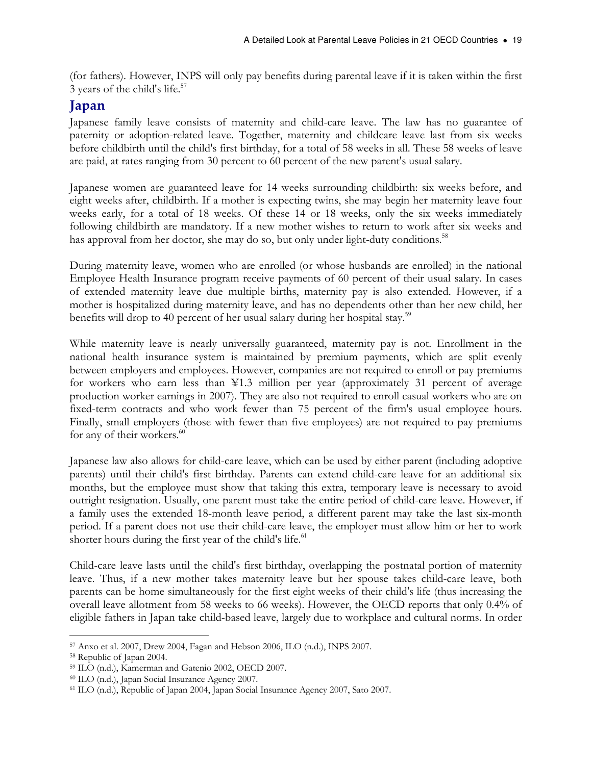(for fathers). However, INPS will only pay benefits during parental leave if it is taken within the first 3 years of the child's life.[57]

## Japan

Japanese family leave consists of maternity and child-care leave. The law has no guarantee of paternity or adoption-related leave. Together, maternity and childcare leave last from six weeks before childbirth until the child's first birthday, for a total of 58 weeks in all. These 58 weeks of leave are paid, at rates ranging from 30 percent to 60 percent of the new parent's usual salary.

Japanese women are guaranteed leave for 14 weeks surrounding childbirth: six weeks before, and eight weeks after, childbirth. If a mother is expecting twins, she may begin her maternity leave four weeks early, for a total of 18 weeks. Of these 14 or 18 weeks, only the six weeks immediately following childbirth are mandatory. If a new mother wishes to return to work after six weeks and has approval from her doctor, she may do so, but only under light-duty conditions.[58]

During maternity leave, women who are enrolled (or whose husbands are enrolled) in the national Employee Health Insurance program receive payments of 60 percent of their usual salary. In cases of extended maternity leave due multiple births, maternity pay is also extended. However, if a mother is hospitalized during maternity leave, and has no dependents other than her new child, her benefits will drop to 40 percent of her usual salary during her hospital stay.[59]

While maternity leave is nearly universally guaranteed, maternity pay is not. Enrollment in the national health insurance system is maintained by premium payments, which are split evenly between employers and employees. However, companies are not required to enroll or pay premiums for workers who earn less than ¥1.3 million per year (approximately 31 percent of average production worker earnings in 2007). They are also not required to enroll casual workers who are on fixed-term contracts and who work fewer than 75 percent of the firm's usual employee hours. Finally, small employers (those with fewer than five employees) are not required to pay premiums for any of their workers.[60]

Japanese law also allows for child-care leave, which can be used by either parent (including adoptive parents) until their child's first birthday. Parents can extend child-care leave for an additional six months, but the employee must show that taking this extra, temporary leave is necessary to avoid outright resignation. Usually, one parent must take the entire period of child-care leave. However, if a family uses the extended 18-month leave period, a different parent may take the last six-month period. If a parent does not use their child-care leave, the employer must allow him or her to work shorter hours during the first year of the child's life.[61]

Child-care leave lasts until the child's first birthday, overlapping the postnatal portion of maternity leave. Thus, if a new mother takes maternity leave but her spouse takes child-care leave, both parents can be home simultaneously for the first eight weeks of their child's life (thus increasing the overall leave allotment from 58 weeks to 66 weeks). However, the OECD reports that only 0.4% of eligible fathers in Japan take child-based leave, largely due to workplace and cultural norms. In order

---

[57] Anxo et al. 2007, Drew 2004, Fagan and Hebson 2006, ILO (n.d.), INPS 2007.

[58] Republic of Japan 2004.

[59] ILO (n.d.), Kamerman and Gatenio 2002, OECD 2007.

[60] ILO (n.d.), Japan Social Insurance Agency 2007.

[61] ILO (n.d.), Republic of Japan 2004, Japan Social Insurance Agency 2007, Sato 2007.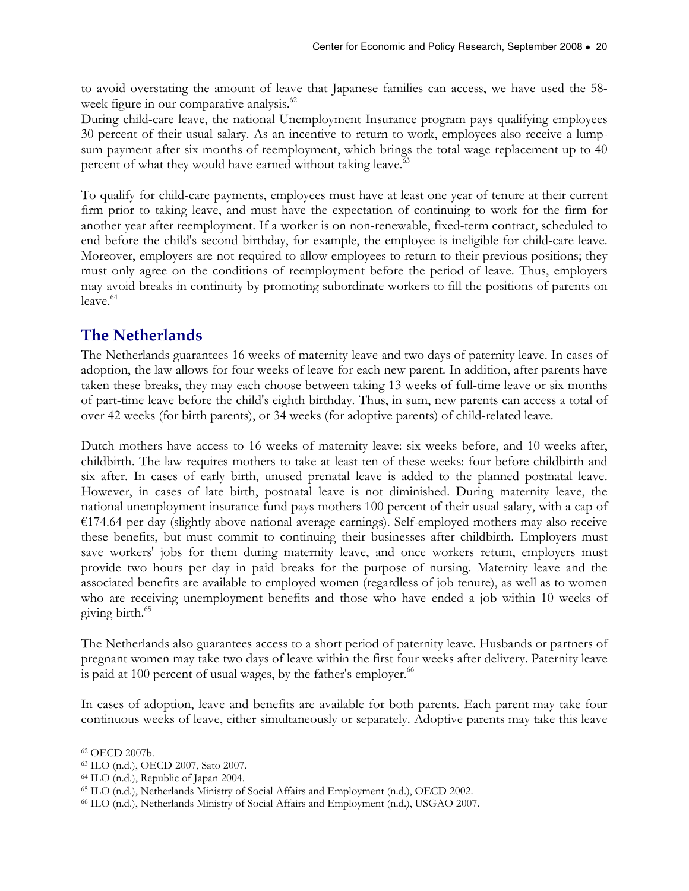to avoid overstating the amount of leave that Japanese families can access, we have used the 58-week figure in our comparative analysis.[62]

During child-care leave, the national Unemployment Insurance program pays qualifying employees 30 percent of their usual salary. As an incentive to return to work, employees also receive a lump-sum payment after six months of reemployment, which brings the total wage replacement up to 40 percent of what they would have earned without taking leave.[63]

To qualify for child-care payments, employees must have at least one year of tenure at their current firm prior to taking leave, and must have the expectation of continuing to work for the firm for another year after reemployment. If a worker is on non-renewable, fixed-term contract, scheduled to end before the child's second birthday, for example, the employee is ineligible for child-care leave. Moreover, employers are not required to allow employees to return to their previous positions; they must only agree on the conditions of reemployment before the period of leave. Thus, employers may avoid breaks in continuity by promoting subordinate workers to fill the positions of parents on leave.[64]

## The Netherlands

The Netherlands guarantees 16 weeks of maternity leave and two days of paternity leave. In cases of adoption, the law allows for four weeks of leave for each new parent. In addition, after parents have taken these breaks, they may each choose between taking 13 weeks of full-time leave or six months of part-time leave before the child's eighth birthday. Thus, in sum, new parents can access a total of over 42 weeks (for birth parents), or 34 weeks (for adoptive parents) of child-related leave.

Dutch mothers have access to 16 weeks of maternity leave: six weeks before, and 10 weeks after, childbirth. The law requires mothers to take at least ten of these weeks: four before childbirth and six after. In cases of early birth, unused prenatal leave is added to the planned postnatal leave. However, in cases of late birth, postnatal leave is not diminished. During maternity leave, the national unemployment insurance fund pays mothers 100 percent of their usual salary, with a cap of €174.64 per day (slightly above national average earnings). Self-employed mothers may also receive these benefits, but must commit to continuing their businesses after childbirth. Employers must save workers' jobs for them during maternity leave, and once workers return, employers must provide two hours per day in paid breaks for the purpose of nursing. Maternity leave and the associated benefits are available to employed women (regardless of job tenure), as well as to women who are receiving unemployment benefits and those who have ended a job within 10 weeks of giving birth.[65]

The Netherlands also guarantees access to a short period of paternity leave. Husbands or partners of pregnant women may take two days of leave within the first four weeks after delivery. Paternity leave is paid at 100 percent of usual wages, by the father's employer.[66]

In cases of adoption, leave and benefits are available for both parents. Each parent may take four continuous weeks of leave, either simultaneously or separately. Adoptive parents may take this leave

---

[62] OECD 2007b.

[63] ILO (n.d.), OECD 2007, Sato 2007.

[64] ILO (n.d.), Republic of Japan 2004.

[65] ILO (n.d.), Netherlands Ministry of Social Affairs and Employment (n.d.), OECD 2002.

[66] ILO (n.d.), Netherlands Ministry of Social Affairs and Employment (n.d.), USGAO 2007.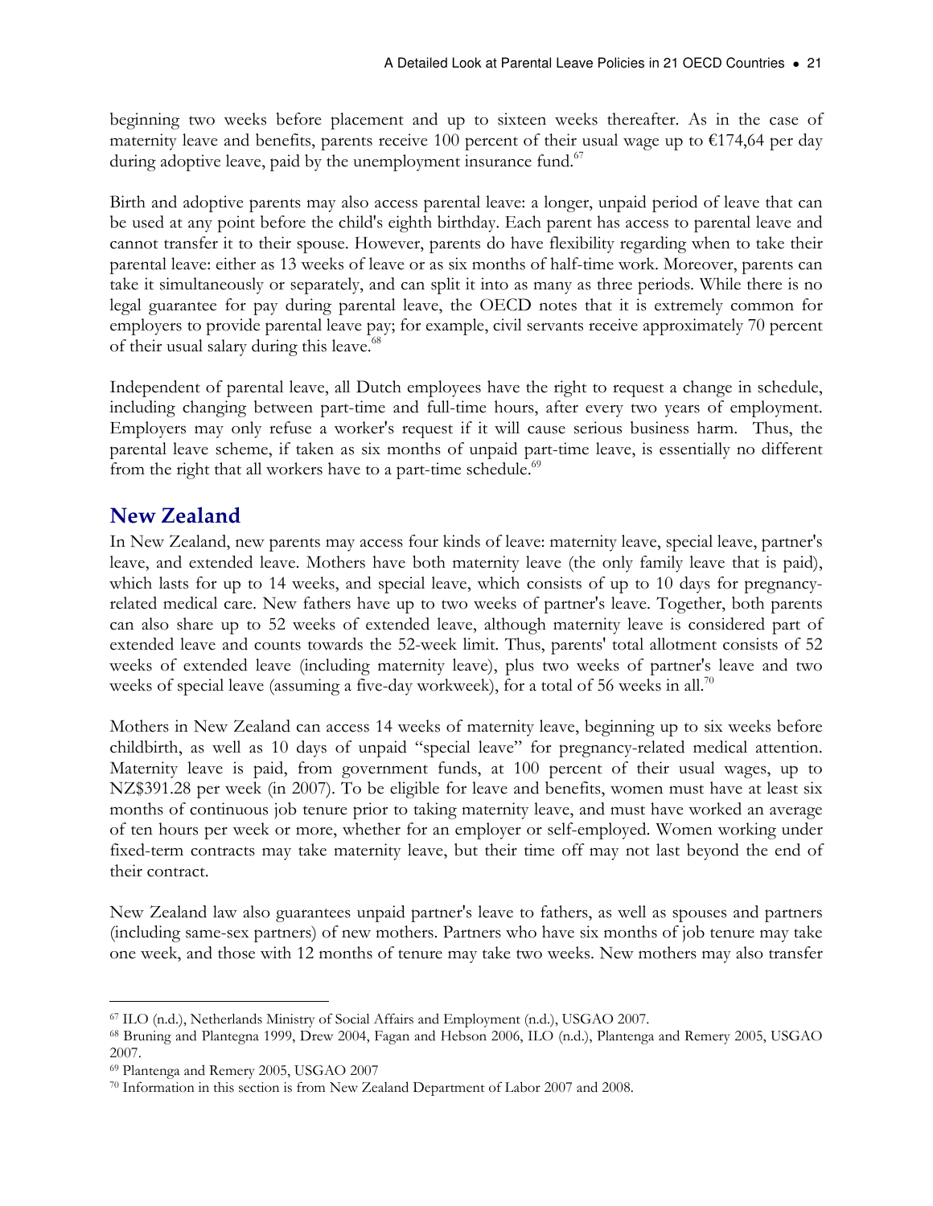beginning two weeks before placement and up to sixteen weeks thereafter. As in the case of maternity leave and benefits, parents receive 100 percent of their usual wage up to €174,64 per day during adoptive leave, paid by the unemployment insurance fund.[67]

Birth and adoptive parents may also access parental leave: a longer, unpaid period of leave that can be used at any point before the child's eighth birthday. Each parent has access to parental leave and cannot transfer it to their spouse. However, parents do have flexibility regarding when to take their parental leave: either as 13 weeks of leave or as six months of half-time work. Moreover, parents can take it simultaneously or separately, and can split it into as many as three periods. While there is no legal guarantee for pay during parental leave, the OECD notes that it is extremely common for employers to provide parental leave pay; for example, civil servants receive approximately 70 percent of their usual salary during this leave.[68]

Independent of parental leave, all Dutch employees have the right to request a change in schedule, including changing between part-time and full-time hours, after every two years of employment. Employers may only refuse a worker's request if it will cause serious business harm. Thus, the parental leave scheme, if taken as six months of unpaid part-time leave, is essentially no different from the right that all workers have to a part-time schedule.[69]

## New Zealand

In New Zealand, new parents may access four kinds of leave: maternity leave, special leave, partner's leave, and extended leave. Mothers have both maternity leave (the only family leave that is paid), which lasts for up to 14 weeks, and special leave, which consists of up to 10 days for pregnancy-related medical care. New fathers have up to two weeks of partner's leave. Together, both parents can also share up to 52 weeks of extended leave, although maternity leave is considered part of extended leave and counts towards the 52-week limit. Thus, parents' total allotment consists of 52 weeks of extended leave (including maternity leave), plus two weeks of partner's leave and two weeks of special leave (assuming a five-day workweek), for a total of 56 weeks in all.[70]

Mothers in New Zealand can access 14 weeks of maternity leave, beginning up to six weeks before childbirth, as well as 10 days of unpaid "special leave" for pregnancy-related medical attention. Maternity leave is paid, from government funds, at 100 percent of their usual wages, up to NZ$391.28 per week (in 2007). To be eligible for leave and benefits, women must have at least six months of continuous job tenure prior to taking maternity leave, and must have worked an average of ten hours per week or more, whether for an employer or self-employed. Women working under fixed-term contracts may take maternity leave, but their time off may not last beyond the end of their contract.

New Zealand law also guarantees unpaid partner's leave to fathers, as well as spouses and partners (including same-sex partners) of new mothers. Partners who have six months of job tenure may take one week, and those with 12 months of tenure may take two weeks. New mothers may also transfer

---

[67] ILO (n.d.), Netherlands Ministry of Social Affairs and Employment (n.d.), USGAO 2007.

[68] Bruning and Plantegna 1999, Drew 2004, Fagan and Hebson 2006, ILO (n.d.), Plantenga and Remery 2005, USGAO 2007.

[69] Plantenga and Remery 2005, USGAO 2007

[70] Information in this section is from New Zealand Department of Labor 2007 and 2008.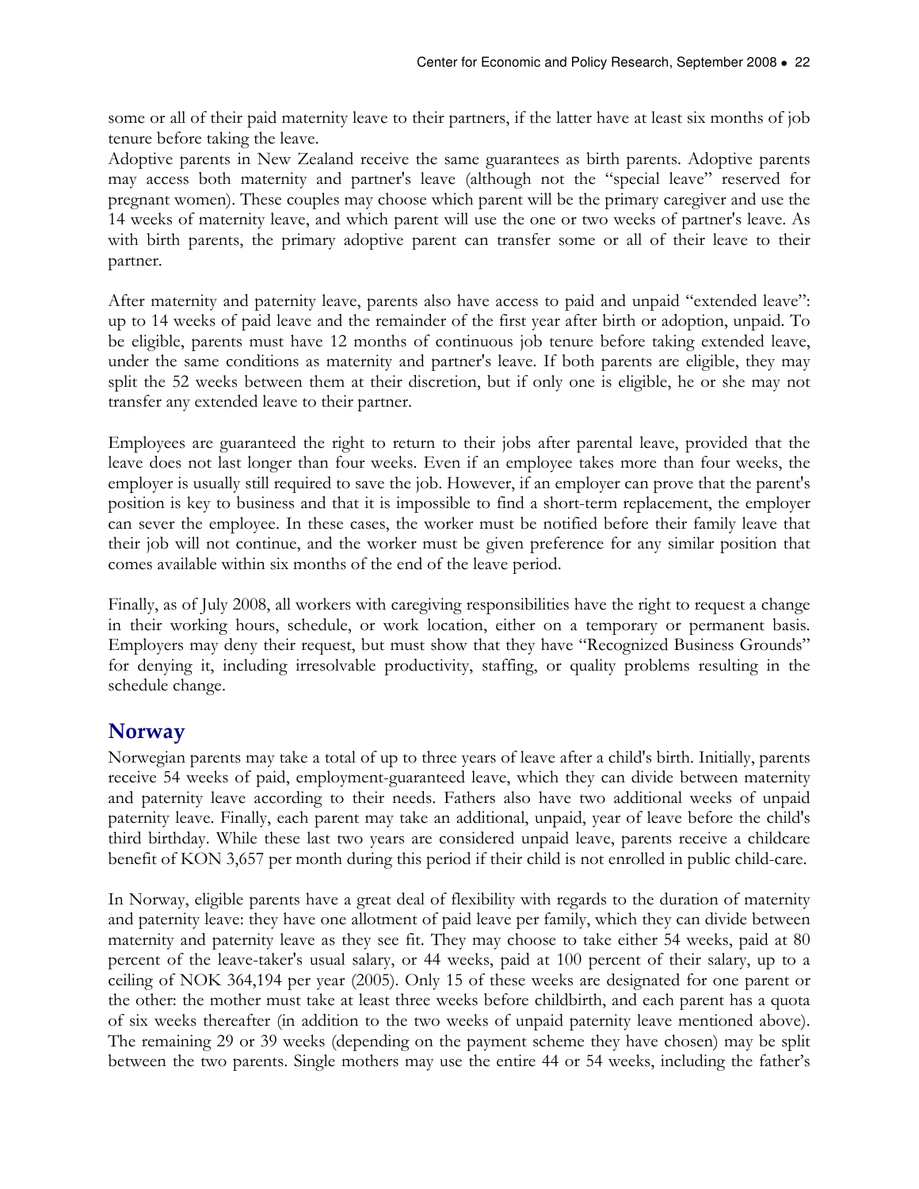some or all of their paid maternity leave to their partners, if the latter have at least six months of job tenure before taking the leave.
Adoptive parents in New Zealand receive the same guarantees as birth parents. Adoptive parents may access both maternity and partner's leave (although not the "special leave" reserved for pregnant women). These couples may choose which parent will be the primary caregiver and use the 14 weeks of maternity leave, and which parent will use the one or two weeks of partner's leave. As with birth parents, the primary adoptive parent can transfer some or all of their leave to their partner.

After maternity and paternity leave, parents also have access to paid and unpaid "extended leave": up to 14 weeks of paid leave and the remainder of the first year after birth or adoption, unpaid. To be eligible, parents must have 12 months of continuous job tenure before taking extended leave, under the same conditions as maternity and partner's leave. If both parents are eligible, they may split the 52 weeks between them at their discretion, but if only one is eligible, he or she may not transfer any extended leave to their partner.

Employees are guaranteed the right to return to their jobs after parental leave, provided that the leave does not last longer than four weeks. Even if an employee takes more than four weeks, the employer is usually still required to save the job. However, if an employer can prove that the parent's position is key to business and that it is impossible to find a short-term replacement, the employer can sever the employee. In these cases, the worker must be notified before their family leave that their job will not continue, and the worker must be given preference for any similar position that comes available within six months of the end of the leave period.

Finally, as of July 2008, all workers with caregiving responsibilities have the right to request a change in their working hours, schedule, or work location, either on a temporary or permanent basis. Employers may deny their request, but must show that they have "Recognized Business Grounds" for denying it, including irresolvable productivity, staffing, or quality problems resulting in the schedule change.

## Norway

Norwegian parents may take a total of up to three years of leave after a child's birth. Initially, parents receive 54 weeks of paid, employment-guaranteed leave, which they can divide between maternity and paternity leave according to their needs. Fathers also have two additional weeks of unpaid paternity leave. Finally, each parent may take an additional, unpaid, year of leave before the child's third birthday. While these last two years are considered unpaid leave, parents receive a childcare benefit of KON 3,657 per month during this period if their child is not enrolled in public child-care.

In Norway, eligible parents have a great deal of flexibility with regards to the duration of maternity and paternity leave: they have one allotment of paid leave per family, which they can divide between maternity and paternity leave as they see fit. They may choose to take either 54 weeks, paid at 80 percent of the leave-taker's usual salary, or 44 weeks, paid at 100 percent of their salary, up to a ceiling of NOK 364,194 per year (2005). Only 15 of these weeks are designated for one parent or the other: the mother must take at least three weeks before childbirth, and each parent has a quota of six weeks thereafter (in addition to the two weeks of unpaid paternity leave mentioned above). The remaining 29 or 39 weeks (depending on the payment scheme they have chosen) may be split between the two parents. Single mothers may use the entire 44 or 54 weeks, including the father's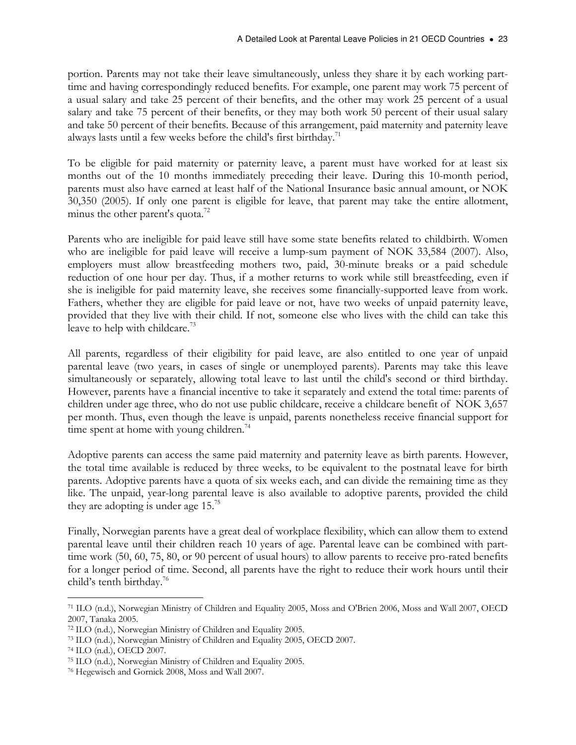portion. Parents may not take their leave simultaneously, unless they share it by each working part-time and having correspondingly reduced benefits. For example, one parent may work 75 percent of a usual salary and take 25 percent of their benefits, and the other may work 25 percent of a usual salary and take 75 percent of their benefits, or they may both work 50 percent of their usual salary and take 50 percent of their benefits. Because of this arrangement, paid maternity and paternity leave always lasts until a few weeks before the child's first birthday.[71]

To be eligible for paid maternity or paternity leave, a parent must have worked for at least six months out of the 10 months immediately preceding their leave. During this 10-month period, parents must also have earned at least half of the National Insurance basic annual amount, or NOK 30,350 (2005). If only one parent is eligible for leave, that parent may take the entire allotment, minus the other parent's quota.[72]

Parents who are ineligible for paid leave still have some state benefits related to childbirth. Women who are ineligible for paid leave will receive a lump-sum payment of NOK 33,584 (2007). Also, employers must allow breastfeeding mothers two, paid, 30-minute breaks or a paid schedule reduction of one hour per day. Thus, if a mother returns to work while still breastfeeding, even if she is ineligible for paid maternity leave, she receives some financially-supported leave from work. Fathers, whether they are eligible for paid leave or not, have two weeks of unpaid paternity leave, provided that they live with their child. If not, someone else who lives with the child can take this leave to help with childcare.[73]

All parents, regardless of their eligibility for paid leave, are also entitled to one year of unpaid parental leave (two years, in cases of single or unemployed parents). Parents may take this leave simultaneously or separately, allowing total leave to last until the child's second or third birthday. However, parents have a financial incentive to take it separately and extend the total time: parents of children under age three, who do not use public childcare, receive a childcare benefit of NOK 3,657 per month. Thus, even though the leave is unpaid, parents nonetheless receive financial support for time spent at home with young children.[74]

Adoptive parents can access the same paid maternity and paternity leave as birth parents. However, the total time available is reduced by three weeks, to be equivalent to the postnatal leave for birth parents. Adoptive parents have a quota of six weeks each, and can divide the remaining time as they like. The unpaid, year-long parental leave is also available to adoptive parents, provided the child they are adopting is under age 15.[75]

Finally, Norwegian parents have a great deal of workplace flexibility, which can allow them to extend parental leave until their children reach 10 years of age. Parental leave can be combined with part-time work (50, 60, 75, 80, or 90 percent of usual hours) to allow parents to receive pro-rated benefits for a longer period of time. Second, all parents have the right to reduce their work hours until their child's tenth birthday.[76]

---

[71] ILO (n.d.), Norwegian Ministry of Children and Equality 2005, Moss and O'Brien 2006, Moss and Wall 2007, OECD 2007, Tanaka 2005.

[72] ILO (n.d.), Norwegian Ministry of Children and Equality 2005.

[73] ILO (n.d.), Norwegian Ministry of Children and Equality 2005, OECD 2007.

[74] ILO (n.d.), OECD 2007.

[75] ILO (n.d.), Norwegian Ministry of Children and Equality 2005.

[76] Hegewisch and Gornick 2008, Moss and Wall 2007.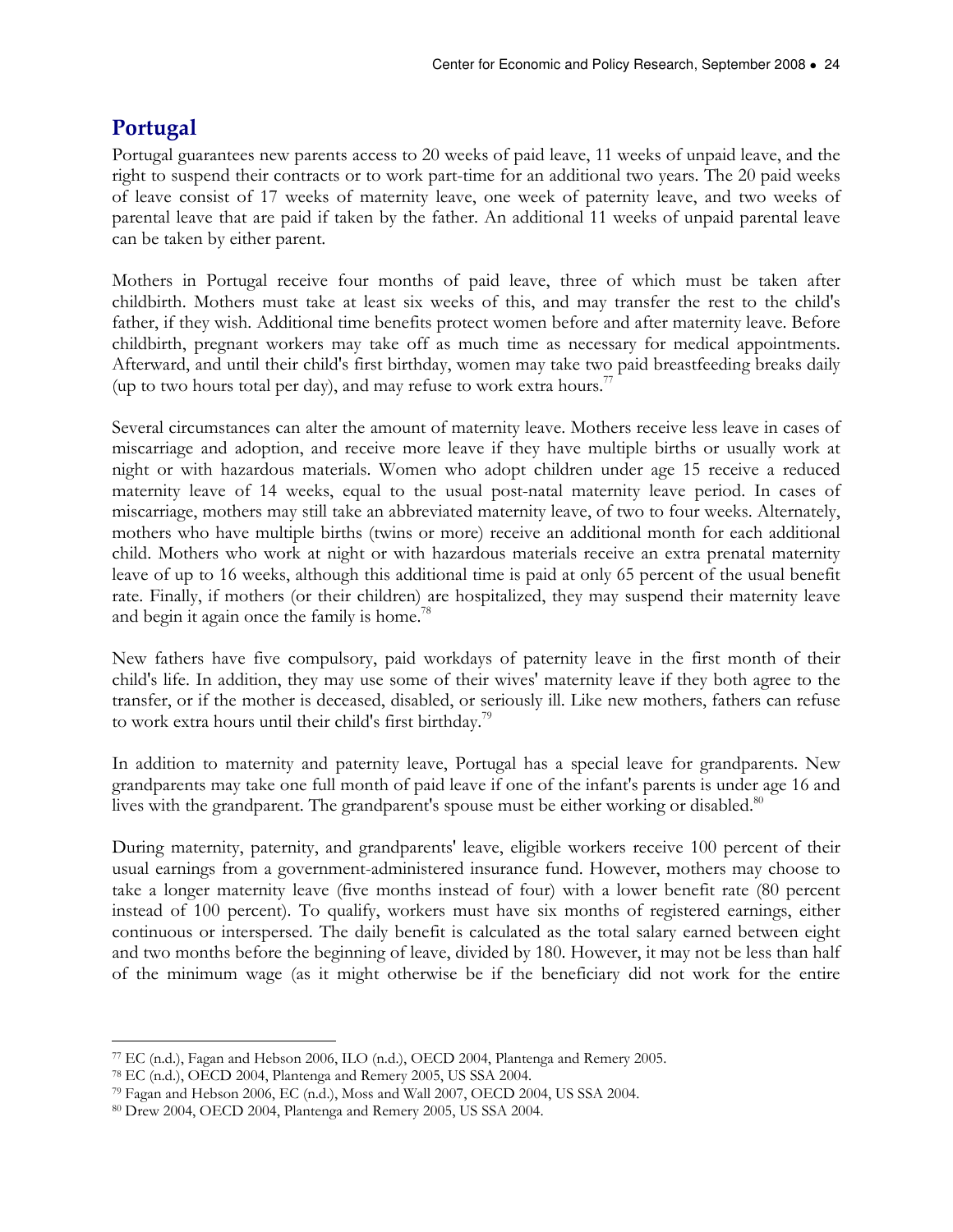## Portugal

Portugal guarantees new parents access to 20 weeks of paid leave, 11 weeks of unpaid leave, and the right to suspend their contracts or to work part-time for an additional two years. The 20 paid weeks of leave consist of 17 weeks of maternity leave, one week of paternity leave, and two weeks of parental leave that are paid if taken by the father. An additional 11 weeks of unpaid parental leave can be taken by either parent.

Mothers in Portugal receive four months of paid leave, three of which must be taken after childbirth. Mothers must take at least six weeks of this, and may transfer the rest to the child's father, if they wish. Additional time benefits protect women before and after maternity leave. Before childbirth, pregnant workers may take off as much time as necessary for medical appointments. Afterward, and until their child's first birthday, women may take two paid breastfeeding breaks daily (up to two hours total per day), and may refuse to work extra hours.[77]

Several circumstances can alter the amount of maternity leave. Mothers receive less leave in cases of miscarriage and adoption, and receive more leave if they have multiple births or usually work at night or with hazardous materials. Women who adopt children under age 15 receive a reduced maternity leave of 14 weeks, equal to the usual post-natal maternity leave period. In cases of miscarriage, mothers may still take an abbreviated maternity leave, of two to four weeks. Alternately, mothers who have multiple births (twins or more) receive an additional month for each additional child. Mothers who work at night or with hazardous materials receive an extra prenatal maternity leave of up to 16 weeks, although this additional time is paid at only 65 percent of the usual benefit rate. Finally, if mothers (or their children) are hospitalized, they may suspend their maternity leave and begin it again once the family is home.[78]

New fathers have five compulsory, paid workdays of paternity leave in the first month of their child's life. In addition, they may use some of their wives' maternity leave if they both agree to the transfer, or if the mother is deceased, disabled, or seriously ill. Like new mothers, fathers can refuse to work extra hours until their child's first birthday.[79]

In addition to maternity and paternity leave, Portugal has a special leave for grandparents. New grandparents may take one full month of paid leave if one of the infant's parents is under age 16 and lives with the grandparent. The grandparent's spouse must be either working or disabled.[80]

During maternity, paternity, and grandparents' leave, eligible workers receive 100 percent of their usual earnings from a government-administered insurance fund. However, mothers may choose to take a longer maternity leave (five months instead of four) with a lower benefit rate (80 percent instead of 100 percent). To qualify, workers must have six months of registered earnings, either continuous or interspersed. The daily benefit is calculated as the total salary earned between eight and two months before the beginning of leave, divided by 180. However, it may not be less than half of the minimum wage (as it might otherwise be if the beneficiary did not work for the entire

---

[77] EC (n.d.), Fagan and Hebson 2006, ILO (n.d.), OECD 2004, Plantenga and Remery 2005.

[78] EC (n.d.), OECD 2004, Plantenga and Remery 2005, US SSA 2004.

[79] Fagan and Hebson 2006, EC (n.d.), Moss and Wall 2007, OECD 2004, US SSA 2004.

[80] Drew 2004, OECD 2004, Plantenga and Remery 2005, US SSA 2004.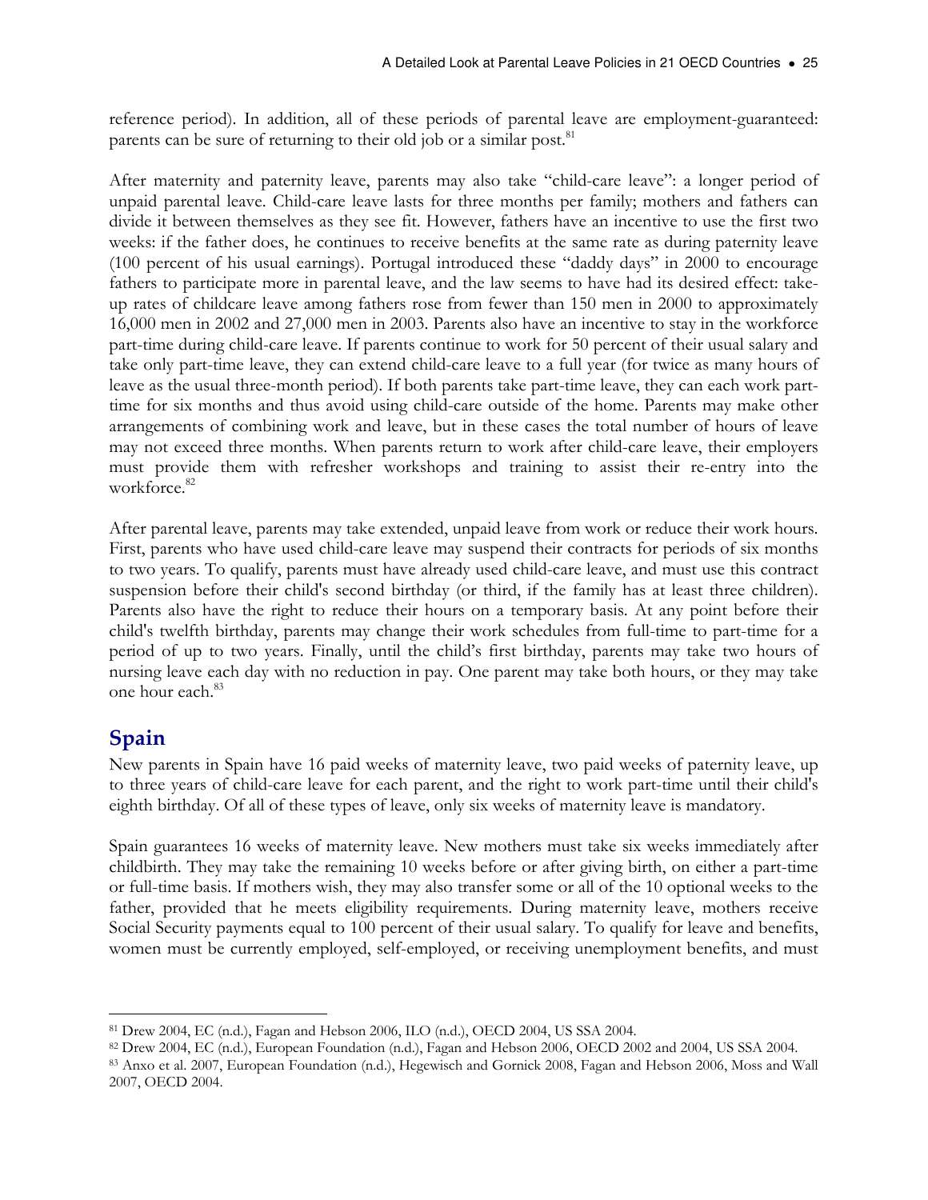reference period). In addition, all of these periods of parental leave are employment-guaranteed: parents can be sure of returning to their old job or a similar post.[81]

After maternity and paternity leave, parents may also take "child-care leave": a longer period of unpaid parental leave. Child-care leave lasts for three months per family; mothers and fathers can divide it between themselves as they see fit. However, fathers have an incentive to use the first two weeks: if the father does, he continues to receive benefits at the same rate as during paternity leave (100 percent of his usual earnings). Portugal introduced these "daddy days" in 2000 to encourage fathers to participate more in parental leave, and the law seems to have had its desired effect: take-up rates of childcare leave among fathers rose from fewer than 150 men in 2000 to approximately 16,000 men in 2002 and 27,000 men in 2003. Parents also have an incentive to stay in the workforce part-time during child-care leave. If parents continue to work for 50 percent of their usual salary and take only part-time leave, they can extend child-care leave to a full year (for twice as many hours of leave as the usual three-month period). If both parents take part-time leave, they can each work part-time for six months and thus avoid using child-care outside of the home. Parents may make other arrangements of combining work and leave, but in these cases the total number of hours of leave may not exceed three months. When parents return to work after child-care leave, their employers must provide them with refresher workshops and training to assist their re-entry into the workforce.[82]

After parental leave, parents may take extended, unpaid leave from work or reduce their work hours. First, parents who have used child-care leave may suspend their contracts for periods of six months to two years. To qualify, parents must have already used child-care leave, and must use this contract suspension before their child's second birthday (or third, if the family has at least three children). Parents also have the right to reduce their hours on a temporary basis. At any point before their child's twelfth birthday, parents may change their work schedules from full-time to part-time for a period of up to two years. Finally, until the child's first birthday, parents may take two hours of nursing leave each day with no reduction in pay. One parent may take both hours, or they may take one hour each.[83]

## Spain

New parents in Spain have 16 paid weeks of maternity leave, two paid weeks of paternity leave, up to three years of child-care leave for each parent, and the right to work part-time until their child's eighth birthday. Of all of these types of leave, only six weeks of maternity leave is mandatory.

Spain guarantees 16 weeks of maternity leave. New mothers must take six weeks immediately after childbirth. They may take the remaining 10 weeks before or after giving birth, on either a part-time or full-time basis. If mothers wish, they may also transfer some or all of the 10 optional weeks to the father, provided that he meets eligibility requirements. During maternity leave, mothers receive Social Security payments equal to 100 percent of their usual salary. To qualify for leave and benefits, women must be currently employed, self-employed, or receiving unemployment benefits, and must

---

[81] Drew 2004, EC (n.d.), Fagan and Hebson 2006, ILO (n.d.), OECD 2004, US SSA 2004.

[82] Drew 2004, EC (n.d.), European Foundation (n.d.), Fagan and Hebson 2006, OECD 2002 and 2004, US SSA 2004.

[83] Anxo et al. 2007, European Foundation (n.d.), Hegewisch and Gornick 2008, Fagan and Hebson 2006, Moss and Wall 2007, OECD 2004.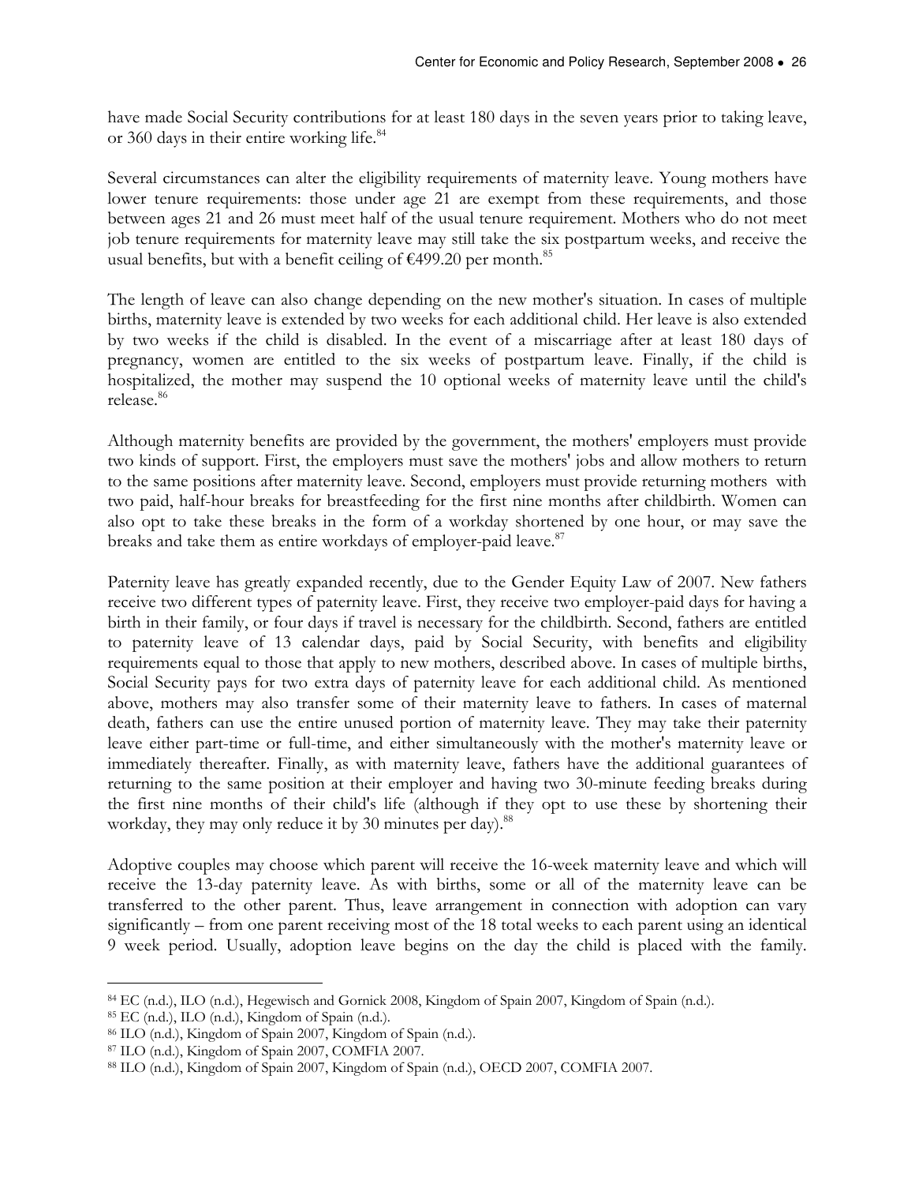have made Social Security contributions for at least 180 days in the seven years prior to taking leave, or 360 days in their entire working life.[84]

Several circumstances can alter the eligibility requirements of maternity leave. Young mothers have lower tenure requirements: those under age 21 are exempt from these requirements, and those between ages 21 and 26 must meet half of the usual tenure requirement. Mothers who do not meet job tenure requirements for maternity leave may still take the six postpartum weeks, and receive the usual benefits, but with a benefit ceiling of €499.20 per month.[85]

The length of leave can also change depending on the new mother's situation. In cases of multiple births, maternity leave is extended by two weeks for each additional child. Her leave is also extended by two weeks if the child is disabled. In the event of a miscarriage after at least 180 days of pregnancy, women are entitled to the six weeks of postpartum leave. Finally, if the child is hospitalized, the mother may suspend the 10 optional weeks of maternity leave until the child's release.[86]

Although maternity benefits are provided by the government, the mothers' employers must provide two kinds of support. First, the employers must save the mothers' jobs and allow mothers to return to the same positions after maternity leave. Second, employers must provide returning mothers with two paid, half-hour breaks for breastfeeding for the first nine months after childbirth. Women can also opt to take these breaks in the form of a workday shortened by one hour, or may save the breaks and take them as entire workdays of employer-paid leave.[87]

Paternity leave has greatly expanded recently, due to the Gender Equity Law of 2007. New fathers receive two different types of paternity leave. First, they receive two employer-paid days for having a birth in their family, or four days if travel is necessary for the childbirth. Second, fathers are entitled to paternity leave of 13 calendar days, paid by Social Security, with benefits and eligibility requirements equal to those that apply to new mothers, described above. In cases of multiple births, Social Security pays for two extra days of paternity leave for each additional child. As mentioned above, mothers may also transfer some of their maternity leave to fathers. In cases of maternal death, fathers can use the entire unused portion of maternity leave. They may take their paternity leave either part-time or full-time, and either simultaneously with the mother's maternity leave or immediately thereafter. Finally, as with maternity leave, fathers have the additional guarantees of returning to the same position at their employer and having two 30-minute feeding breaks during the first nine months of their child's life (although if they opt to use these by shortening their workday, they may only reduce it by 30 minutes per day).[88]

Adoptive couples may choose which parent will receive the 16-week maternity leave and which will receive the 13-day paternity leave. As with births, some or all of the maternity leave can be transferred to the other parent. Thus, leave arrangement in connection with adoption can vary significantly – from one parent receiving most of the 18 total weeks to each parent using an identical 9 week period. Usually, adoption leave begins on the day the child is placed with the family.

---

[84] EC (n.d.), ILO (n.d.), Hegewisch and Gornick 2008, Kingdom of Spain 2007, Kingdom of Spain (n.d.).

[85] EC (n.d.), ILO (n.d.), Kingdom of Spain (n.d.).

[86] ILO (n.d.), Kingdom of Spain 2007, Kingdom of Spain (n.d.).

[87] ILO (n.d.), Kingdom of Spain 2007, COMFIA 2007.

[88] ILO (n.d.), Kingdom of Spain 2007, Kingdom of Spain (n.d.), OECD 2007, COMFIA 2007.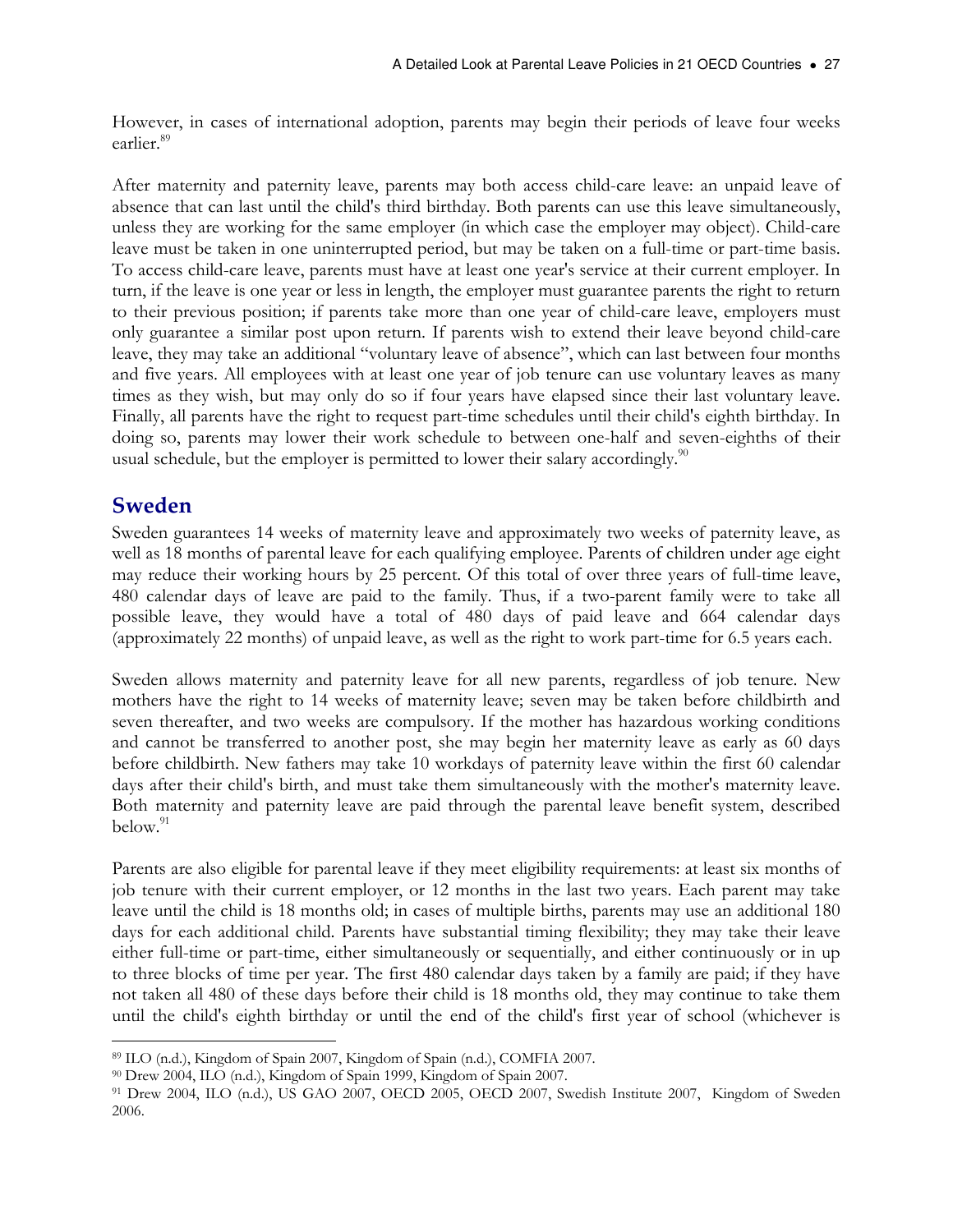However, in cases of international adoption, parents may begin their periods of leave four weeks earlier.[89]

After maternity and paternity leave, parents may both access child-care leave: an unpaid leave of absence that can last until the child's third birthday. Both parents can use this leave simultaneously, unless they are working for the same employer (in which case the employer may object). Child-care leave must be taken in one uninterrupted period, but may be taken on a full-time or part-time basis. To access child-care leave, parents must have at least one year's service at their current employer. In turn, if the leave is one year or less in length, the employer must guarantee parents the right to return to their previous position; if parents take more than one year of child-care leave, employers must only guarantee a similar post upon return. If parents wish to extend their leave beyond child-care leave, they may take an additional "voluntary leave of absence", which can last between four months and five years. All employees with at least one year of job tenure can use voluntary leaves as many times as they wish, but may only do so if four years have elapsed since their last voluntary leave. Finally, all parents have the right to request part-time schedules until their child's eighth birthday. In doing so, parents may lower their work schedule to between one-half and seven-eighths of their usual schedule, but the employer is permitted to lower their salary accordingly.[90]

## Sweden

Sweden guarantees 14 weeks of maternity leave and approximately two weeks of paternity leave, as well as 18 months of parental leave for each qualifying employee. Parents of children under age eight may reduce their working hours by 25 percent. Of this total of over three years of full-time leave, 480 calendar days of leave are paid to the family. Thus, if a two-parent family were to take all possible leave, they would have a total of 480 days of paid leave and 664 calendar days (approximately 22 months) of unpaid leave, as well as the right to work part-time for 6.5 years each.

Sweden allows maternity and paternity leave for all new parents, regardless of job tenure. New mothers have the right to 14 weeks of maternity leave; seven may be taken before childbirth and seven thereafter, and two weeks are compulsory. If the mother has hazardous working conditions and cannot be transferred to another post, she may begin her maternity leave as early as 60 days before childbirth. New fathers may take 10 workdays of paternity leave within the first 60 calendar days after their child's birth, and must take them simultaneously with the mother's maternity leave. Both maternity and paternity leave are paid through the parental leave benefit system, described below.[91]

Parents are also eligible for parental leave if they meet eligibility requirements: at least six months of job tenure with their current employer, or 12 months in the last two years. Each parent may take leave until the child is 18 months old; in cases of multiple births, parents may use an additional 180 days for each additional child. Parents have substantial timing flexibility; they may take their leave either full-time or part-time, either simultaneously or sequentially, and either continuously or in up to three blocks of time per year. The first 480 calendar days taken by a family are paid; if they have not taken all 480 of these days before their child is 18 months old, they may continue to take them until the child's eighth birthday or until the end of the child's first year of school (whichever is

---

[89] ILO (n.d.), Kingdom of Spain 2007, Kingdom of Spain (n.d.), COMFIA 2007.

[90] Drew 2004, ILO (n.d.), Kingdom of Spain 1999, Kingdom of Spain 2007.

[91] Drew 2004, ILO (n.d.), US GAO 2007, OECD 2005, OECD 2007, Swedish Institute 2007, Kingdom of Sweden 2006.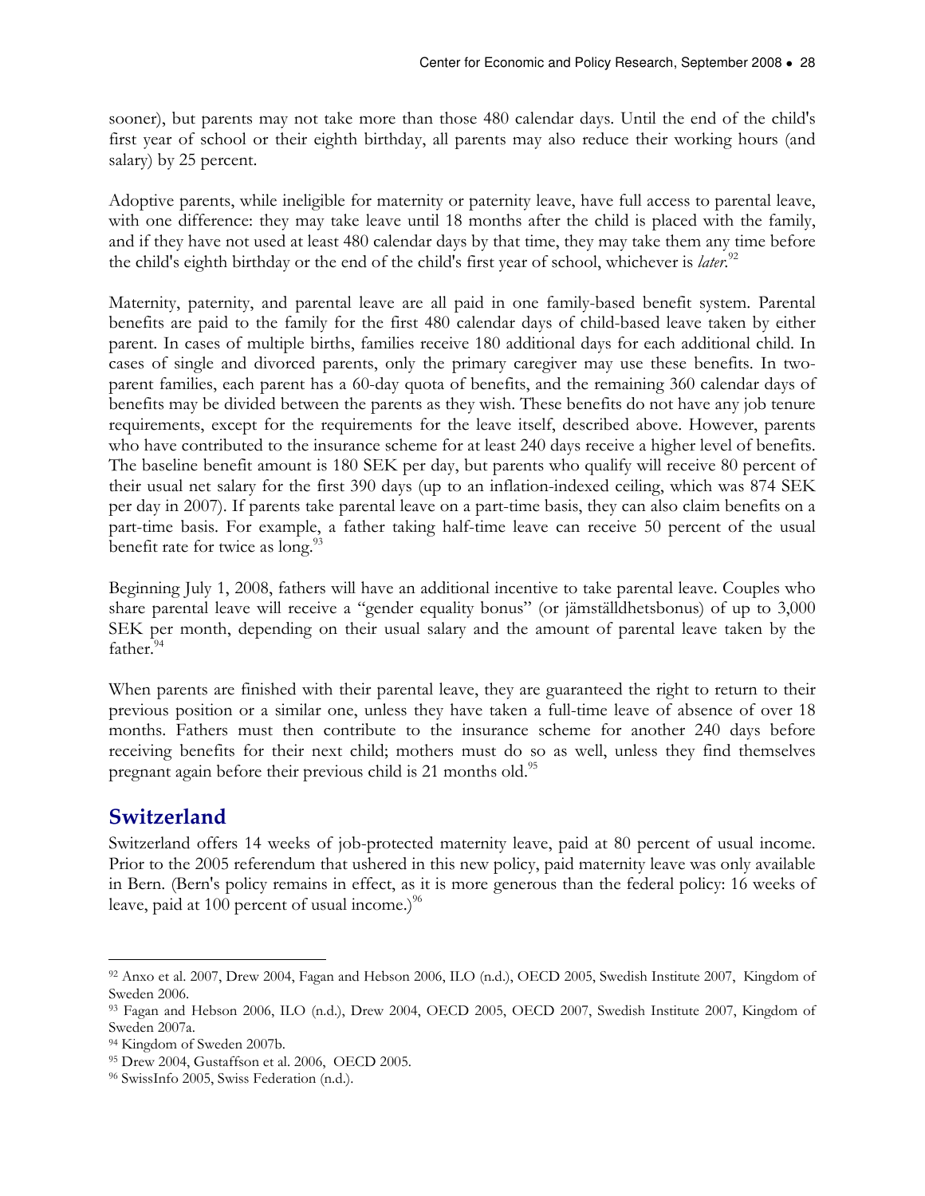sooner), but parents may not take more than those 480 calendar days. Until the end of the child's first year of school or their eighth birthday, all parents may also reduce their working hours (and salary) by 25 percent.

Adoptive parents, while ineligible for maternity or paternity leave, have full access to parental leave, with one difference: they may take leave until 18 months after the child is placed with the family, and if they have not used at least 480 calendar days by that time, they may take them any time before the child's eighth birthday or the end of the child's first year of school, whichever is *later*.[92]

Maternity, paternity, and parental leave are all paid in one family-based benefit system. Parental benefits are paid to the family for the first 480 calendar days of child-based leave taken by either parent. In cases of multiple births, families receive 180 additional days for each additional child. In cases of single and divorced parents, only the primary caregiver may use these benefits. In two-parent families, each parent has a 60-day quota of benefits, and the remaining 360 calendar days of benefits may be divided between the parents as they wish. These benefits do not have any job tenure requirements, except for the requirements for the leave itself, described above. However, parents who have contributed to the insurance scheme for at least 240 days receive a higher level of benefits. The baseline benefit amount is 180 SEK per day, but parents who qualify will receive 80 percent of their usual net salary for the first 390 days (up to an inflation-indexed ceiling, which was 874 SEK per day in 2007). If parents take parental leave on a part-time basis, they can also claim benefits on a part-time basis. For example, a father taking half-time leave can receive 50 percent of the usual benefit rate for twice as long.[93]

Beginning July 1, 2008, fathers will have an additional incentive to take parental leave. Couples who share parental leave will receive a "gender equality bonus" (or jämställdhetsbonus) of up to 3,000 SEK per month, depending on their usual salary and the amount of parental leave taken by the father.[94]

When parents are finished with their parental leave, they are guaranteed the right to return to their previous position or a similar one, unless they have taken a full-time leave of absence of over 18 months. Fathers must then contribute to the insurance scheme for another 240 days before receiving benefits for their next child; mothers must do so as well, unless they find themselves pregnant again before their previous child is 21 months old.[95]

## Switzerland

Switzerland offers 14 weeks of job-protected maternity leave, paid at 80 percent of usual income. Prior to the 2005 referendum that ushered in this new policy, paid maternity leave was only available in Bern. (Bern's policy remains in effect, as it is more generous than the federal policy: 16 weeks of leave, paid at 100 percent of usual income.)[96]

---

[92] Anxo et al. 2007, Drew 2004, Fagan and Hebson 2006, ILO (n.d.), OECD 2005, Swedish Institute 2007, Kingdom of Sweden 2006.

[93] Fagan and Hebson 2006, ILO (n.d.), Drew 2004, OECD 2005, OECD 2007, Swedish Institute 2007, Kingdom of Sweden 2007a.

[94] Kingdom of Sweden 2007b.

[95] Drew 2004, Gustaffson et al. 2006, OECD 2005.

[96] SwissInfo 2005, Swiss Federation (n.d.).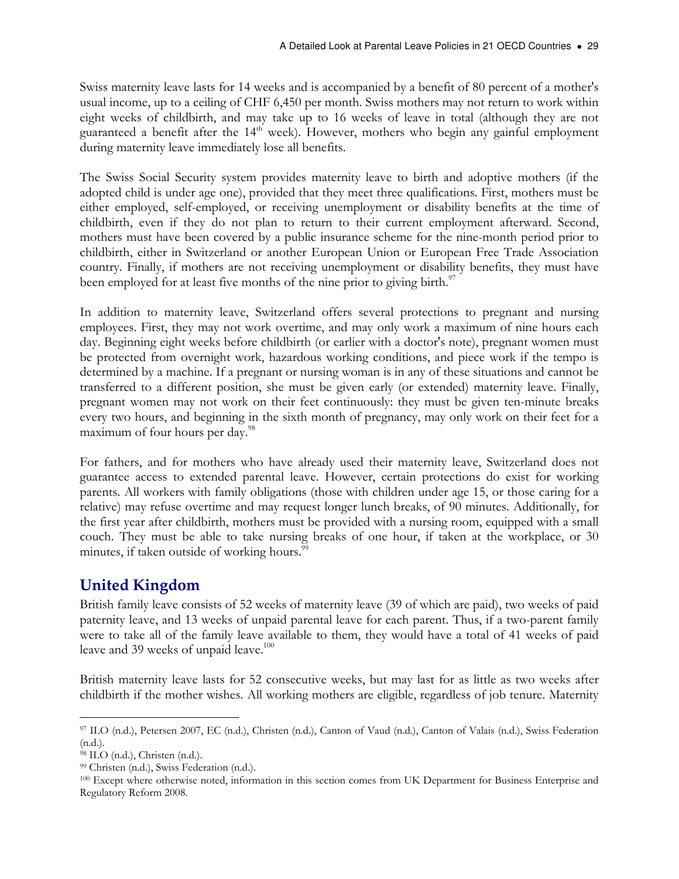Swiss maternity leave lasts for 14 weeks and is accompanied by a benefit of 80 percent of a mother's usual income, up to a ceiling of CHF 6,450 per month. Swiss mothers may not return to work within eight weeks of childbirth, and may take up to 16 weeks of leave in total (although they are not guaranteed a benefit after the 14th week). However, mothers who begin any gainful employment during maternity leave immediately lose all benefits.

The Swiss Social Security system provides maternity leave to birth and adoptive mothers (if the adopted child is under age one), provided that they meet three qualifications. First, mothers must be either employed, self-employed, or receiving unemployment or disability benefits at the time of childbirth, even if they do not plan to return to their current employment afterward. Second, mothers must have been covered by a public insurance scheme for the nine-month period prior to childbirth, either in Switzerland or another European Union or European Free Trade Association country. Finally, if mothers are not receiving unemployment or disability benefits, they must have been employed for at least five months of the nine prior to giving birth.[97]

In addition to maternity leave, Switzerland offers several protections to pregnant and nursing employees. First, they may not work overtime, and may only work a maximum of nine hours each day. Beginning eight weeks before childbirth (or earlier with a doctor's note), pregnant women must be protected from overnight work, hazardous working conditions, and piece work if the tempo is determined by a machine. If a pregnant or nursing woman is in any of these situations and cannot be transferred to a different position, she must be given early (or extended) maternity leave. Finally, pregnant women may not work on their feet continuously: they must be given ten-minute breaks every two hours, and beginning in the sixth month of pregnancy, may only work on their feet for a maximum of four hours per day.[98]

For fathers, and for mothers who have already used their maternity leave, Switzerland does not guarantee access to extended parental leave. However, certain protections do exist for working parents. All workers with family obligations (those with children under age 15, or those caring for a relative) may refuse overtime and may request longer lunch breaks, of 90 minutes. Additionally, for the first year after childbirth, mothers must be provided with a nursing room, equipped with a small couch. They must be able to take nursing breaks of one hour, if taken at the workplace, or 30 minutes, if taken outside of working hours.[99]

## United Kingdom

British family leave consists of 52 weeks of maternity leave (39 of which are paid), two weeks of paid paternity leave, and 13 weeks of unpaid parental leave for each parent. Thus, if a two-parent family were to take all of the family leave available to them, they would have a total of 41 weeks of paid leave and 39 weeks of unpaid leave.[100]

British maternity leave lasts for 52 consecutive weeks, but may last for as little as two weeks after childbirth if the mother wishes. All working mothers are eligible, regardless of job tenure. Maternity

---

[97] ILO (n.d.), Petersen 2007, EC (n.d.), Christen (n.d.), Canton of Vaud (n.d.), Canton of Valais (n.d.), Swiss Federation (n.d.).

[98] ILO (n.d.), Christen (n.d.).

[99] Christen (n.d.), Swiss Federation (n.d.).

[100] Except where otherwise noted, information in this section comes from UK Department for Business Enterprise and Regulatory Reform 2008.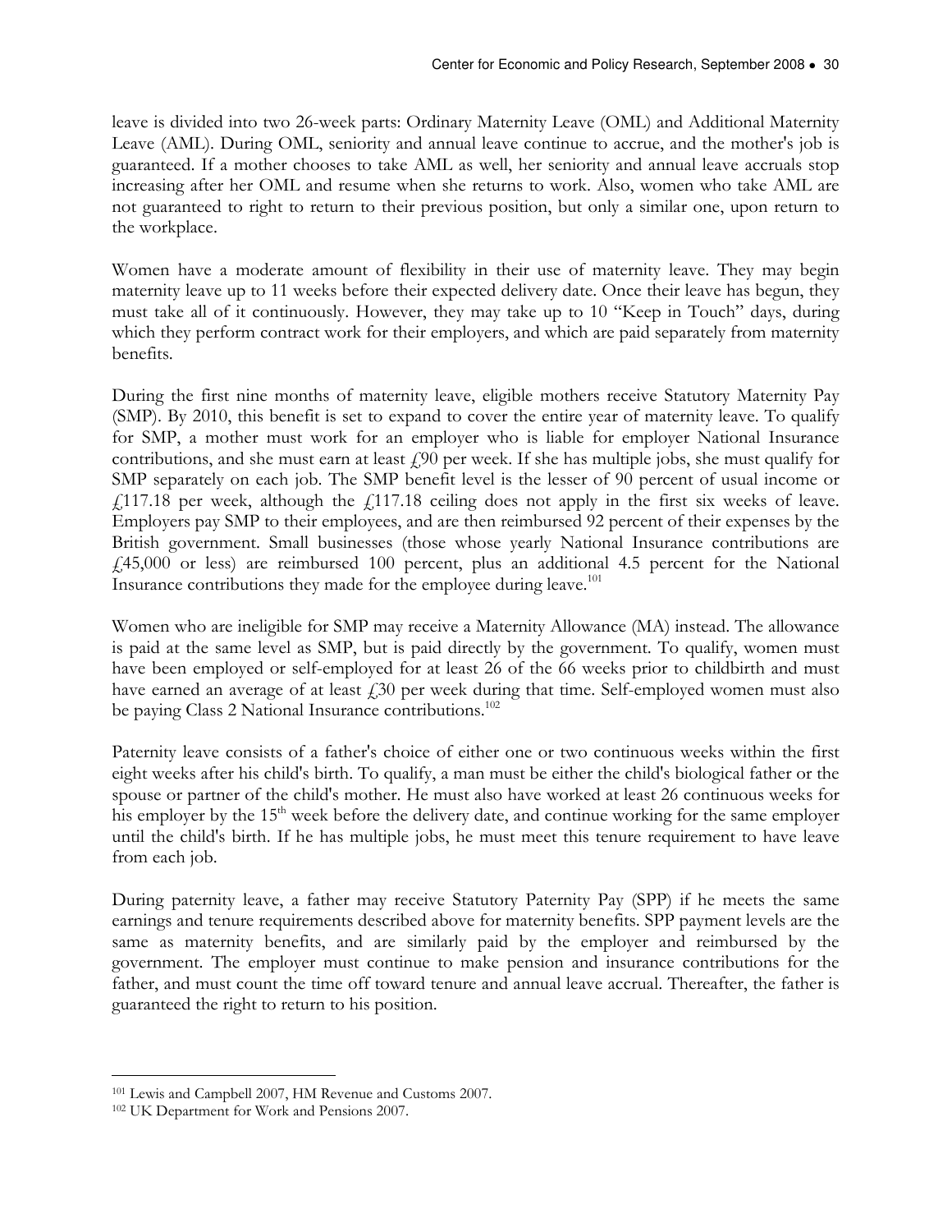leave is divided into two 26-week parts: Ordinary Maternity Leave (OML) and Additional Maternity Leave (AML). During OML, seniority and annual leave continue to accrue, and the mother's job is guaranteed. If a mother chooses to take AML as well, her seniority and annual leave accruals stop increasing after her OML and resume when she returns to work. Also, women who take AML are not guaranteed to right to return to their previous position, but only a similar one, upon return to the workplace.

Women have a moderate amount of flexibility in their use of maternity leave. They may begin maternity leave up to 11 weeks before their expected delivery date. Once their leave has begun, they must take all of it continuously. However, they may take up to 10 "Keep in Touch" days, during which they perform contract work for their employers, and which are paid separately from maternity benefits.

During the first nine months of maternity leave, eligible mothers receive Statutory Maternity Pay (SMP). By 2010, this benefit is set to expand to cover the entire year of maternity leave. To qualify for SMP, a mother must work for an employer who is liable for employer National Insurance contributions, and she must earn at least £90 per week. If she has multiple jobs, she must qualify for SMP separately on each job. The SMP benefit level is the lesser of 90 percent of usual income or £117.18 per week, although the £117.18 ceiling does not apply in the first six weeks of leave. Employers pay SMP to their employees, and are then reimbursed 92 percent of their expenses by the British government. Small businesses (those whose yearly National Insurance contributions are £45,000 or less) are reimbursed 100 percent, plus an additional 4.5 percent for the National Insurance contributions they made for the employee during leave.[101]

Women who are ineligible for SMP may receive a Maternity Allowance (MA) instead. The allowance is paid at the same level as SMP, but is paid directly by the government. To qualify, women must have been employed or self-employed for at least 26 of the 66 weeks prior to childbirth and must have earned an average of at least £30 per week during that time. Self-employed women must also be paying Class 2 National Insurance contributions.[102]

Paternity leave consists of a father's choice of either one or two continuous weeks within the first eight weeks after his child's birth. To qualify, a man must be either the child's biological father or the spouse or partner of the child's mother. He must also have worked at least 26 continuous weeks for his employer by the 15th week before the delivery date, and continue working for the same employer until the child's birth. If he has multiple jobs, he must meet this tenure requirement to have leave from each job.

During paternity leave, a father may receive Statutory Paternity Pay (SPP) if he meets the same earnings and tenure requirements described above for maternity benefits. SPP payment levels are the same as maternity benefits, and are similarly paid by the employer and reimbursed by the government. The employer must continue to make pension and insurance contributions for the father, and must count the time off toward tenure and annual leave accrual. Thereafter, the father is guaranteed the right to return to his position.

---

[101] Lewis and Campbell 2007, HM Revenue and Customs 2007.

[102] UK Department for Work and Pensions 2007.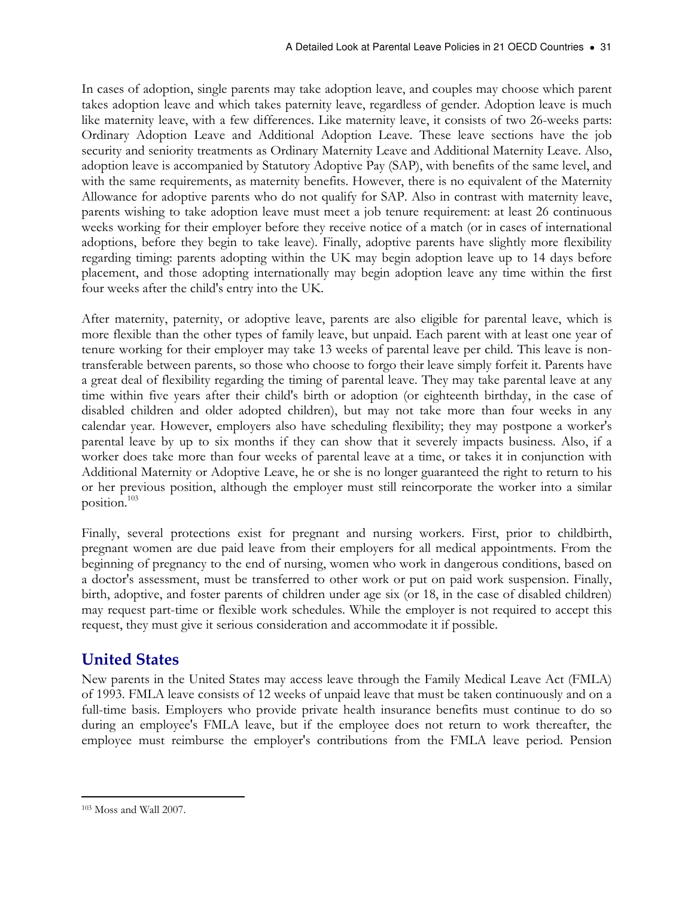In cases of adoption, single parents may take adoption leave, and couples may choose which parent takes adoption leave and which takes paternity leave, regardless of gender. Adoption leave is much like maternity leave, with a few differences. Like maternity leave, it consists of two 26-weeks parts: Ordinary Adoption Leave and Additional Adoption Leave. These leave sections have the job security and seniority treatments as Ordinary Maternity Leave and Additional Maternity Leave. Also, adoption leave is accompanied by Statutory Adoptive Pay (SAP), with benefits of the same level, and with the same requirements, as maternity benefits. However, there is no equivalent of the Maternity Allowance for adoptive parents who do not qualify for SAP. Also in contrast with maternity leave, parents wishing to take adoption leave must meet a job tenure requirement: at least 26 continuous weeks working for their employer before they receive notice of a match (or in cases of international adoptions, before they begin to take leave). Finally, adoptive parents have slightly more flexibility regarding timing: parents adopting within the UK may begin adoption leave up to 14 days before placement, and those adopting internationally may begin adoption leave any time within the first four weeks after the child's entry into the UK.

After maternity, paternity, or adoptive leave, parents are also eligible for parental leave, which is more flexible than the other types of family leave, but unpaid. Each parent with at least one year of tenure working for their employer may take 13 weeks of parental leave per child. This leave is non-transferable between parents, so those who choose to forgo their leave simply forfeit it. Parents have a great deal of flexibility regarding the timing of parental leave. They may take parental leave at any time within five years after their child's birth or adoption (or eighteenth birthday, in the case of disabled children and older adopted children), but may not take more than four weeks in any calendar year. However, employers also have scheduling flexibility; they may postpone a worker's parental leave by up to six months if they can show that it severely impacts business. Also, if a worker does take more than four weeks of parental leave at a time, or takes it in conjunction with Additional Maternity or Adoptive Leave, he or she is no longer guaranteed the right to return to his or her previous position, although the employer must still reincorporate the worker into a similar position.[103]

Finally, several protections exist for pregnant and nursing workers. First, prior to childbirth, pregnant women are due paid leave from their employers for all medical appointments. From the beginning of pregnancy to the end of nursing, women who work in dangerous conditions, based on a doctor's assessment, must be transferred to other work or put on paid work suspension. Finally, birth, adoptive, and foster parents of children under age six (or 18, in the case of disabled children) may request part-time or flexible work schedules. While the employer is not required to accept this request, they must give it serious consideration and accommodate it if possible.

## United States

New parents in the United States may access leave through the Family Medical Leave Act (FMLA) of 1993. FMLA leave consists of 12 weeks of unpaid leave that must be taken continuously and on a full-time basis. Employers who provide private health insurance benefits must continue to do so during an employee's FMLA leave, but if the employee does not return to work thereafter, the employee must reimburse the employer's contributions from the FMLA leave period. Pension

[103] Moss and Wall 2007.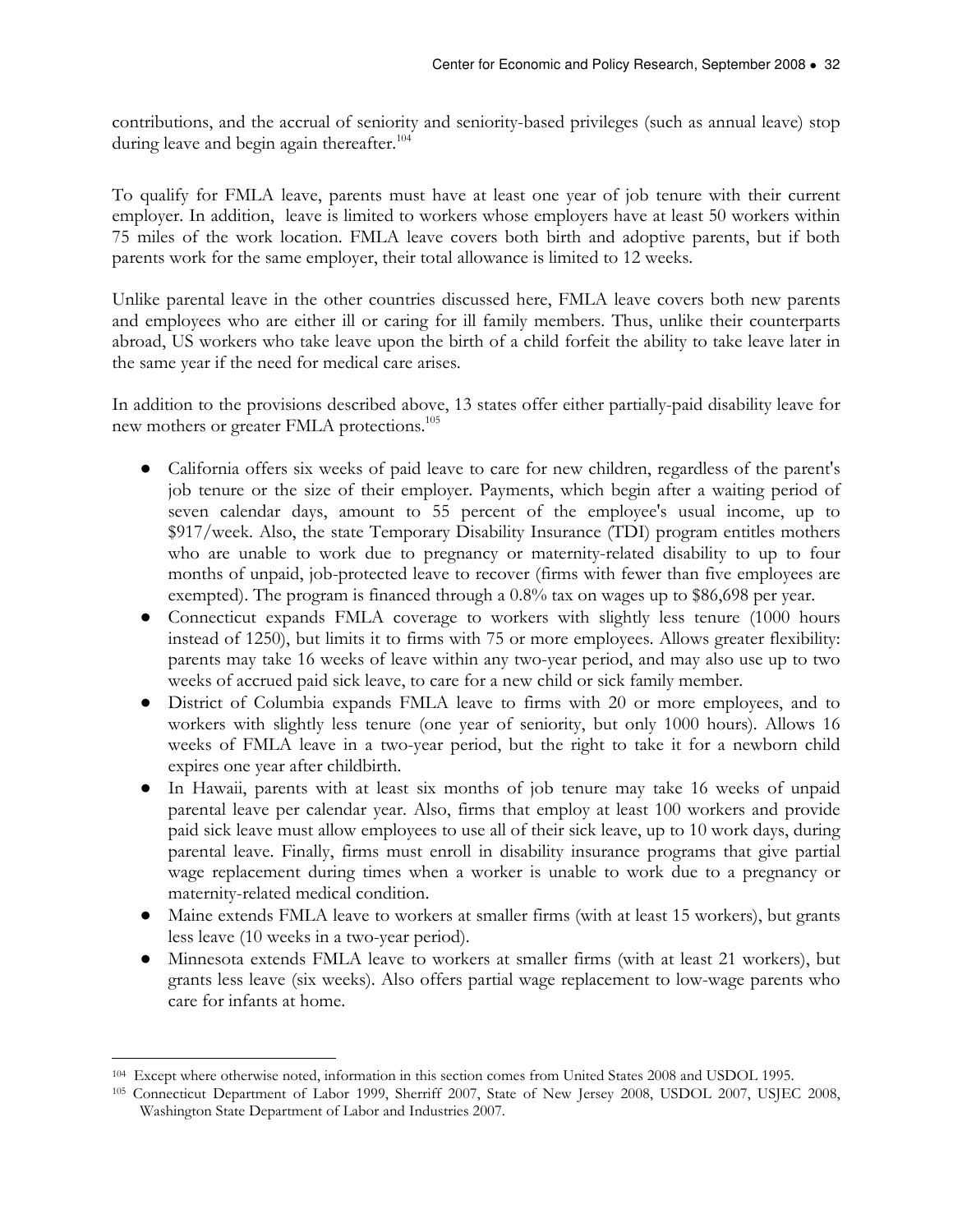contributions, and the accrual of seniority and seniority-based privileges (such as annual leave) stop during leave and begin again thereafter.[104]

To qualify for FMLA leave, parents must have at least one year of job tenure with their current employer. In addition, leave is limited to workers whose employers have at least 50 workers within 75 miles of the work location. FMLA leave covers both birth and adoptive parents, but if both parents work for the same employer, their total allowance is limited to 12 weeks.

Unlike parental leave in the other countries discussed here, FMLA leave covers both new parents and employees who are either ill or caring for ill family members. Thus, unlike their counterparts abroad, US workers who take leave upon the birth of a child forfeit the ability to take leave later in the same year if the need for medical care arises.

In addition to the provisions described above, 13 states offer either partially-paid disability leave for new mothers or greater FMLA protections.[105]

- California offers six weeks of paid leave to care for new children, regardless of the parent's job tenure or the size of their employer. Payments, which begin after a waiting period of seven calendar days, amount to 55 percent of the employee's usual income, up to $917/week. Also, the state Temporary Disability Insurance (TDI) program entitles mothers who are unable to work due to pregnancy or maternity-related disability to up to four months of unpaid, job-protected leave to recover (firms with fewer than five employees are exempted). The program is financed through a 0.8% tax on wages up to $86,698 per year.
- Connecticut expands FMLA coverage to workers with slightly less tenure (1000 hours instead of 1250), but limits it to firms with 75 or more employees. Allows greater flexibility: parents may take 16 weeks of leave within any two-year period, and may also use up to two weeks of accrued paid sick leave, to care for a new child or sick family member.
- District of Columbia expands FMLA leave to firms with 20 or more employees, and to workers with slightly less tenure (one year of seniority, but only 1000 hours). Allows 16 weeks of FMLA leave in a two-year period, but the right to take it for a newborn child expires one year after childbirth.
- In Hawaii, parents with at least six months of job tenure may take 16 weeks of unpaid parental leave per calendar year. Also, firms that employ at least 100 workers and provide paid sick leave must allow employees to use all of their sick leave, up to 10 work days, during parental leave. Finally, firms must enroll in disability insurance programs that give partial wage replacement during times when a worker is unable to work due to a pregnancy or maternity-related medical condition.
- Maine extends FMLA leave to workers at smaller firms (with at least 15 workers), but grants less leave (10 weeks in a two-year period).
- Minnesota extends FMLA leave to workers at smaller firms (with at least 21 workers), but grants less leave (six weeks). Also offers partial wage replacement to low-wage parents who care for infants at home.

---

[104] Except where otherwise noted, information in this section comes from United States 2008 and USDOL 1995.

[105] Connecticut Department of Labor 1999, Sherriff 2007, State of New Jersey 2008, USDOL 2007, USJEC 2008, Washington State Department of Labor and Industries 2007.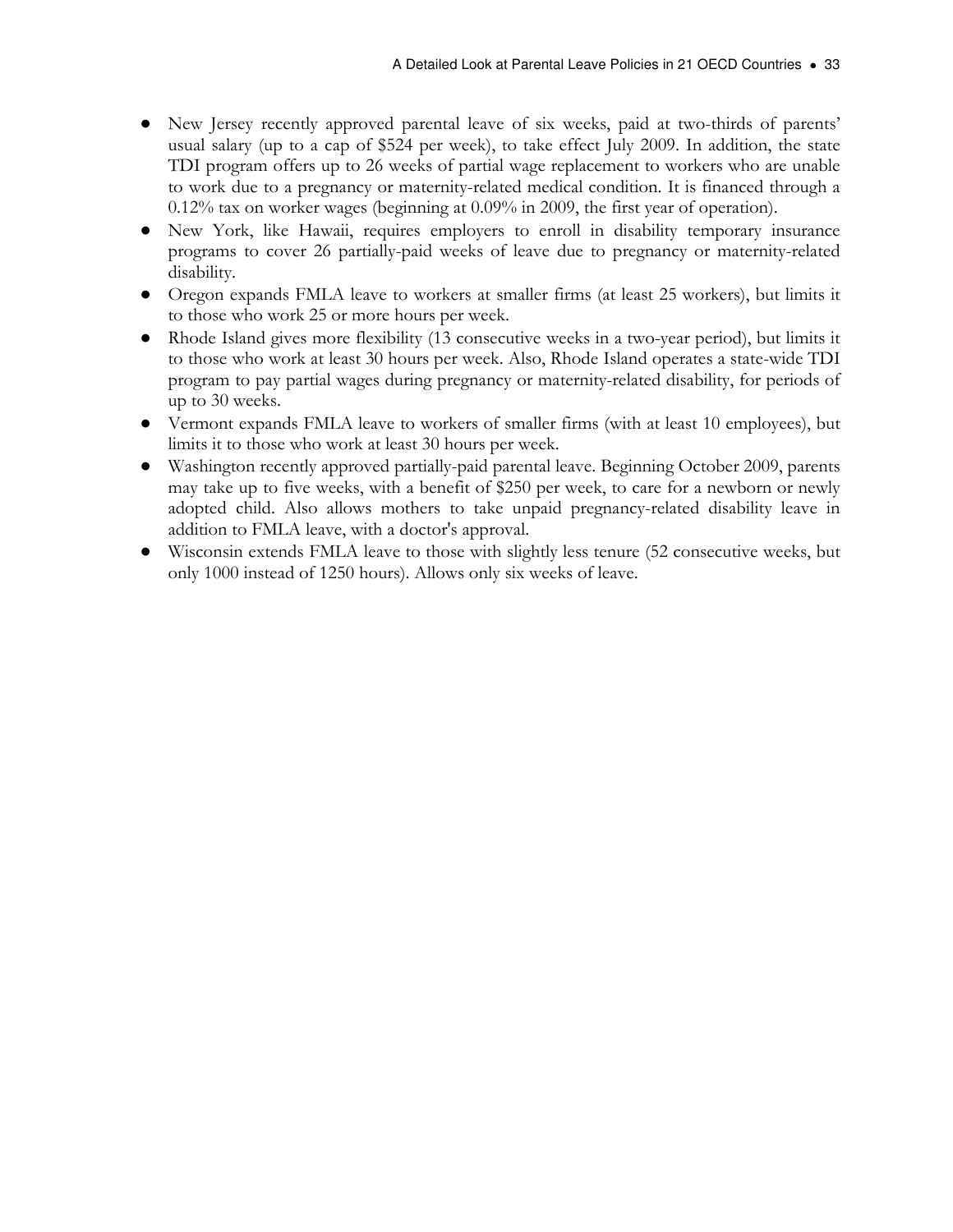- New Jersey recently approved parental leave of six weeks, paid at two-thirds of parents' usual salary (up to a cap of $524 per week), to take effect July 2009. In addition, the state TDI program offers up to 26 weeks of partial wage replacement to workers who are unable to work due to a pregnancy or maternity-related medical condition. It is financed through a 0.12% tax on worker wages (beginning at 0.09% in 2009, the first year of operation).
- New York, like Hawaii, requires employers to enroll in disability temporary insurance programs to cover 26 partially-paid weeks of leave due to pregnancy or maternity-related disability.
- Oregon expands FMLA leave to workers at smaller firms (at least 25 workers), but limits it to those who work 25 or more hours per week.
- Rhode Island gives more flexibility (13 consecutive weeks in a two-year period), but limits it to those who work at least 30 hours per week. Also, Rhode Island operates a state-wide TDI program to pay partial wages during pregnancy or maternity-related disability, for periods of up to 30 weeks.
- Vermont expands FMLA leave to workers of smaller firms (with at least 10 employees), but limits it to those who work at least 30 hours per week.
- Washington recently approved partially-paid parental leave. Beginning October 2009, parents may take up to five weeks, with a benefit of $250 per week, to care for a newborn or newly adopted child. Also allows mothers to take unpaid pregnancy-related disability leave in addition to FMLA leave, with a doctor's approval.
- Wisconsin extends FMLA leave to those with slightly less tenure (52 consecutive weeks, but only 1000 instead of 1250 hours). Allows only six weeks of leave.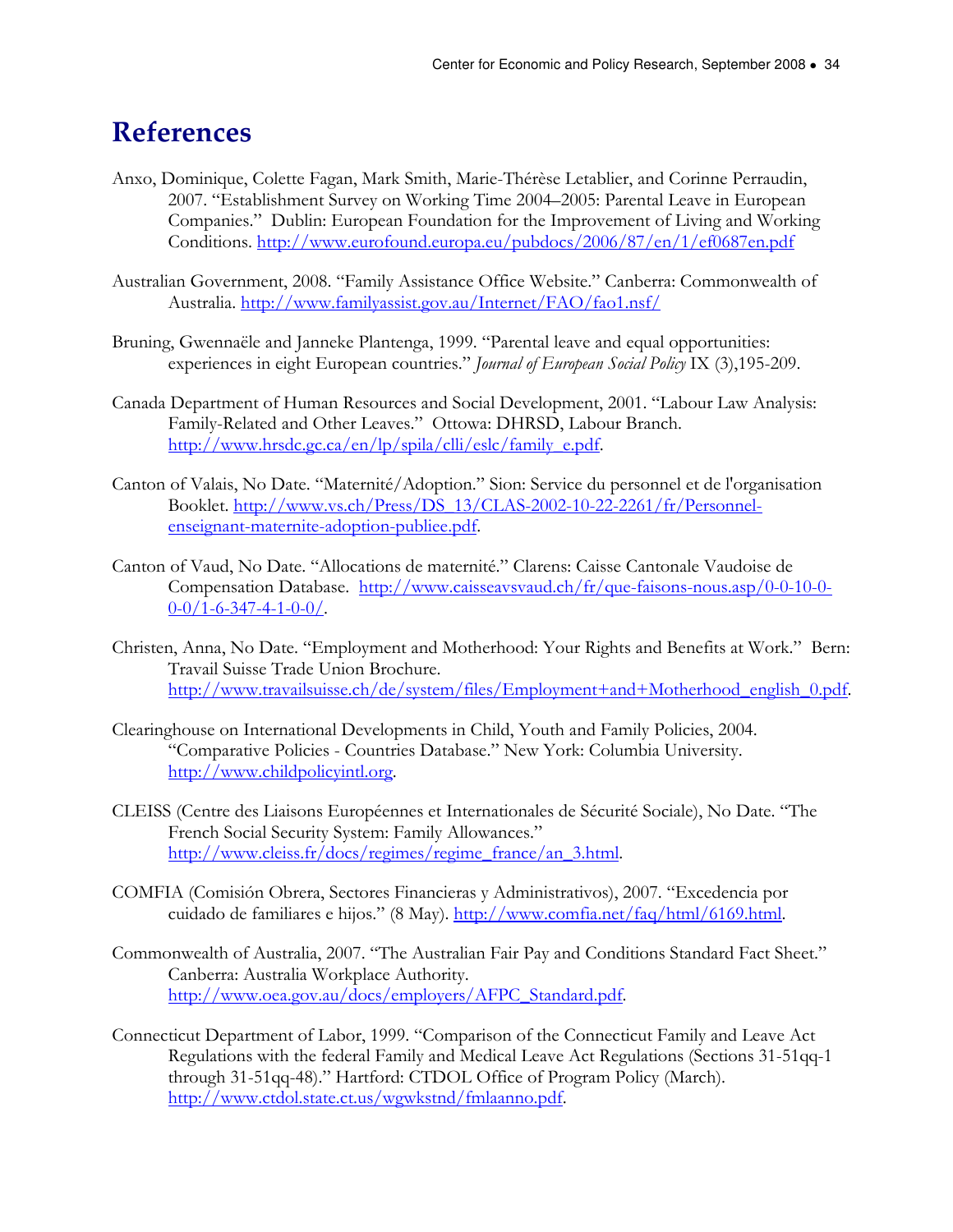# References

Anxo, Dominique, Colette Fagan, Mark Smith, Marie-Thérèse Letablier, and Corinne Perraudin, 2007. "Establishment Survey on Working Time 2004–2005: Parental Leave in European Companies." Dublin: European Foundation for the Improvement of Living and Working Conditions. http://www.eurofound.europa.eu/pubdocs/2006/87/en/1/ef0687en.pdf

Australian Government, 2008. "Family Assistance Office Website." Canberra: Commonwealth of Australia. http://www.familyassist.gov.au/Internet/FAO/fao1.nsf/

Bruning, Gwennaële and Janneke Plantenga, 1999. "Parental leave and equal opportunities: experiences in eight European countries." *Journal of European Social Policy* IX (3),195-209.

Canada Department of Human Resources and Social Development, 2001. "Labour Law Analysis: Family-Related and Other Leaves." Ottowa: DHRSD, Labour Branch. http://www.hrsdc.gc.ca/en/lp/spila/clli/eslc/family_e.pdf.

Canton of Valais, No Date. "Maternité/Adoption." Sion: Service du personnel et de l'organisation Booklet. http://www.vs.ch/Press/DS_13/CLAS-2002-10-22-2261/fr/Personnel-enseignant-maternite-adoption-publiee.pdf.

Canton of Vaud, No Date. "Allocations de maternité." Clarens: Caisse Cantonale Vaudoise de Compensation Database. http://www.caisseavsvaud.ch/fr/que-faisons-nous.asp/0-0-10-0-0-0/1-6-347-4-1-0-0/.

Christen, Anna, No Date. "Employment and Motherhood: Your Rights and Benefits at Work." Bern: Travail Suisse Trade Union Brochure. http://www.travailsuisse.ch/de/system/files/Employment+and+Motherhood_english_0.pdf.

Clearinghouse on International Developments in Child, Youth and Family Policies, 2004. "Comparative Policies - Countries Database." New York: Columbia University. http://www.childpolicyintl.org.

CLEISS (Centre des Liaisons Européennes et Internationales de Sécurité Sociale), No Date. "The French Social Security System: Family Allowances." http://www.cleiss.fr/docs/regimes/regime_france/an_3.html.

COMFIA (Comisión Obrera, Sectores Financieras y Administrativos), 2007. "Excedencia por cuidado de familiares e hijos." (8 May). http://www.comfia.net/faq/html/6169.html.

Commonwealth of Australia, 2007. "The Australian Fair Pay and Conditions Standard Fact Sheet." Canberra: Australia Workplace Authority. http://www.oea.gov.au/docs/employers/AFPC_Standard.pdf.

Connecticut Department of Labor, 1999. "Comparison of the Connecticut Family and Leave Act Regulations with the federal Family and Medical Leave Act Regulations (Sections 31-51qq-1 through 31-51qq-48)." Hartford: CTDOL Office of Program Policy (March). http://www.ctdol.state.ct.us/wgwkstnd/fmlaanno.pdf.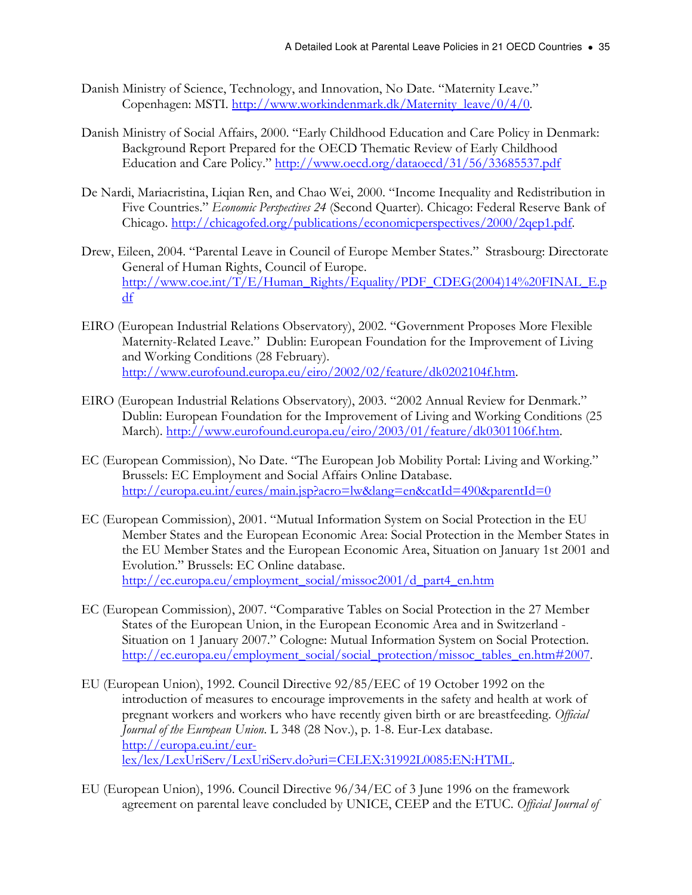Danish Ministry of Science, Technology, and Innovation, No Date. "Maternity Leave." Copenhagen: MSTI. http://www.workindenmark.dk/Maternity_leave/0/4/0.

Danish Ministry of Social Affairs, 2000. "Early Childhood Education and Care Policy in Denmark: Background Report Prepared for the OECD Thematic Review of Early Childhood Education and Care Policy." http://www.oecd.org/dataoecd/31/56/33685537.pdf

De Nardi, Mariacristina, Liqian Ren, and Chao Wei, 2000. "Income Inequality and Redistribution in Five Countries." *Economic Perspectives 24* (Second Quarter). Chicago: Federal Reserve Bank of Chicago. http://chicagofed.org/publications/economicperspectives/2000/2qep1.pdf.

Drew, Eileen, 2004. "Parental Leave in Council of Europe Member States." Strasbourg: Directorate General of Human Rights, Council of Europe. http://www.coe.int/T/E/Human_Rights/Equality/PDF_CDEG(2004)14%20FINAL_E.pdf

EIRO (European Industrial Relations Observatory), 2002. "Government Proposes More Flexible Maternity-Related Leave." Dublin: European Foundation for the Improvement of Living and Working Conditions (28 February). http://www.eurofound.europa.eu/eiro/2002/02/feature/dk0202104f.htm.

EIRO (European Industrial Relations Observatory), 2003. "2002 Annual Review for Denmark." Dublin: European Foundation for the Improvement of Living and Working Conditions (25 March). http://www.eurofound.europa.eu/eiro/2003/01/feature/dk0301106f.htm.

EC (European Commission), No Date. "The European Job Mobility Portal: Living and Working." Brussels: EC Employment and Social Affairs Online Database. http://europa.eu.int/eures/main.jsp?acro=lw&lang=en&catId=490&parentId=0

EC (European Commission), 2001. "Mutual Information System on Social Protection in the EU Member States and the European Economic Area: Social Protection in the Member States in the EU Member States and the European Economic Area, Situation on January 1st 2001 and Evolution." Brussels: EC Online database. http://ec.europa.eu/employment_social/missoc2001/d_part4_en.htm

EC (European Commission), 2007. "Comparative Tables on Social Protection in the 27 Member States of the European Union, in the European Economic Area and in Switzerland - Situation on 1 January 2007." Cologne: Mutual Information System on Social Protection. http://ec.europa.eu/employment_social/social_protection/missoc_tables_en.htm#2007.

EU (European Union), 1992. Council Directive 92/85/EEC of 19 October 1992 on the introduction of measures to encourage improvements in the safety and health at work of pregnant workers and workers who have recently given birth or are breastfeeding. *Official Journal of the European Union*. L 348 (28 Nov.), p. 1-8. Eur-Lex database. http://europa.eu.int/eur-lex/lex/LexUriServ/LexUriServ.do?uri=CELEX:31992L0085:EN:HTML.

EU (European Union), 1996. Council Directive 96/34/EC of 3 June 1996 on the framework agreement on parental leave concluded by UNICE, CEEP and the ETUC. *Official Journal of*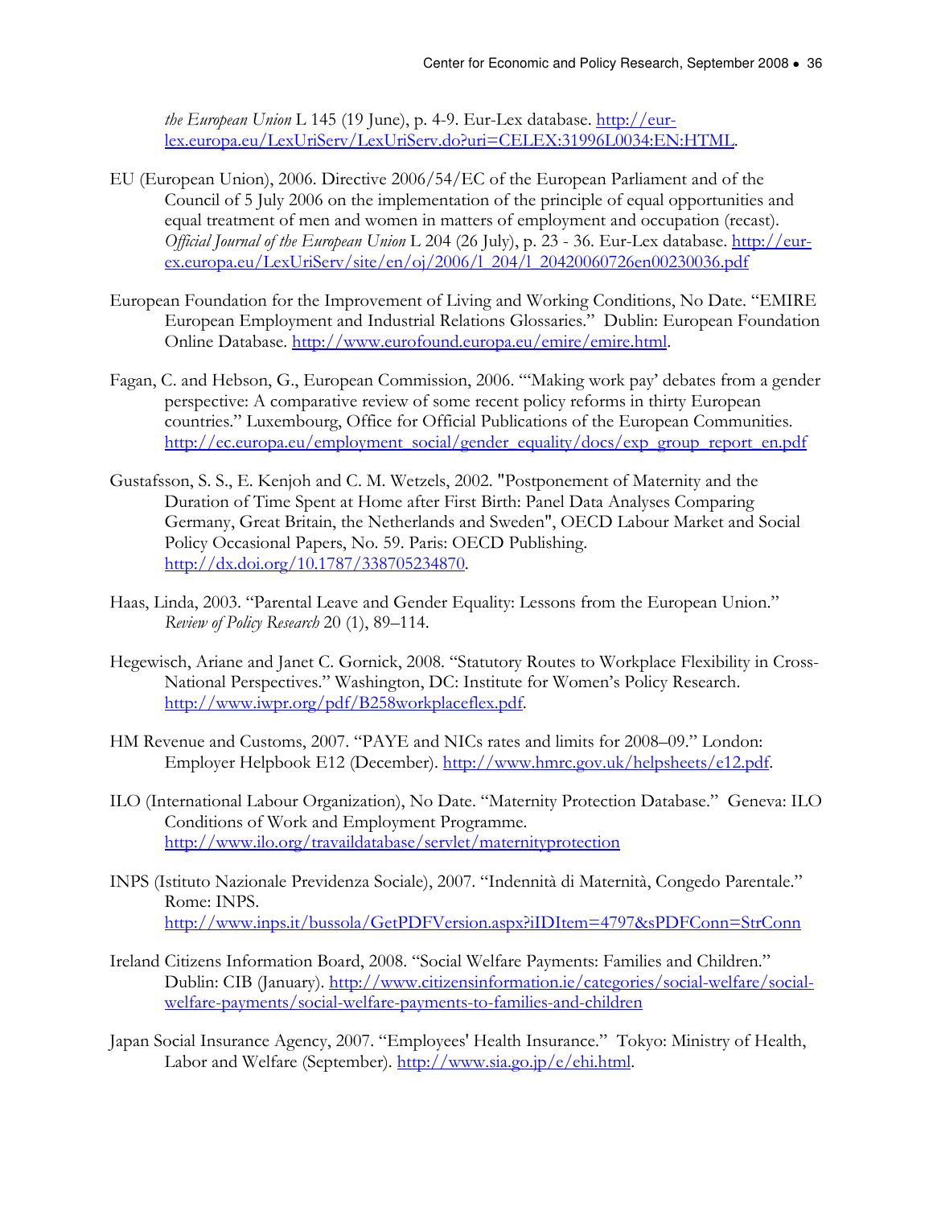*the European Union* L 145 (19 June), p. 4-9. Eur-Lex database. http://eur-lex.europa.eu/LexUriServ/LexUriServ.do?uri=CELEX:31996L0034:EN:HTML.

EU (European Union), 2006. Directive 2006/54/EC of the European Parliament and of the Council of 5 July 2006 on the implementation of the principle of equal opportunities and equal treatment of men and women in matters of employment and occupation (recast). *Official Journal of the European Union* L 204 (26 July), p. 23 - 36. Eur-Lex database. http://eur-ex.europa.eu/LexUriServ/site/en/oj/2006/l_204/l_20420060726en00230036.pdf

European Foundation for the Improvement of Living and Working Conditions, No Date. "EMIRE European Employment and Industrial Relations Glossaries." Dublin: European Foundation Online Database. http://www.eurofound.europa.eu/emire/emire.html.

Fagan, C. and Hebson, G., European Commission, 2006. "'Making work pay' debates from a gender perspective: A comparative review of some recent policy reforms in thirty European countries." Luxembourg, Office for Official Publications of the European Communities. http://ec.europa.eu/employment_social/gender_equality/docs/exp_group_report_en.pdf

Gustafsson, S. S., E. Kenjoh and C. M. Wetzels, 2002. "Postponement of Maternity and the Duration of Time Spent at Home after First Birth: Panel Data Analyses Comparing Germany, Great Britain, the Netherlands and Sweden", OECD Labour Market and Social Policy Occasional Papers, No. 59. Paris: OECD Publishing. http://dx.doi.org/10.1787/338705234870.

Haas, Linda, 2003. "Parental Leave and Gender Equality: Lessons from the European Union." *Review of Policy Research* 20 (1), 89–114.

Hegewisch, Ariane and Janet C. Gornick, 2008. "Statutory Routes to Workplace Flexibility in Cross-National Perspectives." Washington, DC: Institute for Women's Policy Research. http://www.iwpr.org/pdf/B258workplaceflex.pdf.

HM Revenue and Customs, 2007. "PAYE and NICs rates and limits for 2008–09." London: Employer Helpbook E12 (December). http://www.hmrc.gov.uk/helpsheets/e12.pdf.

ILO (International Labour Organization), No Date. "Maternity Protection Database." Geneva: ILO Conditions of Work and Employment Programme. http://www.ilo.org/travaildatabase/servlet/maternityprotection

INPS (Istituto Nazionale Previdenza Sociale), 2007. "Indennità di Maternità, Congedo Parentale." Rome: INPS. http://www.inps.it/bussola/GetPDFVersion.aspx?iIDItem=4797&sPDFConn=StrConn

Ireland Citizens Information Board, 2008. "Social Welfare Payments: Families and Children." Dublin: CIB (January). http://www.citizensinformation.ie/categories/social-welfare/social-welfare-payments/social-welfare-payments-to-families-and-children

Japan Social Insurance Agency, 2007. "Employees' Health Insurance." Tokyo: Ministry of Health, Labor and Welfare (September). http://www.sia.go.jp/e/ehi.html.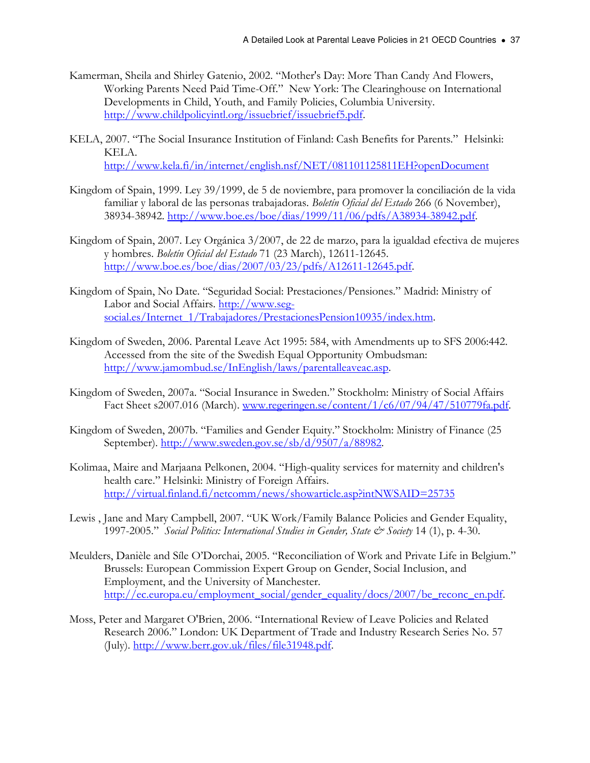Kamerman, Sheila and Shirley Gatenio, 2002. "Mother's Day: More Than Candy And Flowers, Working Parents Need Paid Time-Off." New York: The Clearinghouse on International Developments in Child, Youth, and Family Policies, Columbia University. http://www.childpolicyintl.org/issuebrief/issuebrief5.pdf.

KELA, 2007. "The Social Insurance Institution of Finland: Cash Benefits for Parents." Helsinki: KELA. http://www.kela.fi/in/internet/english.nsf/NET/081101125811EH?openDocument

Kingdom of Spain, 1999. Ley 39/1999, de 5 de noviembre, para promover la conciliación de la vida familiar y laboral de las personas trabajadoras. *Boletín Oficial del Estado* 266 (6 November), 38934-38942. http://www.boe.es/boe/dias/1999/11/06/pdfs/A38934-38942.pdf.

Kingdom of Spain, 2007. Ley Orgánica 3/2007, de 22 de marzo, para la igualdad efectiva de mujeres y hombres. *Boletín Oficial del Estado* 71 (23 March), 12611-12645. http://www.boe.es/boe/dias/2007/03/23/pdfs/A12611-12645.pdf.

Kingdom of Spain, No Date. "Seguridad Social: Prestaciones/Pensiones." Madrid: Ministry of Labor and Social Affairs. http://www.seg-social.es/Internet_1/Trabajadores/PrestacionesPension10935/index.htm.

Kingdom of Sweden, 2006. Parental Leave Act 1995: 584, with Amendments up to SFS 2006:442. Accessed from the site of the Swedish Equal Opportunity Ombudsman: http://www.jamombud.se/InEnglish/laws/parentalleaveac.asp.

Kingdom of Sweden, 2007a. "Social Insurance in Sweden." Stockholm: Ministry of Social Affairs Fact Sheet s2007.016 (March). www.regeringen.se/content/1/c6/07/94/47/510779fa.pdf.

Kingdom of Sweden, 2007b. "Families and Gender Equity." Stockholm: Ministry of Finance (25 September). http://www.sweden.gov.se/sb/d/9507/a/88982.

Kolimaa, Maire and Marjaana Pelkonen, 2004. "High-quality services for maternity and children's health care." Helsinki: Ministry of Foreign Affairs. http://virtual.finland.fi/netcomm/news/showarticle.asp?intNWSAID=25735

Lewis , Jane and Mary Campbell, 2007. "UK Work/Family Balance Policies and Gender Equality, 1997-2005." *Social Politics: International Studies in Gender, State & Society* 14 (1), p. 4-30.

Meulders, Danièle and Síle O'Dorchai, 2005. "Reconciliation of Work and Private Life in Belgium." Brussels: European Commission Expert Group on Gender, Social Inclusion, and Employment, and the University of Manchester. http://ec.europa.eu/employment_social/gender_equality/docs/2007/be_reconc_en.pdf.

Moss, Peter and Margaret O'Brien, 2006. "International Review of Leave Policies and Related Research 2006." London: UK Department of Trade and Industry Research Series No. 57 (July). http://www.berr.gov.uk/files/file31948.pdf.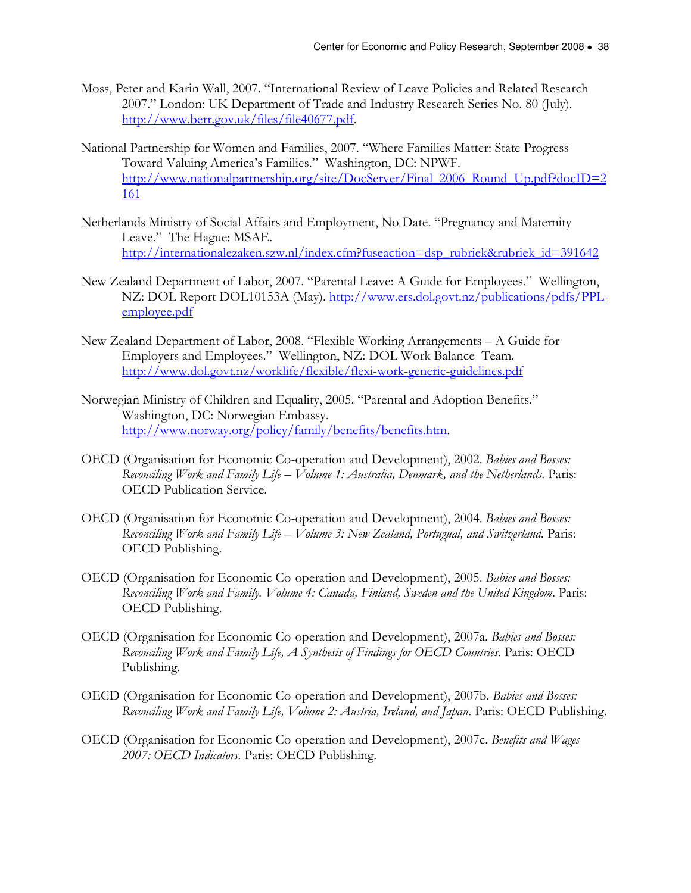Moss, Peter and Karin Wall, 2007. "International Review of Leave Policies and Related Research 2007." London: UK Department of Trade and Industry Research Series No. 80 (July). http://www.berr.gov.uk/files/file40677.pdf.

National Partnership for Women and Families, 2007. "Where Families Matter: State Progress Toward Valuing America's Families." Washington, DC: NPWF. http://www.nationalpartnership.org/site/DocServer/Final_2006_Round_Up.pdf?docID=2161

Netherlands Ministry of Social Affairs and Employment, No Date. "Pregnancy and Maternity Leave." The Hague: MSAE. http://internationalezaken.szw.nl/index.cfm?fuseaction=dsp_rubriek&rubriek_id=391642

New Zealand Department of Labor, 2007. "Parental Leave: A Guide for Employees." Wellington, NZ: DOL Report DOL10153A (May). http://www.ers.dol.govt.nz/publications/pdfs/PPL-employee.pdf

New Zealand Department of Labor, 2008. "Flexible Working Arrangements – A Guide for Employers and Employees." Wellington, NZ: DOL Work Balance Team. http://www.dol.govt.nz/worklife/flexible/flexi-work-generic-guidelines.pdf

Norwegian Ministry of Children and Equality, 2005. "Parental and Adoption Benefits." Washington, DC: Norwegian Embassy. http://www.norway.org/policy/family/benefits/benefits.htm.

OECD (Organisation for Economic Co-operation and Development), 2002. *Babies and Bosses: Reconciling Work and Family Life – Volume 1: Australia, Denmark, and the Netherlands*. Paris: OECD Publication Service.

OECD (Organisation for Economic Co-operation and Development), 2004. *Babies and Bosses: Reconciling Work and Family Life – Volume 3: New Zealand, Portugual, and Switzerland*. Paris: OECD Publishing.

OECD (Organisation for Economic Co-operation and Development), 2005. *Babies and Bosses: Reconciling Work and Family. Volume 4: Canada, Finland, Sweden and the United Kingdom*. Paris: OECD Publishing.

OECD (Organisation for Economic Co-operation and Development), 2007a. *Babies and Bosses: Reconciling Work and Family Life, A Synthesis of Findings for OECD Countries.* Paris: OECD Publishing.

OECD (Organisation for Economic Co-operation and Development), 2007b. *Babies and Bosses: Reconciling Work and Family Life, Volume 2: Austria, Ireland, and Japan*. Paris: OECD Publishing.

OECD (Organisation for Economic Co-operation and Development), 2007c. *Benefits and Wages 2007: OECD Indicators.* Paris: OECD Publishing.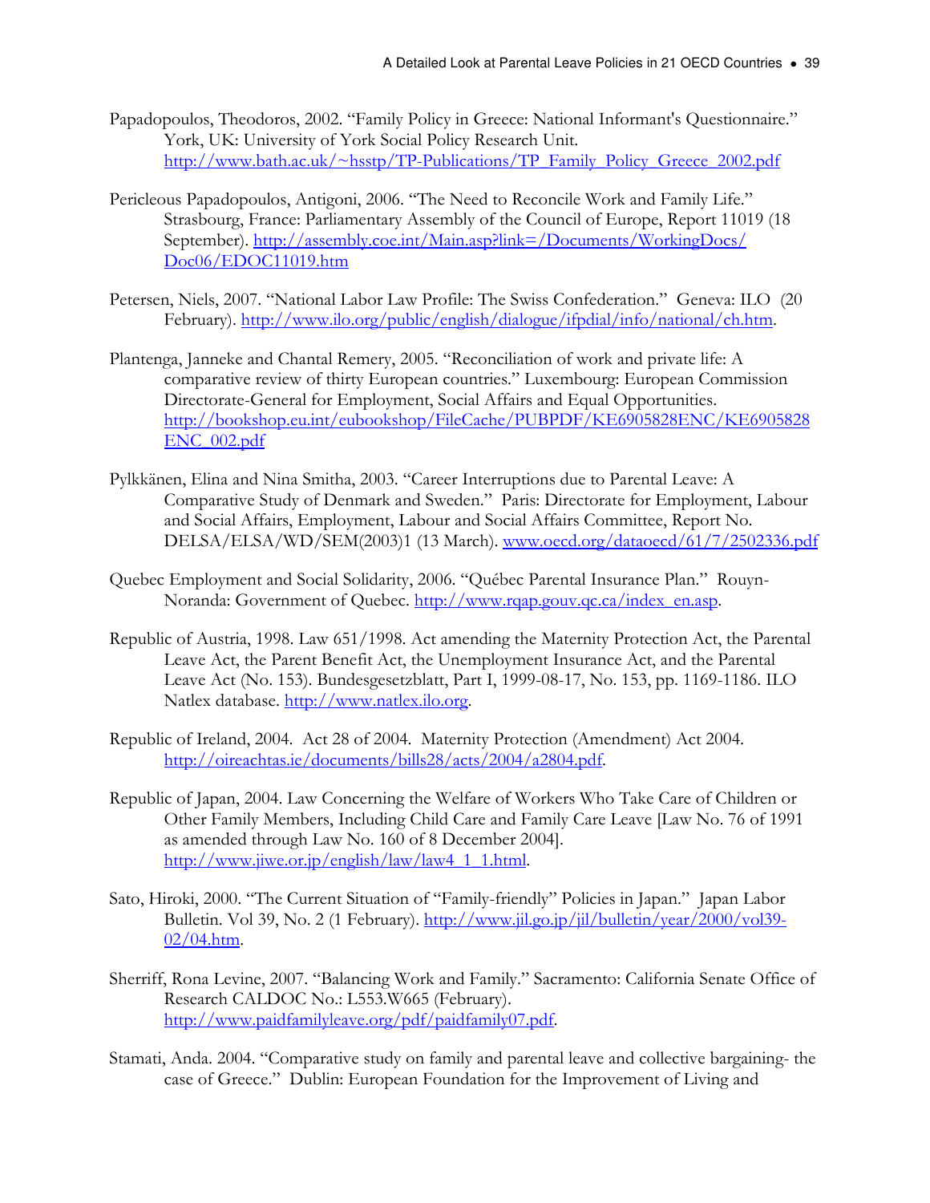Papadopoulos, Theodoros, 2002. "Family Policy in Greece: National Informant's Questionnaire." York, UK: University of York Social Policy Research Unit. http://www.bath.ac.uk/~hsstp/TP-Publications/TP_Family_Policy_Greece_2002.pdf

Pericleous Papadopoulos, Antigoni, 2006. "The Need to Reconcile Work and Family Life." Strasbourg, France: Parliamentary Assembly of the Council of Europe, Report 11019 (18 September). http://assembly.coe.int/Main.asp?link=/Documents/WorkingDocs/Doc06/EDOC11019.htm

Petersen, Niels, 2007. "National Labor Law Profile: The Swiss Confederation." Geneva: ILO (20 February). http://www.ilo.org/public/english/dialogue/ifpdial/info/national/ch.htm.

Plantenga, Janneke and Chantal Remery, 2005. "Reconciliation of work and private life: A comparative review of thirty European countries." Luxembourg: European Commission Directorate-General for Employment, Social Affairs and Equal Opportunities. http://bookshop.eu.int/eubookshop/FileCache/PUBPDF/KE6905828ENC/KE6905828ENC_002.pdf

Pylkkänen, Elina and Nina Smitha, 2003. "Career Interruptions due to Parental Leave: A Comparative Study of Denmark and Sweden." Paris: Directorate for Employment, Labour and Social Affairs, Employment, Labour and Social Affairs Committee, Report No. DELSA/ELSA/WD/SEM(2003)1 (13 March). www.oecd.org/dataoecd/61/7/2502336.pdf

Quebec Employment and Social Solidarity, 2006. "Québec Parental Insurance Plan." Rouyn-Noranda: Government of Quebec. http://www.rqap.gouv.qc.ca/index_en.asp.

Republic of Austria, 1998. Law 651/1998. Act amending the Maternity Protection Act, the Parental Leave Act, the Parent Benefit Act, the Unemployment Insurance Act, and the Parental Leave Act (No. 153). Bundesgesetzblatt, Part I, 1999-08-17, No. 153, pp. 1169-1186. ILO Natlex database. http://www.natlex.ilo.org.

Republic of Ireland, 2004. Act 28 of 2004. Maternity Protection (Amendment) Act 2004. http://oireachtas.ie/documents/bills28/acts/2004/a2804.pdf.

Republic of Japan, 2004. Law Concerning the Welfare of Workers Who Take Care of Children or Other Family Members, Including Child Care and Family Care Leave [Law No. 76 of 1991 as amended through Law No. 160 of 8 December 2004]. http://www.jiwe.or.jp/english/law/law4_1_1.html.

Sato, Hiroki, 2000. "The Current Situation of "Family-friendly" Policies in Japan." Japan Labor Bulletin. Vol 39, No. 2 (1 February). http://www.jil.go.jp/jil/bulletin/year/2000/vol39-02/04.htm.

Sherriff, Rona Levine, 2007. "Balancing Work and Family." Sacramento: California Senate Office of Research CALDOC No.: L553.W665 (February). http://www.paidfamilyleave.org/pdf/paidfamily07.pdf.

Stamati, Anda. 2004. "Comparative study on family and parental leave and collective bargaining- the case of Greece." Dublin: European Foundation for the Improvement of Living and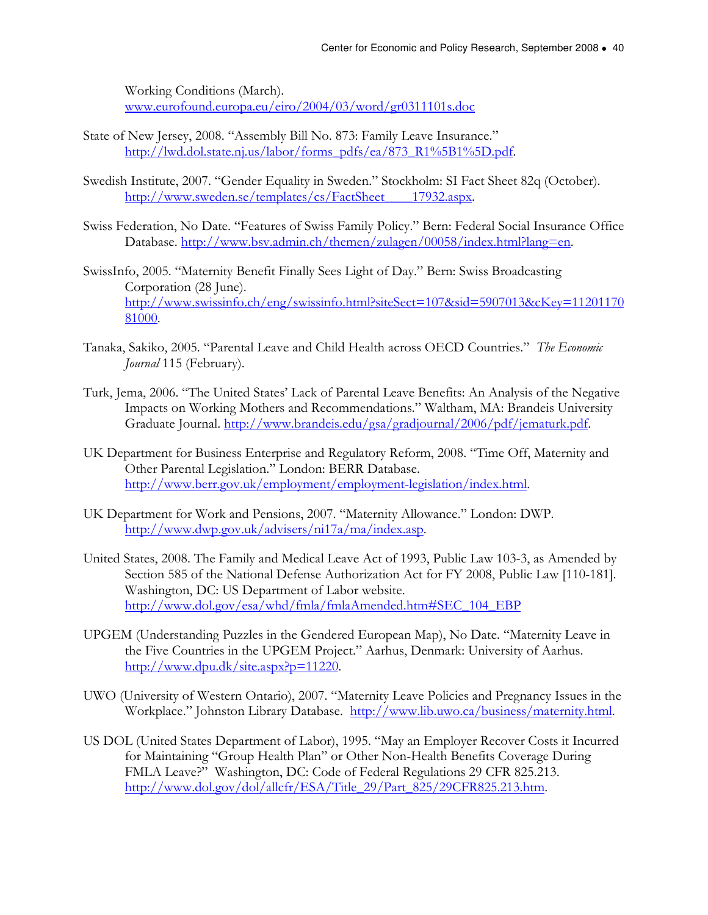Working Conditions (March). www.eurofound.europa.eu/eiro/2004/03/word/gr0311101s.doc

State of New Jersey, 2008. "Assembly Bill No. 873: Family Leave Insurance." http://lwd.dol.state.nj.us/labor/forms_pdfs/ea/873_R1%5B1%5D.pdf.

Swedish Institute, 2007. "Gender Equality in Sweden." Stockholm: SI Fact Sheet 82q (October). http://www.sweden.se/templates/cs/FactSheet____17932.aspx.

Swiss Federation, No Date. "Features of Swiss Family Policy." Bern: Federal Social Insurance Office Database. http://www.bsv.admin.ch/themen/zulagen/00058/index.html?lang=en.

SwissInfo, 2005. "Maternity Benefit Finally Sees Light of Day." Bern: Swiss Broadcasting Corporation (28 June). http://www.swissinfo.ch/eng/swissinfo.html?siteSect=107&sid=5907013&cKey=1120117081000.

Tanaka, Sakiko, 2005. "Parental Leave and Child Health across OECD Countries." *The Economic Journal* 115 (February).

Turk, Jema, 2006. "The United States' Lack of Parental Leave Benefits: An Analysis of the Negative Impacts on Working Mothers and Recommendations." Waltham, MA: Brandeis University Graduate Journal. http://www.brandeis.edu/gsa/gradjournal/2006/pdf/jematurk.pdf.

UK Department for Business Enterprise and Regulatory Reform, 2008. "Time Off, Maternity and Other Parental Legislation." London: BERR Database. http://www.berr.gov.uk/employment/employment-legislation/index.html.

UK Department for Work and Pensions, 2007. "Maternity Allowance." London: DWP. http://www.dwp.gov.uk/advisers/ni17a/ma/index.asp.

United States, 2008. The Family and Medical Leave Act of 1993, Public Law 103-3, as Amended by Section 585 of the National Defense Authorization Act for FY 2008, Public Law [110-181]. Washington, DC: US Department of Labor website. http://www.dol.gov/esa/whd/fmla/fmlaAmended.htm#SEC_104_EBP

UPGEM (Understanding Puzzles in the Gendered European Map), No Date. "Maternity Leave in the Five Countries in the UPGEM Project." Aarhus, Denmark: University of Aarhus. http://www.dpu.dk/site.aspx?p=11220.

UWO (University of Western Ontario), 2007. "Maternity Leave Policies and Pregnancy Issues in the Workplace." Johnston Library Database. http://www.lib.uwo.ca/business/maternity.html.

US DOL (United States Department of Labor), 1995. "May an Employer Recover Costs it Incurred for Maintaining "Group Health Plan" or Other Non-Health Benefits Coverage During FMLA Leave?" Washington, DC: Code of Federal Regulations 29 CFR 825.213. http://www.dol.gov/dol/allcfr/ESA/Title_29/Part_825/29CFR825.213.htm.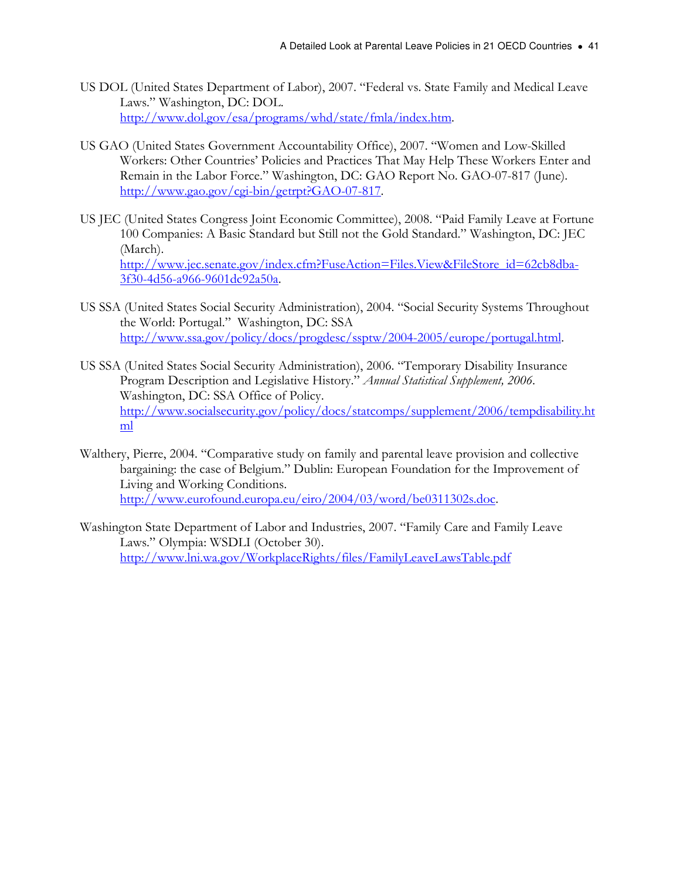US DOL (United States Department of Labor), 2007. "Federal vs. State Family and Medical Leave Laws." Washington, DC: DOL. http://www.dol.gov/esa/programs/whd/state/fmla/index.htm.

US GAO (United States Government Accountability Office), 2007. "Women and Low-Skilled Workers: Other Countries' Policies and Practices That May Help These Workers Enter and Remain in the Labor Force." Washington, DC: GAO Report No. GAO-07-817 (June). http://www.gao.gov/cgi-bin/getrpt?GAO-07-817.

US JEC (United States Congress Joint Economic Committee), 2008. "Paid Family Leave at Fortune 100 Companies: A Basic Standard but Still not the Gold Standard." Washington, DC: JEC (March). http://www.jec.senate.gov/index.cfm?FuseAction=Files.View&FileStore_id=62cb8dba-3f30-4d56-a966-9601dc92a50a.

US SSA (United States Social Security Administration), 2004. "Social Security Systems Throughout the World: Portugal." Washington, DC: SSA http://www.ssa.gov/policy/docs/progdesc/ssptw/2004-2005/europe/portugal.html.

US SSA (United States Social Security Administration), 2006. "Temporary Disability Insurance Program Description and Legislative History." *Annual Statistical Supplement, 2006*. Washington, DC: SSA Office of Policy. http://www.socialsecurity.gov/policy/docs/statcomps/supplement/2006/tempdisability.html

Walthery, Pierre, 2004. "Comparative study on family and parental leave provision and collective bargaining: the case of Belgium." Dublin: European Foundation for the Improvement of Living and Working Conditions. http://www.eurofound.europa.eu/eiro/2004/03/word/be0311302s.doc.

Washington State Department of Labor and Industries, 2007. "Family Care and Family Leave Laws." Olympia: WSDLI (October 30). http://www.lni.wa.gov/WorkplaceRights/files/FamilyLeaveLawsTable.pdf